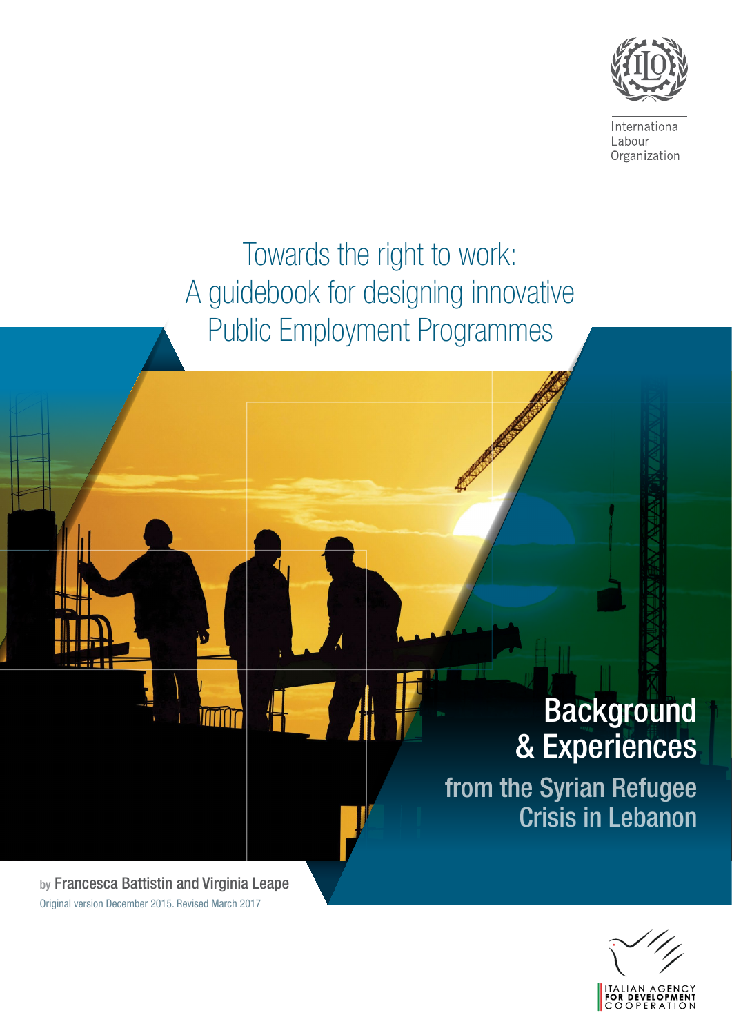International Labour Organization

# Towards the right to work: A guidebook for designing innovative Public Employment Programmes

## Background & Experiences from the Syrian Refugee Crisis in Lebanon

by Francesca Battistin and Virginia Leape

Original version December 2015. Revised March 2017

ITALIAN AGENCY FOR DEVELOPMENT COOPERATION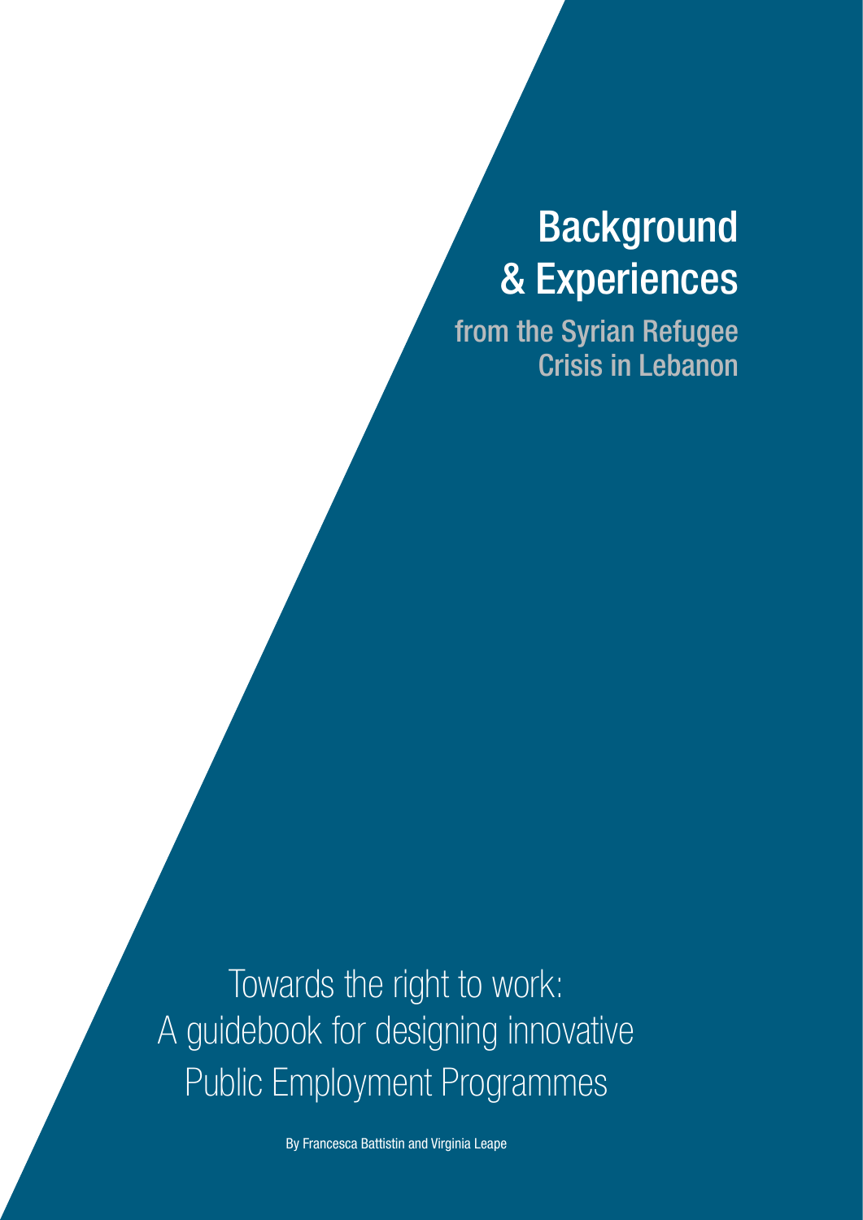# Background & Experiences

## from the Syrian Refugee Crisis in Lebanon

Towards the right to work:
A guidebook for designing innovative
Public Employment Programmes

By Francesca Battistin and Virginia Leape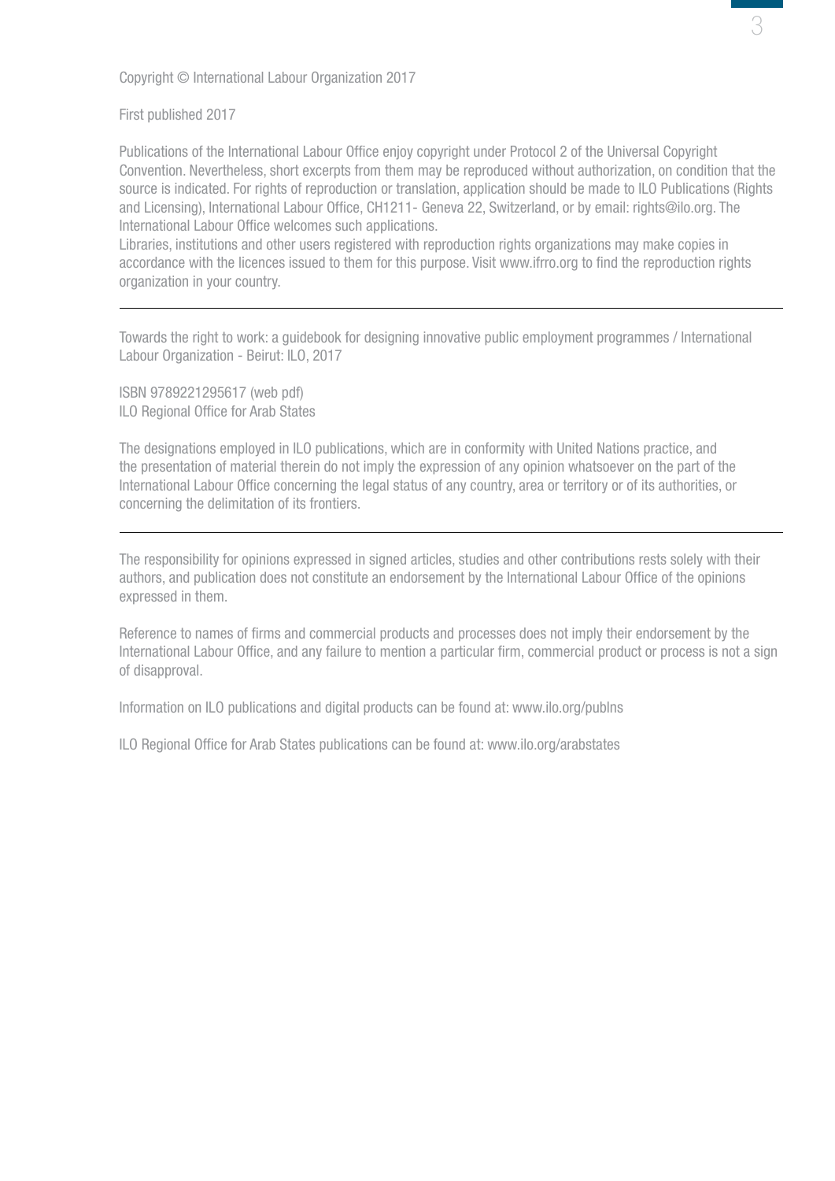Copyright © International Labour Organization 2017

First published 2017

Publications of the International Labour Office enjoy copyright under Protocol 2 of the Universal Copyright Convention. Nevertheless, short excerpts from them may be reproduced without authorization, on condition that the source is indicated. For rights of reproduction or translation, application should be made to ILO Publications (Rights and Licensing), International Labour Office, CH1211- Geneva 22, Switzerland, or by email: rights@ilo.org. The International Labour Office welcomes such applications.
Libraries, institutions and other users registered with reproduction rights organizations may make copies in accordance with the licences issued to them for this purpose. Visit www.ifrro.org to find the reproduction rights organization in your country.

---

Towards the right to work: a guidebook for designing innovative public employment programmes / International Labour Organization - Beirut: ILO, 2017

ISBN 9789221295617 (web pdf)
ILO Regional Office for Arab States

The designations employed in ILO publications, which are in conformity with United Nations practice, and the presentation of material therein do not imply the expression of any opinion whatsoever on the part of the International Labour Office concerning the legal status of any country, area or territory or of its authorities, or concerning the delimitation of its frontiers.

---

The responsibility for opinions expressed in signed articles, studies and other contributions rests solely with their authors, and publication does not constitute an endorsement by the International Labour Office of the opinions expressed in them.

Reference to names of firms and commercial products and processes does not imply their endorsement by the International Labour Office, and any failure to mention a particular firm, commercial product or process is not a sign of disapproval.

Information on ILO publications and digital products can be found at: www.ilo.org/publns

ILO Regional Office for Arab States publications can be found at: www.ilo.org/arabstates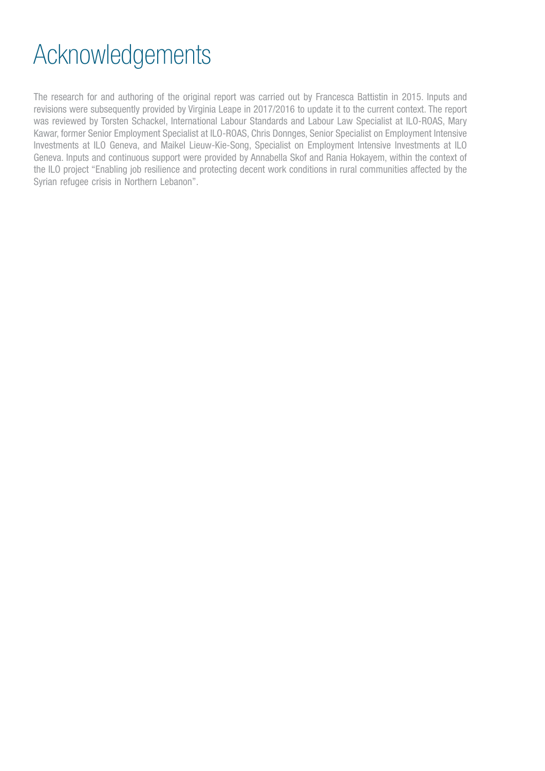# Acknowledgements

The research for and authoring of the original report was carried out by Francesca Battistin in 2015. Inputs and revisions were subsequently provided by Virginia Leape in 2017/2016 to update it to the current context. The report was reviewed by Torsten Schackel, International Labour Standards and Labour Law Specialist at ILO-ROAS, Mary Kawar, former Senior Employment Specialist at ILO-ROAS, Chris Donnges, Senior Specialist on Employment Intensive Investments at ILO Geneva, and Maikel Lieuw-Kie-Song, Specialist on Employment Intensive Investments at ILO Geneva. Inputs and continuous support were provided by Annabella Skof and Rania Hokayem, within the context of the ILO project "Enabling job resilience and protecting decent work conditions in rural communities affected by the Syrian refugee crisis in Northern Lebanon".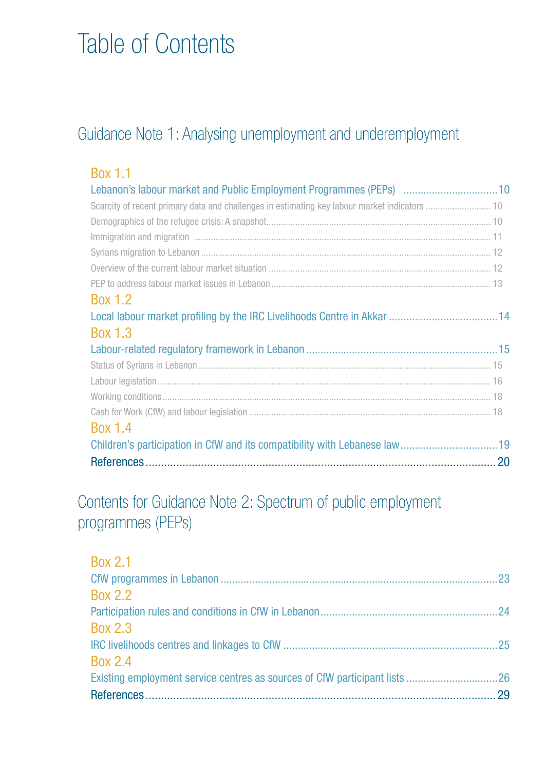# Table of Contents

## Guidance Note 1: Analysing unemployment and underemployment

### Box 1.1

Lebanon's labour market and Public Employment Programmes (PEPs) ................................10

- Scarcity of recent primary data and challenges in estimating key labour market indicators .......................... 10
- Demographics of the refugee crisis: A snapshot.......................................................................................... 10
- Immigration and migration ......................................................................................................................... 11
- Syrians migration to Lebanon ..................................................................................................................... 12
- Overview of the current labour market situation .......................................................................................... 12
- PEP to address labour market issues in Lebanon ........................................................................................ 13

### Box 1.2

Local labour market profiling by the IRC Livelihoods Centre in Akkar .....................................14

### Box 1.3

Labour-related regulatory framework in Lebanon ..................................................................15

- Status of Syrians in Lebanon ...................................................................................................................... 15
- Labour legislation ...................................................................................................................................... 16
- Working conditions.................................................................................................................................... 18
- Cash for Work (CfW) and labour legislation ................................................................................................. 18

### Box 1.4

Children's participation in CfW and its compatibility with Lebanese law.................................19

References.................................................................................................................20

## Contents for Guidance Note 2: Spectrum of public employment programmes (PEPs)

### Box 2.1

CfW programmes in Lebanon ................................................................................................23

### Box 2.2

Participation rules and conditions in CfW in Lebanon.............................................................24

### Box 2.3

IRC livelihoods centres and linkages to CfW .........................................................................25

### Box 2.4

Existing employment service centres as sources of CfW participant lists ...............................26

References.................................................................................................................29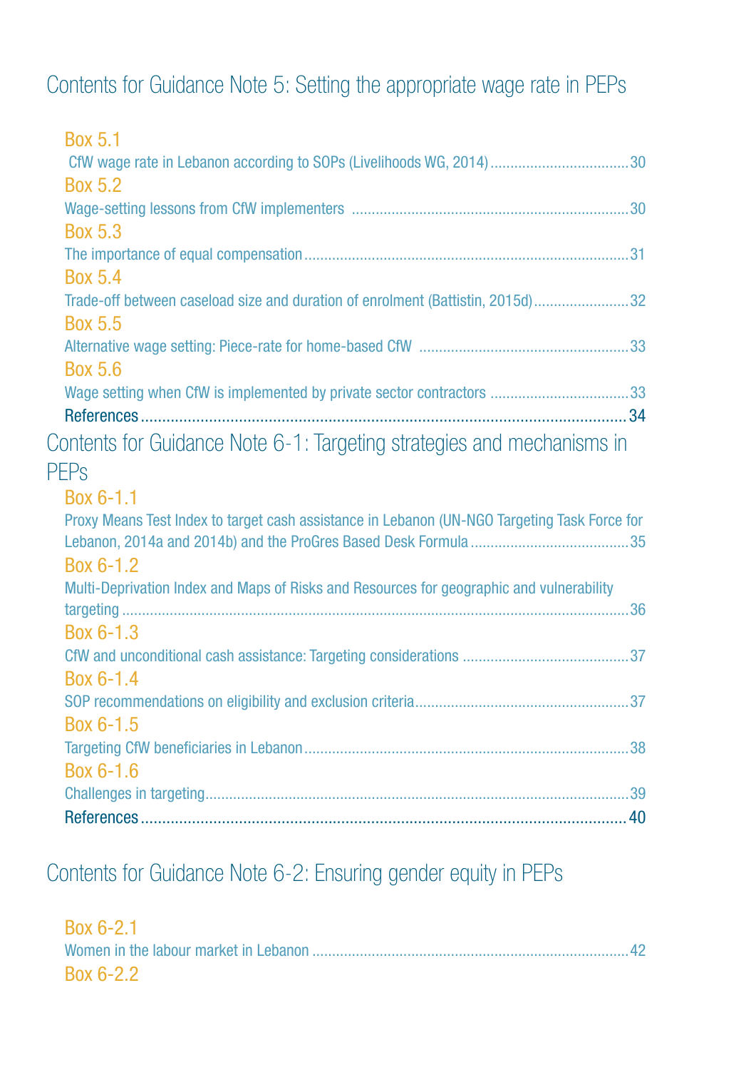## Contents for Guidance Note 5: Setting the appropriate wage rate in PEPs

Box 5.1
CfW wage rate in Lebanon according to SOPs (Livelihoods WG, 2014) .................................. 30

Box 5.2
Wage-setting lessons from CfW implementers .................................. 30

Box 5.3
The importance of equal compensation .................................. 31

Box 5.4
Trade-off between caseload size and duration of enrolment (Battistin, 2015d) .................................. 32

Box 5.5
Alternative wage setting: Piece-rate for home-based CfW .................................. 33

Box 5.6
Wage setting when CfW is implemented by private sector contractors .................................. 33

References .................................. 34

## Contents for Guidance Note 6-1: Targeting strategies and mechanisms in PEPs

Box 6-1.1
Proxy Means Test Index to target cash assistance in Lebanon (UN-NGO Targeting Task Force for Lebanon, 2014a and 2014b) and the ProGres Based Desk Formula .................................. 35

Box 6-1.2
Multi-Deprivation Index and Maps of Risks and Resources for geographic and vulnerability targeting .................................. 36

Box 6-1.3
CfW and unconditional cash assistance: Targeting considerations .................................. 37

Box 6-1.4
SOP recommendations on eligibility and exclusion criteria .................................. 37

Box 6-1.5
Targeting CfW beneficiaries in Lebanon .................................. 38

Box 6-1.6
Challenges in targeting .................................. 39

References .................................. 40

## Contents for Guidance Note 6-2: Ensuring gender equity in PEPs

Box 6-2.1
Women in the labour market in Lebanon .................................. 42

Box 6-2.2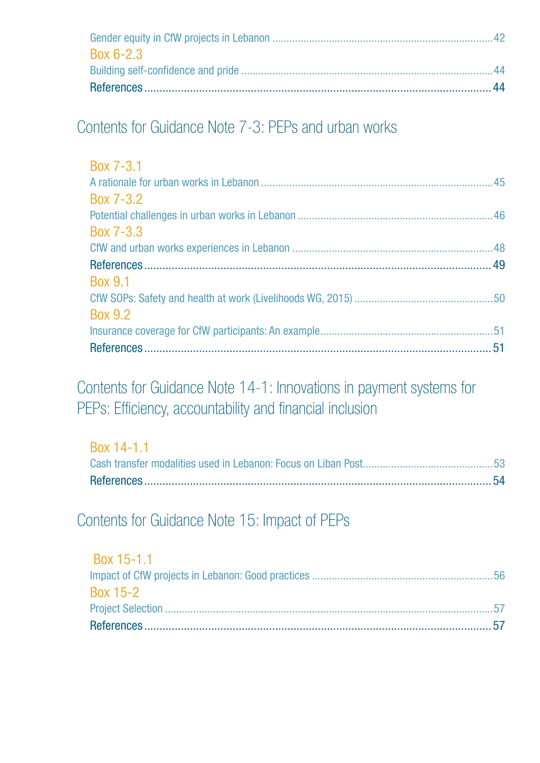Gender equity in CfW projects in Lebanon ........................................................................... 42

Box 6-2.3

Building self-confidence and pride ..................................................................................... 44

References ........................................................................................................................ 44

## Contents for Guidance Note 7-3: PEPs and urban works

Box 7-3.1

A rationale for urban works in Lebanon ................................................................................ 45

Box 7-3.2

Potential challenges in urban works in Lebanon ................................................................... 46

Box 7-3.3

CfW and urban works experiences in Lebanon ..................................................................... 48

References ........................................................................................................................ 49

Box 9.1

CfW SOPs: Safety and health at work (Livelihoods WG, 2015) ................................................ 50

Box 9.2

Insurance coverage for CfW participants: An example............................................................ 51

References ........................................................................................................................ 51

## Contents for Guidance Note 14-1: Innovations in payment systems for PEPs: Efficiency, accountability and financial inclusion

Box 14-1.1

Cash transfer modalities used in Lebanon: Focus on Liban Post............................................. 53

References ........................................................................................................................ 54

## Contents for Guidance Note 15: Impact of PEPs

Box 15-1.1

Impact of CfW projects in Lebanon: Good practices ............................................................... 56

Box 15-2

Project Selection ................................................................................................................ 57

References ........................................................................................................................ 57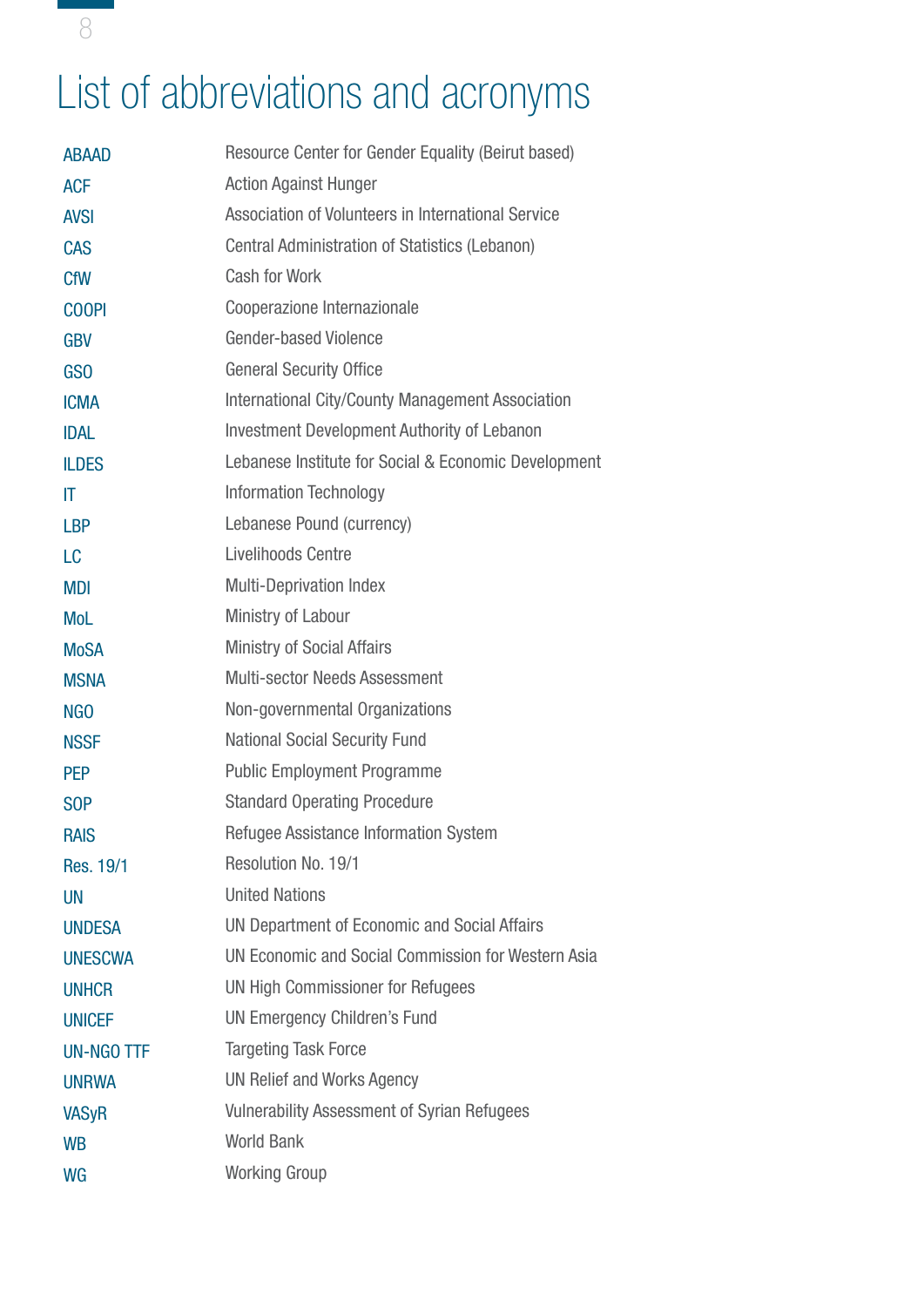# List of abbreviations and acronyms

| | |
|---|---|
| ABAAD | Resource Center for Gender Equality (Beirut based) |
| ACF | Action Against Hunger |
| AVSI | Association of Volunteers in International Service |
| CAS | Central Administration of Statistics (Lebanon) |
| CfW | Cash for Work |
| COOPI | Cooperazione Internazionale |
| GBV | Gender-based Violence |
| GSO | General Security Office |
| ICMA | International City/County Management Association |
| IDAL | Investment Development Authority of Lebanon |
| ILDES | Lebanese Institute for Social & Economic Development |
| IT | Information Technology |
| LBP | Lebanese Pound (currency) |
| LC | Livelihoods Centre |
| MDI | Multi-Deprivation Index |
| MoL | Ministry of Labour |
| MoSA | Ministry of Social Affairs |
| MSNA | Multi-sector Needs Assessment |
| NGO | Non-governmental Organizations |
| NSSF | National Social Security Fund |
| PEP | Public Employment Programme |
| SOP | Standard Operating Procedure |
| RAIS | Refugee Assistance Information System |
| Res. 19/1 | Resolution No. 19/1 |
| UN | United Nations |
| UNDESA | UN Department of Economic and Social Affairs |
| UNESCWA | UN Economic and Social Commission for Western Asia |
| UNHCR | UN High Commissioner for Refugees |
| UNICEF | UN Emergency Children's Fund |
| UN-NGO TTF | Targeting Task Force |
| UNRWA | UN Relief and Works Agency |
| VASyR | Vulnerability Assessment of Syrian Refugees |
| WB | World Bank |
| WG | Working Group |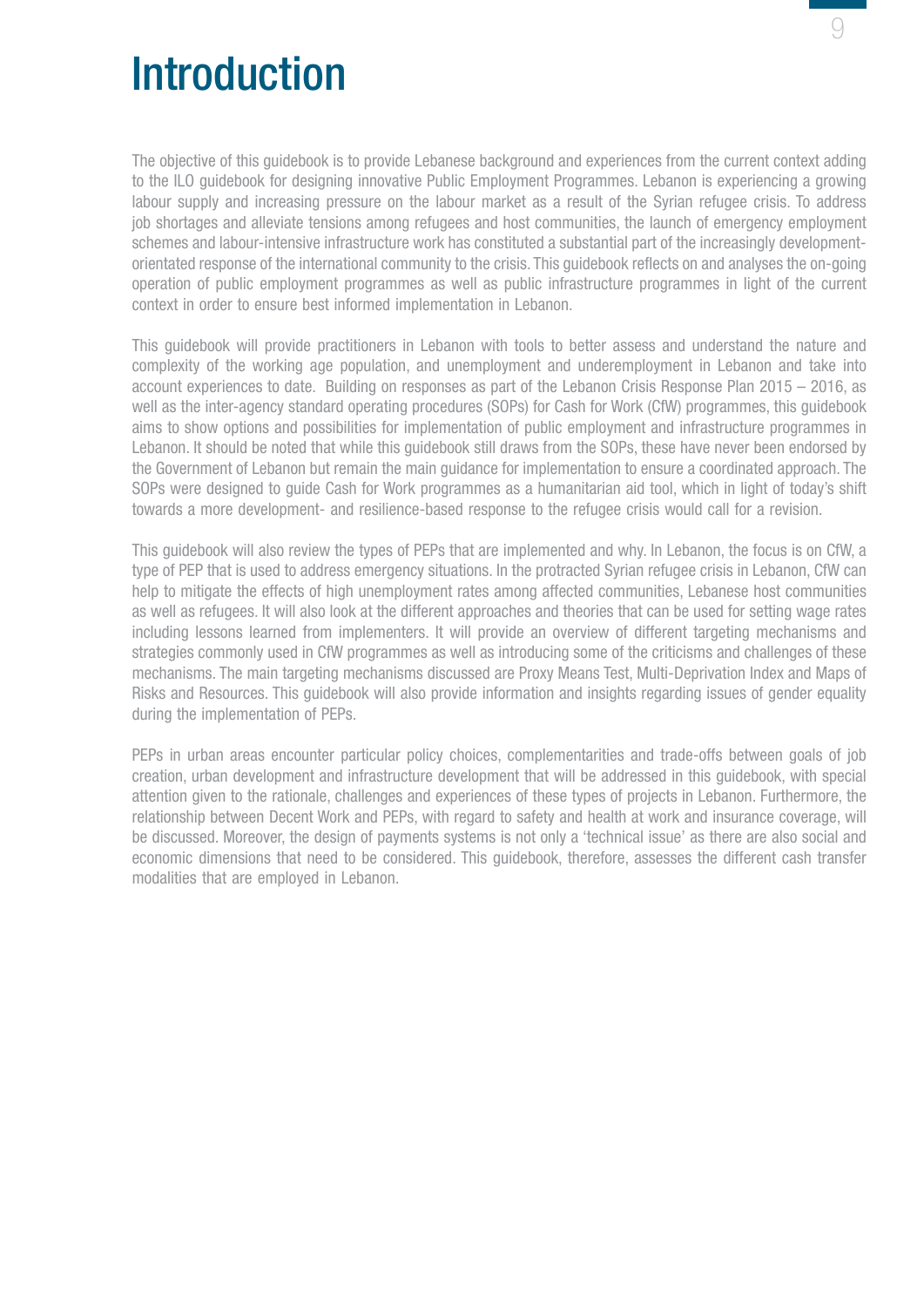# Introduction

The objective of this guidebook is to provide Lebanese background and experiences from the current context adding to the ILO guidebook for designing innovative Public Employment Programmes. Lebanon is experiencing a growing labour supply and increasing pressure on the labour market as a result of the Syrian refugee crisis. To address job shortages and alleviate tensions among refugees and host communities, the launch of emergency employment schemes and labour-intensive infrastructure work has constituted a substantial part of the increasingly development-orientated response of the international community to the crisis. This guidebook reflects on and analyses the on-going operation of public employment programmes as well as public infrastructure programmes in light of the current context in order to ensure best informed implementation in Lebanon.

This guidebook will provide practitioners in Lebanon with tools to better assess and understand the nature and complexity of the working age population, and unemployment and underemployment in Lebanon and take into account experiences to date. Building on responses as part of the Lebanon Crisis Response Plan 2015 – 2016, as well as the inter-agency standard operating procedures (SOPs) for Cash for Work (CfW) programmes, this guidebook aims to show options and possibilities for implementation of public employment and infrastructure programmes in Lebanon. It should be noted that while this guidebook still draws from the SOPs, these have never been endorsed by the Government of Lebanon but remain the main guidance for implementation to ensure a coordinated approach. The SOPs were designed to guide Cash for Work programmes as a humanitarian aid tool, which in light of today's shift towards a more development- and resilience-based response to the refugee crisis would call for a revision.

This guidebook will also review the types of PEPs that are implemented and why. In Lebanon, the focus is on CfW, a type of PEP that is used to address emergency situations. In the protracted Syrian refugee crisis in Lebanon, CfW can help to mitigate the effects of high unemployment rates among affected communities, Lebanese host communities as well as refugees. It will also look at the different approaches and theories that can be used for setting wage rates including lessons learned from implementers. It will provide an overview of different targeting mechanisms and strategies commonly used in CfW programmes as well as introducing some of the criticisms and challenges of these mechanisms. The main targeting mechanisms discussed are Proxy Means Test, Multi-Deprivation Index and Maps of Risks and Resources. This guidebook will also provide information and insights regarding issues of gender equality during the implementation of PEPs.

PEPs in urban areas encounter particular policy choices, complementarities and trade-offs between goals of job creation, urban development and infrastructure development that will be addressed in this guidebook, with special attention given to the rationale, challenges and experiences of these types of projects in Lebanon. Furthermore, the relationship between Decent Work and PEPs, with regard to safety and health at work and insurance coverage, will be discussed. Moreover, the design of payments systems is not only a 'technical issue' as there are also social and economic dimensions that need to be considered. This guidebook, therefore, assesses the different cash transfer modalities that are employed in Lebanon.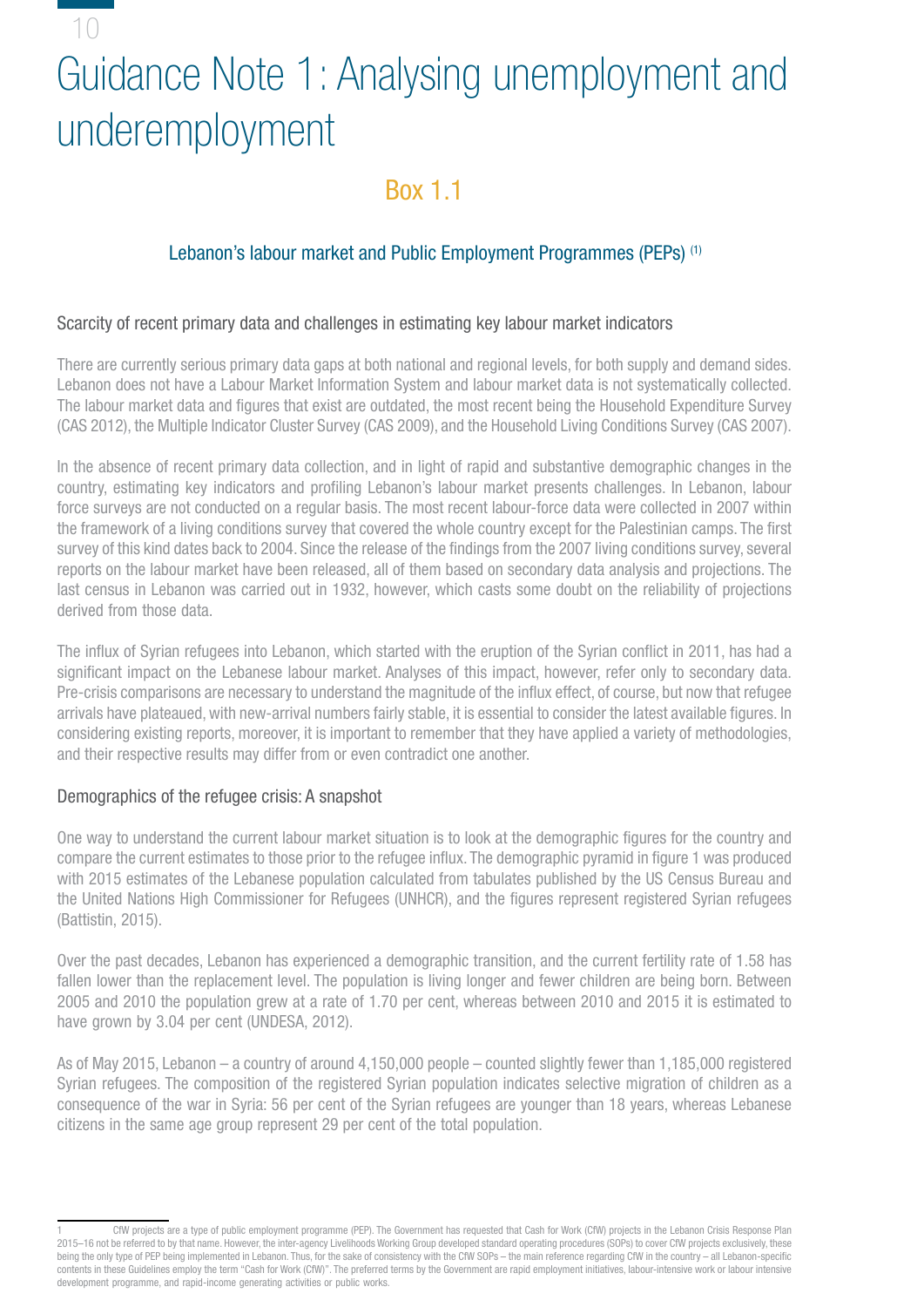# Guidance Note 1: Analysing unemployment and underemployment

## Box 1.1

### Lebanon's labour market and Public Employment Programmes (PEPs) [1]

#### Scarcity of recent primary data and challenges in estimating key labour market indicators

There are currently serious primary data gaps at both national and regional levels, for both supply and demand sides. Lebanon does not have a Labour Market Information System and labour market data is not systematically collected. The labour market data and figures that exist are outdated, the most recent being the Household Expenditure Survey (CAS 2012), the Multiple Indicator Cluster Survey (CAS 2009), and the Household Living Conditions Survey (CAS 2007).

In the absence of recent primary data collection, and in light of rapid and substantive demographic changes in the country, estimating key indicators and profiling Lebanon's labour market presents challenges. In Lebanon, labour force surveys are not conducted on a regular basis. The most recent labour-force data were collected in 2007 within the framework of a living conditions survey that covered the whole country except for the Palestinian camps. The first survey of this kind dates back to 2004. Since the release of the findings from the 2007 living conditions survey, several reports on the labour market have been released, all of them based on secondary data analysis and projections. The last census in Lebanon was carried out in 1932, however, which casts some doubt on the reliability of projections derived from those data.

The influx of Syrian refugees into Lebanon, which started with the eruption of the Syrian conflict in 2011, has had a significant impact on the Lebanese labour market. Analyses of this impact, however, refer only to secondary data. Pre-crisis comparisons are necessary to understand the magnitude of the influx effect, of course, but now that refugee arrivals have plateaued, with new-arrival numbers fairly stable, it is essential to consider the latest available figures. In considering existing reports, moreover, it is important to remember that they have applied a variety of methodologies, and their respective results may differ from or even contradict one another.

#### Demographics of the refugee crisis: A snapshot

One way to understand the current labour market situation is to look at the demographic figures for the country and compare the current estimates to those prior to the refugee influx. The demographic pyramid in figure 1 was produced with 2015 estimates of the Lebanese population calculated from tabulates published by the US Census Bureau and the United Nations High Commissioner for Refugees (UNHCR), and the figures represent registered Syrian refugees (Battistin, 2015).

Over the past decades, Lebanon has experienced a demographic transition, and the current fertility rate of 1.58 has fallen lower than the replacement level. The population is living longer and fewer children are being born. Between 2005 and 2010 the population grew at a rate of 1.70 per cent, whereas between 2010 and 2015 it is estimated to have grown by 3.04 per cent (UNDESA, 2012).

As of May 2015, Lebanon – a country of around 4,150,000 people – counted slightly fewer than 1,185,000 registered Syrian refugees. The composition of the registered Syrian population indicates selective migration of children as a consequence of the war in Syria: 56 per cent of the Syrian refugees are younger than 18 years, whereas Lebanese citizens in the same age group represent 29 per cent of the total population.

---

1 CfW projects are a type of public employment programme (PEP). The Government has requested that Cash for Work (CfW) projects in the Lebanon Crisis Response Plan 2015–16 not be referred to by that name. However, the inter-agency Livelihoods Working Group developed standard operating procedures (SOPs) to cover CfW projects exclusively, these being the only type of PEP being implemented in Lebanon. Thus, for the sake of consistency with the CfW SOPs – the main reference regarding CfW in the country – all Lebanon-specific contents in these Guidelines employ the term "Cash for Work (CfW)". The preferred terms by the Government are rapid employment initiatives, labour-intensive work or labour intensive development programme, and rapid-income generating activities or public works.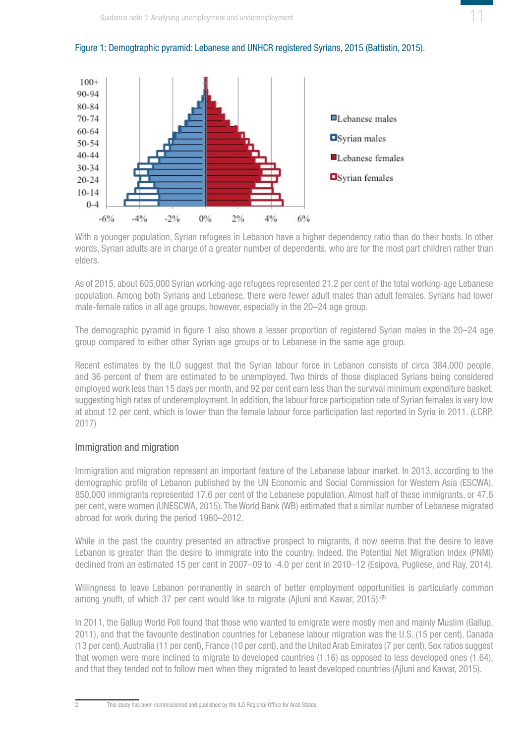Figure 1: Demogtraphic pyramid: Lebanese and UNHCR registered Syrians, 2015 (Battistin, 2015).

With a younger population, Syrian refugees in Lebanon have a higher dependency ratio than do their hosts. In other words, Syrian adults are in charge of a greater number of dependents, who are for the most part children rather than elders.

As of 2015, about 605,000 Syrian working-age refugees represented 21.2 per cent of the total working-age Lebanese population. Among both Syrians and Lebanese, there were fewer adult males than adult females. Syrians had lower male-female ratios in all age groups, however, especially in the 20–24 age group.

The demographic pyramid in figure 1 also shows a lesser proportion of registered Syrian males in the 20–24 age group compared to either other Syrian age groups or to Lebanese in the same age group.

Recent estimates by the ILO suggest that the Syrian labour force in Lebanon consists of circa 384,000 people, and 36 percent of them are estimated to be unemployed. Two thirds of those displaced Syrians being considered employed work less than 15 days per month, and 92 per cent earn less than the survival minimum expenditure basket, suggesting high rates of underemployment. In addition, the labour force participation rate of Syrian females is very low at about 12 per cent, which is lower than the female labour force participation last reported in Syria in 2011. (LCRP, 2017)

## Immigration and migration

Immigration and migration represent an important feature of the Lebanese labour market. In 2013, according to the demographic profile of Lebanon published by the UN Economic and Social Commission for Western Asia (ESCWA), 850,000 immigrants represented 17.6 per cent of the Lebanese population. Almost half of these immigrants, or 47.6 per cent, were women (UNESCWA, 2015). The World Bank (WB) estimated that a similar number of Lebanese migrated abroad for work during the period 1960–2012.

While in the past the country presented an attractive prospect to migrants, it now seems that the desire to leave Lebanon is greater than the desire to immigrate into the country. Indeed, the Potential Net Migration Index (PNMI) declined from an estimated 15 per cent in 2007–09 to -4.0 per cent in 2010–12 (Esipova, Pugliese, and Ray, 2014).

Willingness to leave Lebanon permanently in search of better employment opportunities is particularly common among youth, of which 37 per cent would like to migrate (Ajluni and Kawar, 2015).[2]

In 2011, the Gallup World Poll found that those who wanted to emigrate were mostly men and mainly Muslim (Gallup, 2011), and that the favourite destination countries for Lebanese labour migration was the U.S. (15 per cent), Canada (13 per cent), Australia (11 per cent), France (10 per cent), and the United Arab Emirates (7 per cent). Sex ratios suggest that women were more inclined to migrate to developed countries (1.16) as opposed to less developed ones (1.64), and that they tended not to follow men when they migrated to least developed countries (Ajluni and Kawar, 2015).

---

2 This study has been commissioned and published by the ILO Regional Office for Arab States.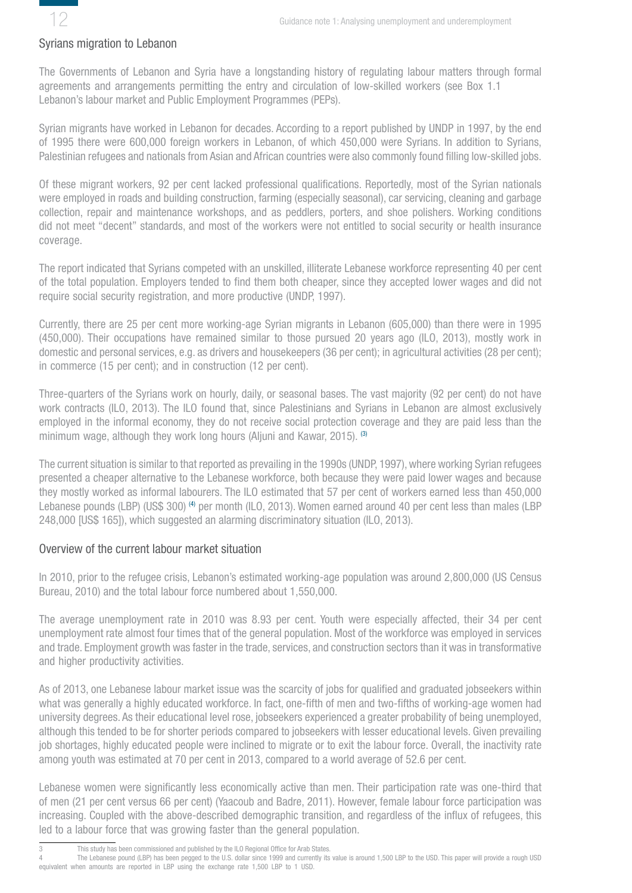## Syrians migration to Lebanon

The Governments of Lebanon and Syria have a longstanding history of regulating labour matters through formal agreements and arrangements permitting the entry and circulation of low-skilled workers (see Box 1.1 Lebanon's labour market and Public Employment Programmes (PEPs).

Syrian migrants have worked in Lebanon for decades. According to a report published by UNDP in 1997, by the end of 1995 there were 600,000 foreign workers in Lebanon, of which 450,000 were Syrians. In addition to Syrians, Palestinian refugees and nationals from Asian and African countries were also commonly found filling low-skilled jobs.

Of these migrant workers, 92 per cent lacked professional qualifications. Reportedly, most of the Syrian nationals were employed in roads and building construction, farming (especially seasonal), car servicing, cleaning and garbage collection, repair and maintenance workshops, and as peddlers, porters, and shoe polishers. Working conditions did not meet "decent" standards, and most of the workers were not entitled to social security or health insurance coverage.

The report indicated that Syrians competed with an unskilled, illiterate Lebanese workforce representing 40 per cent of the total population. Employers tended to find them both cheaper, since they accepted lower wages and did not require social security registration, and more productive (UNDP, 1997).

Currently, there are 25 per cent more working-age Syrian migrants in Lebanon (605,000) than there were in 1995 (450,000). Their occupations have remained similar to those pursued 20 years ago (ILO, 2013), mostly work in domestic and personal services, e.g. as drivers and housekeepers (36 per cent); in agricultural activities (28 per cent); in commerce (15 per cent); and in construction (12 per cent).

Three-quarters of the Syrians work on hourly, daily, or seasonal bases. The vast majority (92 per cent) do not have work contracts (ILO, 2013). The ILO found that, since Palestinians and Syrians in Lebanon are almost exclusively employed in the informal economy, they do not receive social protection coverage and they are paid less than the minimum wage, although they work long hours (Aljuni and Kawar, 2015). [3]

The current situation is similar to that reported as prevailing in the 1990s (UNDP, 1997), where working Syrian refugees presented a cheaper alternative to the Lebanese workforce, both because they were paid lower wages and because they mostly worked as informal labourers. The ILO estimated that 57 per cent of workers earned less than 450,000 Lebanese pounds (LBP) (US$ 300) [4] per month (ILO, 2013). Women earned around 40 per cent less than males (LBP 248,000 [US$ 165]), which suggested an alarming discriminatory situation (ILO, 2013).

## Overview of the current labour market situation

In 2010, prior to the refugee crisis, Lebanon's estimated working-age population was around 2,800,000 (US Census Bureau, 2010) and the total labour force numbered about 1,550,000.

The average unemployment rate in 2010 was 8.93 per cent. Youth were especially affected, their 34 per cent unemployment rate almost four times that of the general population. Most of the workforce was employed in services and trade. Employment growth was faster in the trade, services, and construction sectors than it was in transformative and higher productivity activities.

As of 2013, one Lebanese labour market issue was the scarcity of jobs for qualified and graduated jobseekers within what was generally a highly educated workforce. In fact, one-fifth of men and two-fifths of working-age women had university degrees. As their educational level rose, jobseekers experienced a greater probability of being unemployed, although this tended to be for shorter periods compared to jobseekers with lesser educational levels. Given prevailing job shortages, highly educated people were inclined to migrate or to exit the labour force. Overall, the inactivity rate among youth was estimated at 70 per cent in 2013, compared to a world average of 52.6 per cent.

Lebanese women were significantly less economically active than men. Their participation rate was one-third that of men (21 per cent versus 66 per cent) (Yaacoub and Badre, 2011). However, female labour force participation was increasing. Coupled with the above-described demographic transition, and regardless of the influx of refugees, this led to a labour force that was growing faster than the general population.

---

3 This study has been commissioned and published by the ILO Regional Office for Arab States.

4 The Lebanese pound (LBP) has been pegged to the U.S. dollar since 1999 and currently its value is around 1,500 LBP to the USD. This paper will provide a rough USD equivalent when amounts are reported in LBP using the exchange rate 1,500 LBP to 1 USD.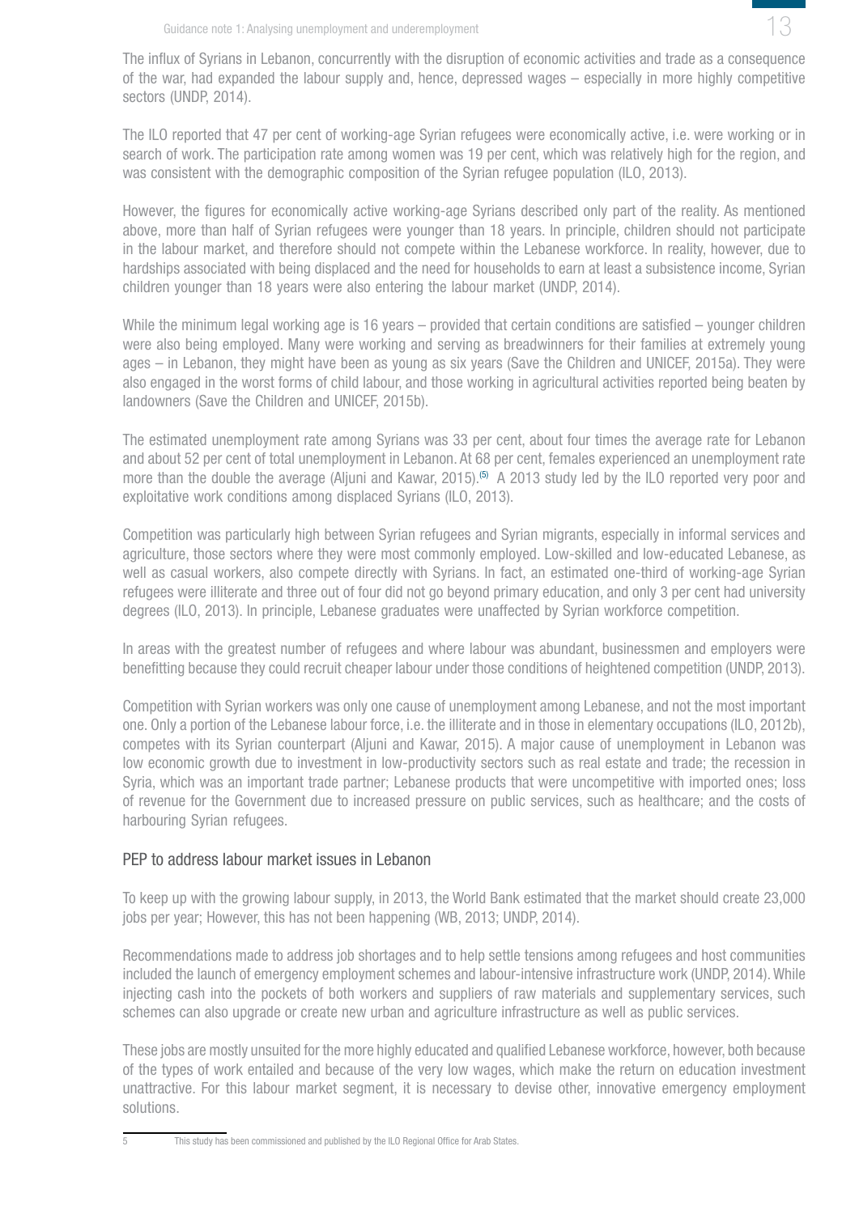The influx of Syrians in Lebanon, concurrently with the disruption of economic activities and trade as a consequence of the war, had expanded the labour supply and, hence, depressed wages – especially in more highly competitive sectors (UNDP, 2014).

The ILO reported that 47 per cent of working-age Syrian refugees were economically active, i.e. were working or in search of work. The participation rate among women was 19 per cent, which was relatively high for the region, and was consistent with the demographic composition of the Syrian refugee population (ILO, 2013).

However, the figures for economically active working-age Syrians described only part of the reality. As mentioned above, more than half of Syrian refugees were younger than 18 years. In principle, children should not participate in the labour market, and therefore should not compete within the Lebanese workforce. In reality, however, due to hardships associated with being displaced and the need for households to earn at least a subsistence income, Syrian children younger than 18 years were also entering the labour market (UNDP, 2014).

While the minimum legal working age is 16 years – provided that certain conditions are satisfied – younger children were also being employed. Many were working and serving as breadwinners for their families at extremely young ages – in Lebanon, they might have been as young as six years (Save the Children and UNICEF, 2015a). They were also engaged in the worst forms of child labour, and those working in agricultural activities reported being beaten by landowners (Save the Children and UNICEF, 2015b).

The estimated unemployment rate among Syrians was 33 per cent, about four times the average rate for Lebanon and about 52 per cent of total unemployment in Lebanon. At 68 per cent, females experienced an unemployment rate more than the double the average (Aljuni and Kawar, 2015).[5] A 2013 study led by the ILO reported very poor and exploitative work conditions among displaced Syrians (ILO, 2013).

Competition was particularly high between Syrian refugees and Syrian migrants, especially in informal services and agriculture, those sectors where they were most commonly employed. Low-skilled and low-educated Lebanese, as well as casual workers, also compete directly with Syrians. In fact, an estimated one-third of working-age Syrian refugees were illiterate and three out of four did not go beyond primary education, and only 3 per cent had university degrees (ILO, 2013). In principle, Lebanese graduates were unaffected by Syrian workforce competition.

In areas with the greatest number of refugees and where labour was abundant, businessmen and employers were benefitting because they could recruit cheaper labour under those conditions of heightened competition (UNDP, 2013).

Competition with Syrian workers was only one cause of unemployment among Lebanese, and not the most important one. Only a portion of the Lebanese labour force, i.e. the illiterate and in those in elementary occupations (ILO, 2012b), competes with its Syrian counterpart (Aljuni and Kawar, 2015). A major cause of unemployment in Lebanon was low economic growth due to investment in low-productivity sectors such as real estate and trade; the recession in Syria, which was an important trade partner; Lebanese products that were uncompetitive with imported ones; loss of revenue for the Government due to increased pressure on public services, such as healthcare; and the costs of harbouring Syrian refugees.

## PEP to address labour market issues in Lebanon

To keep up with the growing labour supply, in 2013, the World Bank estimated that the market should create 23,000 jobs per year; However, this has not been happening (WB, 2013; UNDP, 2014).

Recommendations made to address job shortages and to help settle tensions among refugees and host communities included the launch of emergency employment schemes and labour-intensive infrastructure work (UNDP, 2014). While injecting cash into the pockets of both workers and suppliers of raw materials and supplementary services, such schemes can also upgrade or create new urban and agriculture infrastructure as well as public services.

These jobs are mostly unsuited for the more highly educated and qualified Lebanese workforce, however, both because of the types of work entailed and because of the very low wages, which make the return on education investment unattractive. For this labour market segment, it is necessary to devise other, innovative emergency employment solutions.

---

5 This study has been commissioned and published by the ILO Regional Office for Arab States.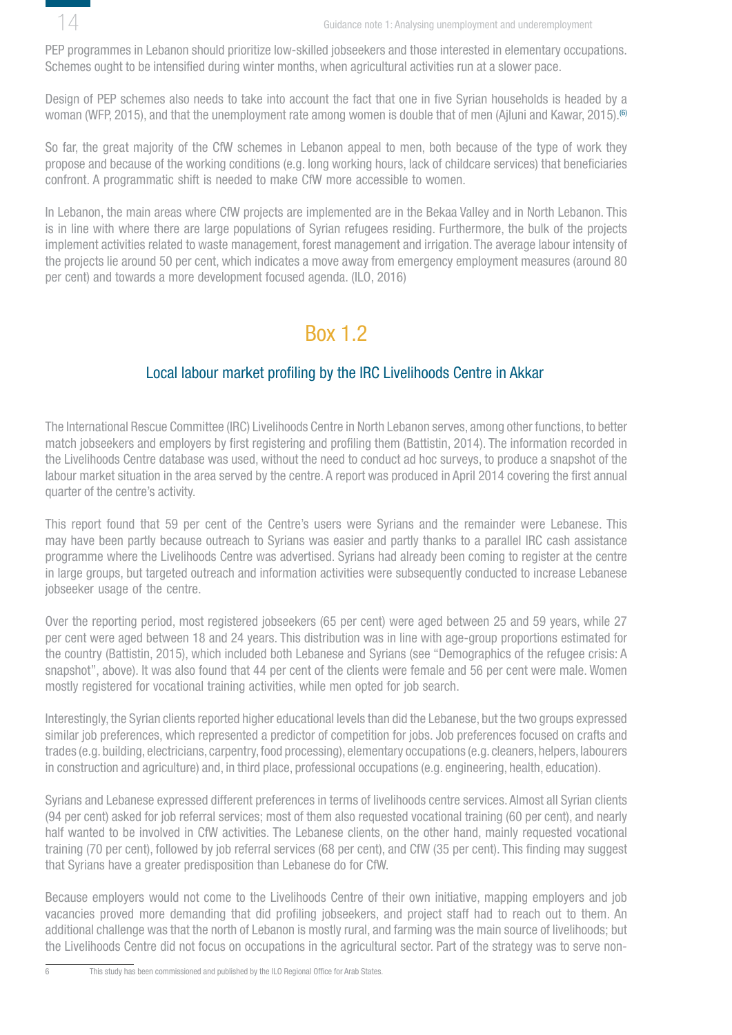PEP programmes in Lebanon should prioritize low-skilled jobseekers and those interested in elementary occupations. Schemes ought to be intensified during winter months, when agricultural activities run at a slower pace.

Design of PEP schemes also needs to take into account the fact that one in five Syrian households is headed by a woman (WFP, 2015), and that the unemployment rate among women is double that of men (Ajluni and Kawar, 2015).[6]

So far, the great majority of the CfW schemes in Lebanon appeal to men, both because of the type of work they propose and because of the working conditions (e.g. long working hours, lack of childcare services) that beneficiaries confront. A programmatic shift is needed to make CfW more accessible to women.

In Lebanon, the main areas where CfW projects are implemented are in the Bekaa Valley and in North Lebanon. This is in line with where there are large populations of Syrian refugees residing. Furthermore, the bulk of the projects implement activities related to waste management, forest management and irrigation. The average labour intensity of the projects lie around 50 per cent, which indicates a move away from emergency employment measures (around 80 per cent) and towards a more development focused agenda. (ILO, 2016)

## Box 1.2

### Local labour market profiling by the IRC Livelihoods Centre in Akkar

The International Rescue Committee (IRC) Livelihoods Centre in North Lebanon serves, among other functions, to better match jobseekers and employers by first registering and profiling them (Battistin, 2014). The information recorded in the Livelihoods Centre database was used, without the need to conduct ad hoc surveys, to produce a snapshot of the labour market situation in the area served by the centre. A report was produced in April 2014 covering the first annual quarter of the centre's activity.

This report found that 59 per cent of the Centre's users were Syrians and the remainder were Lebanese. This may have been partly because outreach to Syrians was easier and partly thanks to a parallel IRC cash assistance programme where the Livelihoods Centre was advertised. Syrians had already been coming to register at the centre in large groups, but targeted outreach and information activities were subsequently conducted to increase Lebanese jobseeker usage of the centre.

Over the reporting period, most registered jobseekers (65 per cent) were aged between 25 and 59 years, while 27 per cent were aged between 18 and 24 years. This distribution was in line with age-group proportions estimated for the country (Battistin, 2015), which included both Lebanese and Syrians (see "Demographics of the refugee crisis: A snapshot", above). It was also found that 44 per cent of the clients were female and 56 per cent were male. Women mostly registered for vocational training activities, while men opted for job search.

Interestingly, the Syrian clients reported higher educational levels than did the Lebanese, but the two groups expressed similar job preferences, which represented a predictor of competition for jobs. Job preferences focused on crafts and trades (e.g. building, electricians, carpentry, food processing), elementary occupations (e.g. cleaners, helpers, labourers in construction and agriculture) and, in third place, professional occupations (e.g. engineering, health, education).

Syrians and Lebanese expressed different preferences in terms of livelihoods centre services. Almost all Syrian clients (94 per cent) asked for job referral services; most of them also requested vocational training (60 per cent), and nearly half wanted to be involved in CfW activities. The Lebanese clients, on the other hand, mainly requested vocational training (70 per cent), followed by job referral services (68 per cent), and CfW (35 per cent). This finding may suggest that Syrians have a greater predisposition than Lebanese do for CfW.

Because employers would not come to the Livelihoods Centre of their own initiative, mapping employers and job vacancies proved more demanding that did profiling jobseekers, and project staff had to reach out to them. An additional challenge was that the north of Lebanon is mostly rural, and farming was the main source of livelihoods; but the Livelihoods Centre did not focus on occupations in the agricultural sector. Part of the strategy was to serve non-

---

[6] This study has been commissioned and published by the ILO Regional Office for Arab States.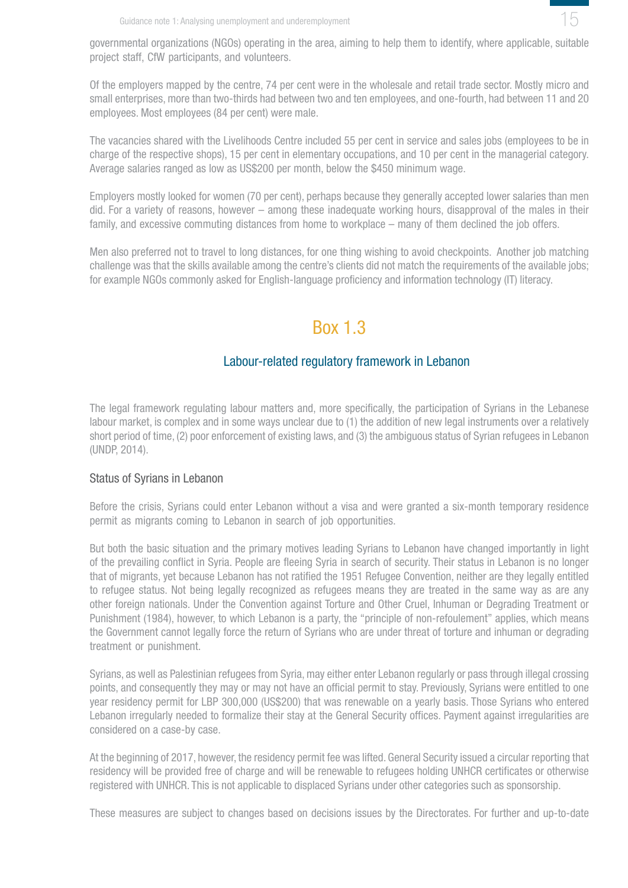governmental organizations (NGOs) operating in the area, aiming to help them to identify, where applicable, suitable project staff, CfW participants, and volunteers.

Of the employers mapped by the centre, 74 per cent were in the wholesale and retail trade sector. Mostly micro and small enterprises, more than two-thirds had between two and ten employees, and one-fourth, had between 11 and 20 employees. Most employees (84 per cent) were male.

The vacancies shared with the Livelihoods Centre included 55 per cent in service and sales jobs (employees to be in charge of the respective shops), 15 per cent in elementary occupations, and 10 per cent in the managerial category. Average salaries ranged as low as US$200 per month, below the $450 minimum wage.

Employers mostly looked for women (70 per cent), perhaps because they generally accepted lower salaries than men did. For a variety of reasons, however – among these inadequate working hours, disapproval of the males in their family, and excessive commuting distances from home to workplace – many of them declined the job offers.

Men also preferred not to travel to long distances, for one thing wishing to avoid checkpoints. Another job matching challenge was that the skills available among the centre's clients did not match the requirements of the available jobs; for example NGOs commonly asked for English-language proficiency and information technology (IT) literacy.

## Box 1.3

### Labour-related regulatory framework in Lebanon

The legal framework regulating labour matters and, more specifically, the participation of Syrians in the Lebanese labour market, is complex and in some ways unclear due to (1) the addition of new legal instruments over a relatively short period of time, (2) poor enforcement of existing laws, and (3) the ambiguous status of Syrian refugees in Lebanon (UNDP, 2014).

#### Status of Syrians in Lebanon

Before the crisis, Syrians could enter Lebanon without a visa and were granted a six-month temporary residence permit as migrants coming to Lebanon in search of job opportunities.

But both the basic situation and the primary motives leading Syrians to Lebanon have changed importantly in light of the prevailing conflict in Syria. People are fleeing Syria in search of security. Their status in Lebanon is no longer that of migrants, yet because Lebanon has not ratified the 1951 Refugee Convention, neither are they legally entitled to refugee status. Not being legally recognized as refugees means they are treated in the same way as are any other foreign nationals. Under the Convention against Torture and Other Cruel, Inhuman or Degrading Treatment or Punishment (1984), however, to which Lebanon is a party, the "principle of non-refoulement" applies, which means the Government cannot legally force the return of Syrians who are under threat of torture and inhuman or degrading treatment or punishment.

Syrians, as well as Palestinian refugees from Syria, may either enter Lebanon regularly or pass through illegal crossing points, and consequently they may or may not have an official permit to stay. Previously, Syrians were entitled to one year residency permit for LBP 300,000 (US$200) that was renewable on a yearly basis. Those Syrians who entered Lebanon irregularly needed to formalize their stay at the General Security offices. Payment against irregularities are considered on a case-by case.

At the beginning of 2017, however, the residency permit fee was lifted. General Security issued a circular reporting that residency will be provided free of charge and will be renewable to refugees holding UNHCR certificates or otherwise registered with UNHCR. This is not applicable to displaced Syrians under other categories such as sponsorship.

These measures are subject to changes based on decisions issues by the Directorates. For further and up-to-date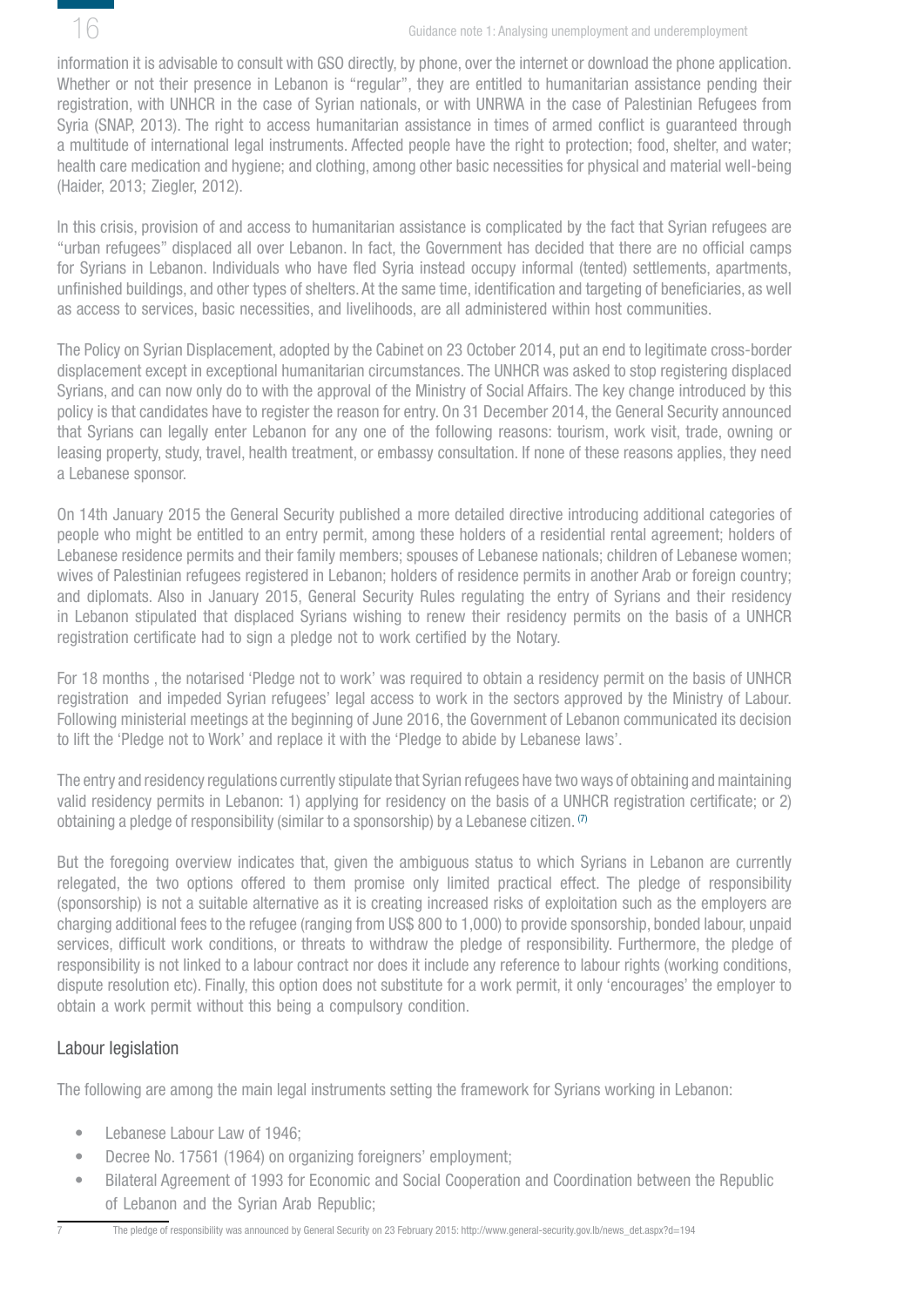information it is advisable to consult with GSO directly, by phone, over the internet or download the phone application. Whether or not their presence in Lebanon is "regular", they are entitled to humanitarian assistance pending their registration, with UNHCR in the case of Syrian nationals, or with UNRWA in the case of Palestinian Refugees from Syria (SNAP, 2013). The right to access humanitarian assistance in times of armed conflict is guaranteed through a multitude of international legal instruments. Affected people have the right to protection; food, shelter, and water; health care medication and hygiene; and clothing, among other basic necessities for physical and material well-being (Haider, 2013; Ziegler, 2012).

In this crisis, provision of and access to humanitarian assistance is complicated by the fact that Syrian refugees are "urban refugees" displaced all over Lebanon. In fact, the Government has decided that there are no official camps for Syrians in Lebanon. Individuals who have fled Syria instead occupy informal (tented) settlements, apartments, unfinished buildings, and other types of shelters. At the same time, identification and targeting of beneficiaries, as well as access to services, basic necessities, and livelihoods, are all administered within host communities.

The Policy on Syrian Displacement, adopted by the Cabinet on 23 October 2014, put an end to legitimate cross-border displacement except in exceptional humanitarian circumstances. The UNHCR was asked to stop registering displaced Syrians, and can now only do to with the approval of the Ministry of Social Affairs. The key change introduced by this policy is that candidates have to register the reason for entry. On 31 December 2014, the General Security announced that Syrians can legally enter Lebanon for any one of the following reasons: tourism, work visit, trade, owning or leasing property, study, travel, health treatment, or embassy consultation. If none of these reasons applies, they need a Lebanese sponsor.

On 14th January 2015 the General Security published a more detailed directive introducing additional categories of people who might be entitled to an entry permit, among these holders of a residential rental agreement; holders of Lebanese residence permits and their family members; spouses of Lebanese nationals; children of Lebanese women; wives of Palestinian refugees registered in Lebanon; holders of residence permits in another Arab or foreign country; and diplomats. Also in January 2015, General Security Rules regulating the entry of Syrians and their residency in Lebanon stipulated that displaced Syrians wishing to renew their residency permits on the basis of a UNHCR registration certificate had to sign a pledge not to work certified by the Notary.

For 18 months , the notarised 'Pledge not to work' was required to obtain a residency permit on the basis of UNHCR registration and impeded Syrian refugees' legal access to work in the sectors approved by the Ministry of Labour. Following ministerial meetings at the beginning of June 2016, the Government of Lebanon communicated its decision to lift the 'Pledge not to Work' and replace it with the 'Pledge to abide by Lebanese laws'.

The entry and residency regulations currently stipulate that Syrian refugees have two ways of obtaining and maintaining valid residency permits in Lebanon: 1) applying for residency on the basis of a UNHCR registration certificate; or 2) obtaining a pledge of responsibility (similar to a sponsorship) by a Lebanese citizen. [7]

But the foregoing overview indicates that, given the ambiguous status to which Syrians in Lebanon are currently relegated, the two options offered to them promise only limited practical effect. The pledge of responsibility (sponsorship) is not a suitable alternative as it is creating increased risks of exploitation such as the employers are charging additional fees to the refugee (ranging from US$ 800 to 1,000) to provide sponsorship, bonded labour, unpaid services, difficult work conditions, or threats to withdraw the pledge of responsibility. Furthermore, the pledge of responsibility is not linked to a labour contract nor does it include any reference to labour rights (working conditions, dispute resolution etc). Finally, this option does not substitute for a work permit, it only 'encourages' the employer to obtain a work permit without this being a compulsory condition.

## Labour legislation

The following are among the main legal instruments setting the framework for Syrians working in Lebanon:

- Lebanese Labour Law of 1946;
- Decree No. 17561 (1964) on organizing foreigners' employment;
- Bilateral Agreement of 1993 for Economic and Social Cooperation and Coordination between the Republic of Lebanon and the Syrian Arab Republic;

---

7 The pledge of responsibility was announced by General Security on 23 February 2015: http://www.general-security.gov.lb/news_det.aspx?d=194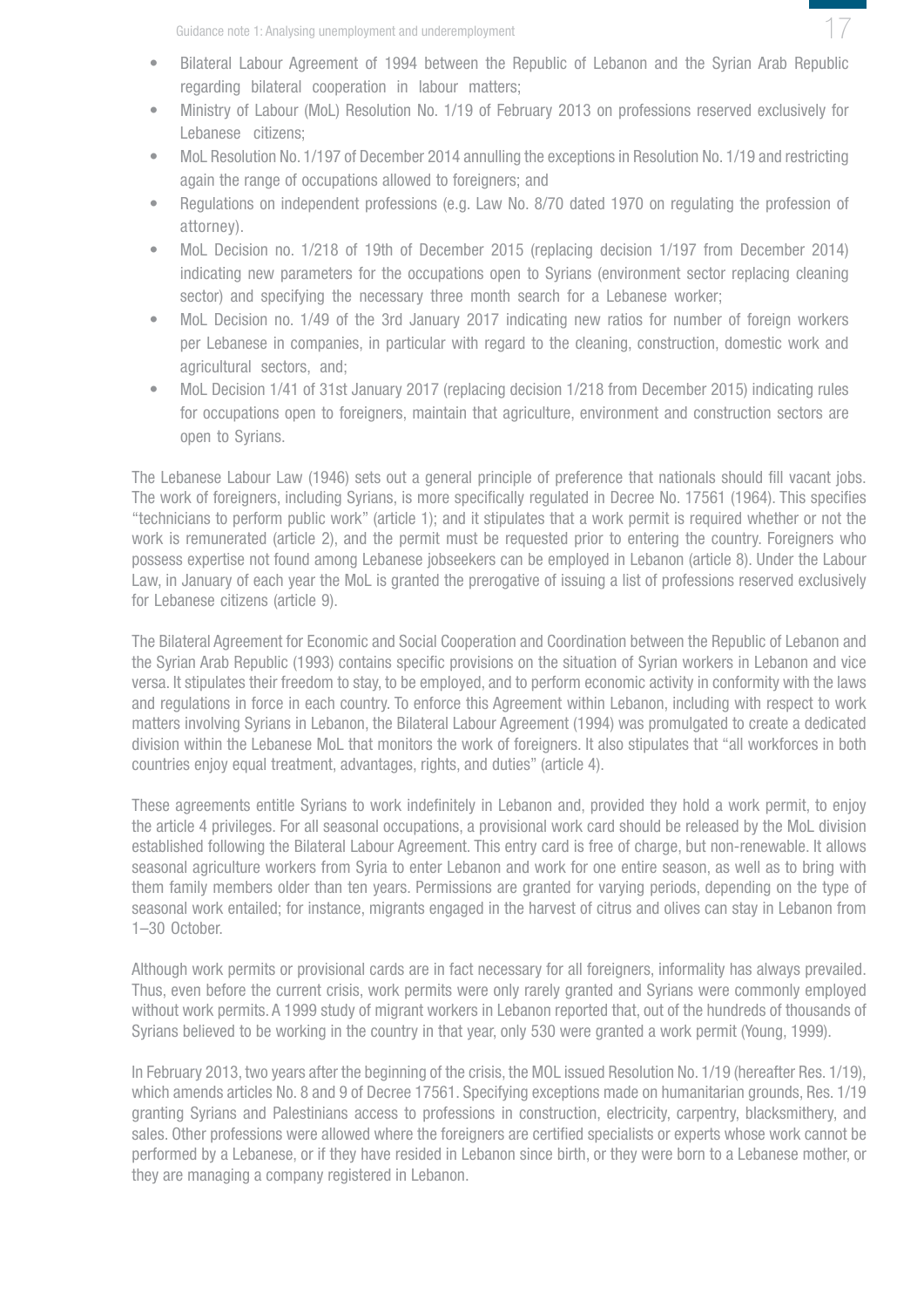- Bilateral Labour Agreement of 1994 between the Republic of Lebanon and the Syrian Arab Republic regarding bilateral cooperation in labour matters;
- Ministry of Labour (MoL) Resolution No. 1/19 of February 2013 on professions reserved exclusively for Lebanese citizens;
- MoL Resolution No. 1/197 of December 2014 annulling the exceptions in Resolution No. 1/19 and restricting again the range of occupations allowed to foreigners; and
- Regulations on independent professions (e.g. Law No. 8/70 dated 1970 on regulating the profession of attorney).
- MoL Decision no. 1/218 of 19th of December 2015 (replacing decision 1/197 from December 2014) indicating new parameters for the occupations open to Syrians (environment sector replacing cleaning sector) and specifying the necessary three month search for a Lebanese worker;
- MoL Decision no. 1/49 of the 3rd January 2017 indicating new ratios for number of foreign workers per Lebanese in companies, in particular with regard to the cleaning, construction, domestic work and agricultural sectors, and;
- MoL Decision 1/41 of 31st January 2017 (replacing decision 1/218 from December 2015) indicating rules for occupations open to foreigners, maintain that agriculture, environment and construction sectors are open to Syrians.

The Lebanese Labour Law (1946) sets out a general principle of preference that nationals should fill vacant jobs. The work of foreigners, including Syrians, is more specifically regulated in Decree No. 17561 (1964). This specifies "technicians to perform public work" (article 1); and it stipulates that a work permit is required whether or not the work is remunerated (article 2), and the permit must be requested prior to entering the country. Foreigners who possess expertise not found among Lebanese jobseekers can be employed in Lebanon (article 8). Under the Labour Law, in January of each year the MoL is granted the prerogative of issuing a list of professions reserved exclusively for Lebanese citizens (article 9).

The Bilateral Agreement for Economic and Social Cooperation and Coordination between the Republic of Lebanon and the Syrian Arab Republic (1993) contains specific provisions on the situation of Syrian workers in Lebanon and vice versa. It stipulates their freedom to stay, to be employed, and to perform economic activity in conformity with the laws and regulations in force in each country. To enforce this Agreement within Lebanon, including with respect to work matters involving Syrians in Lebanon, the Bilateral Labour Agreement (1994) was promulgated to create a dedicated division within the Lebanese MoL that monitors the work of foreigners. It also stipulates that "all workforces in both countries enjoy equal treatment, advantages, rights, and duties" (article 4).

These agreements entitle Syrians to work indefinitely in Lebanon and, provided they hold a work permit, to enjoy the article 4 privileges. For all seasonal occupations, a provisional work card should be released by the MoL division established following the Bilateral Labour Agreement. This entry card is free of charge, but non-renewable. It allows seasonal agriculture workers from Syria to enter Lebanon and work for one entire season, as well as to bring with them family members older than ten years. Permissions are granted for varying periods, depending on the type of seasonal work entailed; for instance, migrants engaged in the harvest of citrus and olives can stay in Lebanon from 1–30 October.

Although work permits or provisional cards are in fact necessary for all foreigners, informality has always prevailed. Thus, even before the current crisis, work permits were only rarely granted and Syrians were commonly employed without work permits. A 1999 study of migrant workers in Lebanon reported that, out of the hundreds of thousands of Syrians believed to be working in the country in that year, only 530 were granted a work permit (Young, 1999).

In February 2013, two years after the beginning of the crisis, the MOL issued Resolution No. 1/19 (hereafter Res. 1/19), which amends articles No. 8 and 9 of Decree 17561. Specifying exceptions made on humanitarian grounds, Res. 1/19 granting Syrians and Palestinians access to professions in construction, electricity, carpentry, blacksmithery, and sales. Other professions were allowed where the foreigners are certified specialists or experts whose work cannot be performed by a Lebanese, or if they have resided in Lebanon since birth, or they were born to a Lebanese mother, or they are managing a company registered in Lebanon.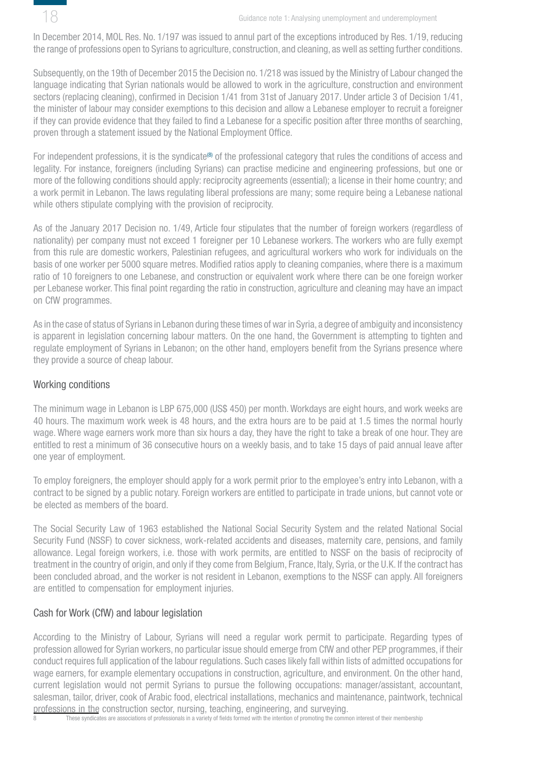In December 2014, MOL Res. No. 1/197 was issued to annul part of the exceptions introduced by Res. 1/19, reducing the range of professions open to Syrians to agriculture, construction, and cleaning, as well as setting further conditions.

Subsequently, on the 19th of December 2015 the Decision no. 1/218 was issued by the Ministry of Labour changed the language indicating that Syrian nationals would be allowed to work in the agriculture, construction and environment sectors (replacing cleaning), confirmed in Decision 1/41 from 31st of January 2017. Under article 3 of Decision 1/41, the minister of labour may consider exemptions to this decision and allow a Lebanese employer to recruit a foreigner if they can provide evidence that they failed to find a Lebanese for a specific position after three months of searching, proven through a statement issued by the National Employment Office.

For independent professions, it is the syndicate[8] of the professional category that rules the conditions of access and legality. For instance, foreigners (including Syrians) can practise medicine and engineering professions, but one or more of the following conditions should apply: reciprocity agreements (essential); a license in their home country; and a work permit in Lebanon. The laws regulating liberal professions are many; some require being a Lebanese national while others stipulate complying with the provision of reciprocity.

As of the January 2017 Decision no. 1/49, Article four stipulates that the number of foreign workers (regardless of nationality) per company must not exceed 1 foreigner per 10 Lebanese workers. The workers who are fully exempt from this rule are domestic workers, Palestinian refugees, and agricultural workers who work for individuals on the basis of one worker per 5000 square metres. Modified ratios apply to cleaning companies, where there is a maximum ratio of 10 foreigners to one Lebanese, and construction or equivalent work where there can be one foreign worker per Lebanese worker. This final point regarding the ratio in construction, agriculture and cleaning may have an impact on CfW programmes.

As in the case of status of Syrians in Lebanon during these times of war in Syria, a degree of ambiguity and inconsistency is apparent in legislation concerning labour matters. On the one hand, the Government is attempting to tighten and regulate employment of Syrians in Lebanon; on the other hand, employers benefit from the Syrians presence where they provide a source of cheap labour.

## Working conditions

The minimum wage in Lebanon is LBP 675,000 (US$ 450) per month. Workdays are eight hours, and work weeks are 40 hours. The maximum work week is 48 hours, and the extra hours are to be paid at 1.5 times the normal hourly wage. Where wage earners work more than six hours a day, they have the right to take a break of one hour. They are entitled to rest a minimum of 36 consecutive hours on a weekly basis, and to take 15 days of paid annual leave after one year of employment.

To employ foreigners, the employer should apply for a work permit prior to the employee's entry into Lebanon, with a contract to be signed by a public notary. Foreign workers are entitled to participate in trade unions, but cannot vote or be elected as members of the board.

The Social Security Law of 1963 established the National Social Security System and the related National Social Security Fund (NSSF) to cover sickness, work-related accidents and diseases, maternity care, pensions, and family allowance. Legal foreign workers, i.e. those with work permits, are entitled to NSSF on the basis of reciprocity of treatment in the country of origin, and only if they come from Belgium, France, Italy, Syria, or the U.K. If the contract has been concluded abroad, and the worker is not resident in Lebanon, exemptions to the NSSF can apply. All foreigners are entitled to compensation for employment injuries.

## Cash for Work (CfW) and labour legislation

According to the Ministry of Labour, Syrians will need a regular work permit to participate. Regarding types of profession allowed for Syrian workers, no particular issue should emerge from CfW and other PEP programmes, if their conduct requires full application of the labour regulations. Such cases likely fall within lists of admitted occupations for wage earners, for example elementary occupations in construction, agriculture, and environment. On the other hand, current legislation would not permit Syrians to pursue the following occupations: manager/assistant, accountant, salesman, tailor, driver, cook of Arabic food, electrical installations, mechanics and maintenance, paintwork, technical professions in the construction sector, nursing, teaching, engineering, and surveying.

8 These syndicates are associations of professionals in a variety of fields formed with the intention of promoting the common interest of their membership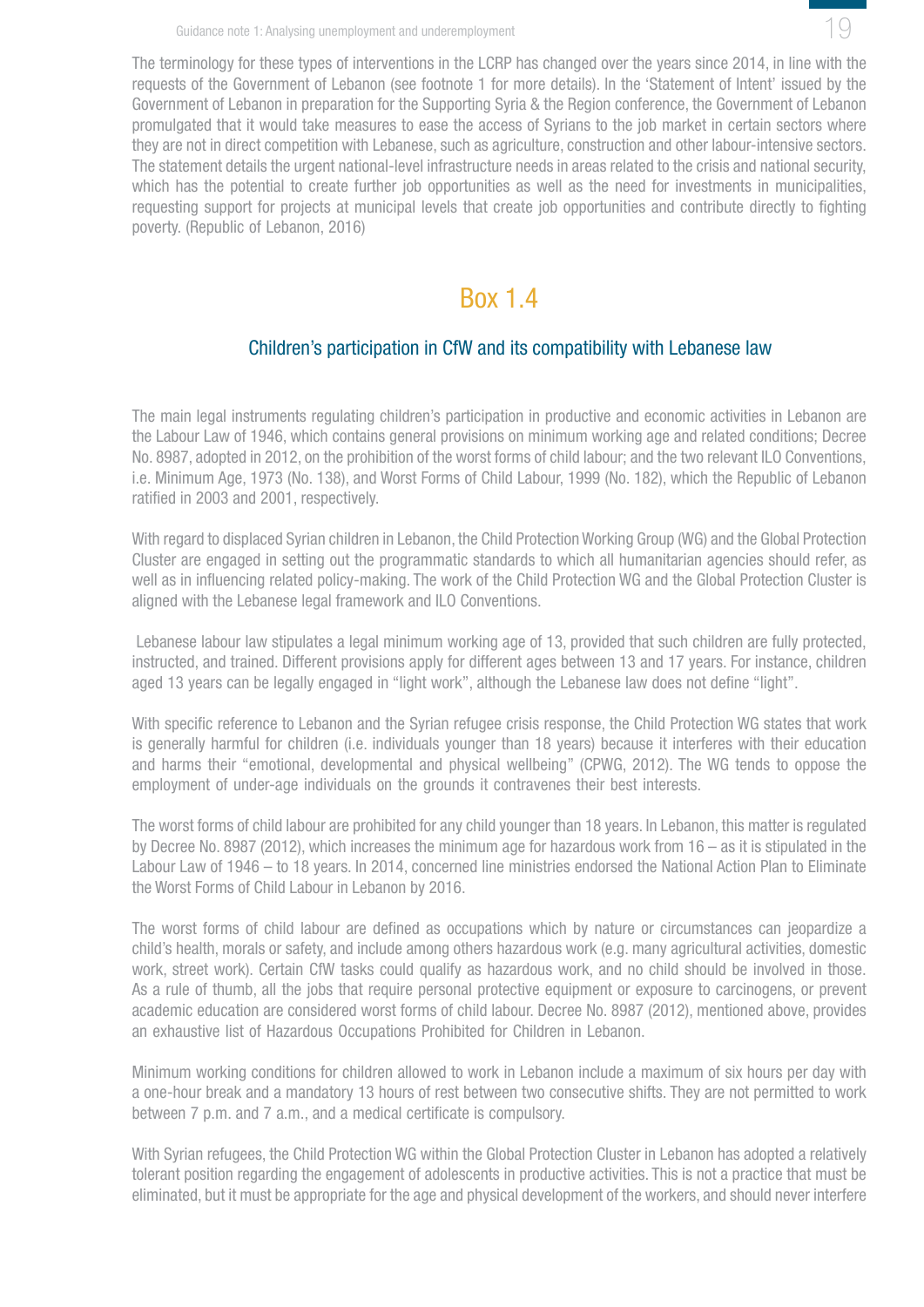The terminology for these types of interventions in the LCRP has changed over the years since 2014, in line with the requests of the Government of Lebanon (see footnote 1 for more details). In the 'Statement of Intent' issued by the Government of Lebanon in preparation for the Supporting Syria & the Region conference, the Government of Lebanon promulgated that it would take measures to ease the access of Syrians to the job market in certain sectors where they are not in direct competition with Lebanese, such as agriculture, construction and other labour-intensive sectors. The statement details the urgent national-level infrastructure needs in areas related to the crisis and national security, which has the potential to create further job opportunities as well as the need for investments in municipalities, requesting support for projects at municipal levels that create job opportunities and contribute directly to fighting poverty. (Republic of Lebanon, 2016)

## Box 1.4

### Children's participation in CfW and its compatibility with Lebanese law

The main legal instruments regulating children's participation in productive and economic activities in Lebanon are the Labour Law of 1946, which contains general provisions on minimum working age and related conditions; Decree No. 8987, adopted in 2012, on the prohibition of the worst forms of child labour; and the two relevant ILO Conventions, i.e. Minimum Age, 1973 (No. 138), and Worst Forms of Child Labour, 1999 (No. 182), which the Republic of Lebanon ratified in 2003 and 2001, respectively.

With regard to displaced Syrian children in Lebanon, the Child Protection Working Group (WG) and the Global Protection Cluster are engaged in setting out the programmatic standards to which all humanitarian agencies should refer, as well as in influencing related policy-making. The work of the Child Protection WG and the Global Protection Cluster is aligned with the Lebanese legal framework and ILO Conventions.

Lebanese labour law stipulates a legal minimum working age of 13, provided that such children are fully protected, instructed, and trained. Different provisions apply for different ages between 13 and 17 years. For instance, children aged 13 years can be legally engaged in "light work", although the Lebanese law does not define "light".

With specific reference to Lebanon and the Syrian refugee crisis response, the Child Protection WG states that work is generally harmful for children (i.e. individuals younger than 18 years) because it interferes with their education and harms their "emotional, developmental and physical wellbeing" (CPWG, 2012). The WG tends to oppose the employment of under-age individuals on the grounds it contravenes their best interests.

The worst forms of child labour are prohibited for any child younger than 18 years. In Lebanon, this matter is regulated by Decree No. 8987 (2012), which increases the minimum age for hazardous work from 16 – as it is stipulated in the Labour Law of 1946 – to 18 years. In 2014, concerned line ministries endorsed the National Action Plan to Eliminate the Worst Forms of Child Labour in Lebanon by 2016.

The worst forms of child labour are defined as occupations which by nature or circumstances can jeopardize a child's health, morals or safety, and include among others hazardous work (e.g. many agricultural activities, domestic work, street work). Certain CfW tasks could qualify as hazardous work, and no child should be involved in those. As a rule of thumb, all the jobs that require personal protective equipment or exposure to carcinogens, or prevent academic education are considered worst forms of child labour. Decree No. 8987 (2012), mentioned above, provides an exhaustive list of Hazardous Occupations Prohibited for Children in Lebanon.

Minimum working conditions for children allowed to work in Lebanon include a maximum of six hours per day with a one-hour break and a mandatory 13 hours of rest between two consecutive shifts. They are not permitted to work between 7 p.m. and 7 a.m., and a medical certificate is compulsory.

With Syrian refugees, the Child Protection WG within the Global Protection Cluster in Lebanon has adopted a relatively tolerant position regarding the engagement of adolescents in productive activities. This is not a practice that must be eliminated, but it must be appropriate for the age and physical development of the workers, and should never interfere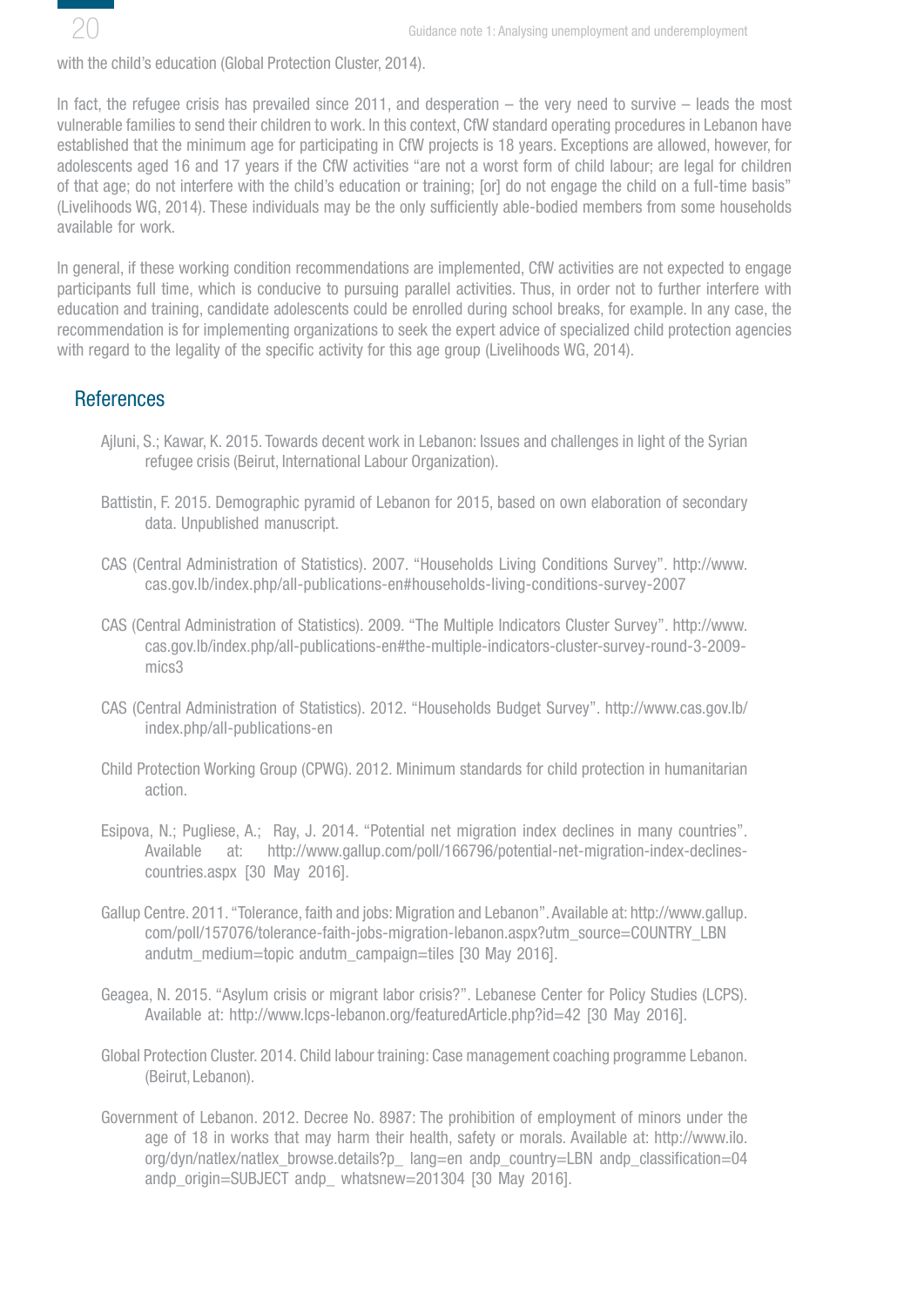with the child's education (Global Protection Cluster, 2014).

In fact, the refugee crisis has prevailed since 2011, and desperation – the very need to survive – leads the most vulnerable families to send their children to work. In this context, CfW standard operating procedures in Lebanon have established that the minimum age for participating in CfW projects is 18 years. Exceptions are allowed, however, for adolescents aged 16 and 17 years if the CfW activities "are not a worst form of child labour; are legal for children of that age; do not interfere with the child's education or training; [or] do not engage the child on a full-time basis" (Livelihoods WG, 2014). These individuals may be the only sufficiently able-bodied members from some households available for work.

In general, if these working condition recommendations are implemented, CfW activities are not expected to engage participants full time, which is conducive to pursuing parallel activities. Thus, in order not to further interfere with education and training, candidate adolescents could be enrolled during school breaks, for example. In any case, the recommendation is for implementing organizations to seek the expert advice of specialized child protection agencies with regard to the legality of the specific activity for this age group (Livelihoods WG, 2014).

## References

Ajluni, S.; Kawar, K. 2015. Towards decent work in Lebanon: Issues and challenges in light of the Syrian refugee crisis (Beirut, International Labour Organization).

Battistin, F. 2015. Demographic pyramid of Lebanon for 2015, based on own elaboration of secondary data. Unpublished manuscript.

CAS (Central Administration of Statistics). 2007. "Households Living Conditions Survey". http://www.cas.gov.lb/index.php/all-publications-en#households-living-conditions-survey-2007

CAS (Central Administration of Statistics). 2009. "The Multiple Indicators Cluster Survey". http://www.cas.gov.lb/index.php/all-publications-en#the-multiple-indicators-cluster-survey-round-3-2009-mics3

CAS (Central Administration of Statistics). 2012. "Households Budget Survey". http://www.cas.gov.lb/index.php/all-publications-en

Child Protection Working Group (CPWG). 2012. Minimum standards for child protection in humanitarian action.

Esipova, N.; Pugliese, A.; Ray, J. 2014. "Potential net migration index declines in many countries". Available at: http://www.gallup.com/poll/166796/potential-net-migration-index-declines-countries.aspx [30 May 2016].

Gallup Centre. 2011. "Tolerance, faith and jobs: Migration and Lebanon". Available at: http://www.gallup.com/poll/157076/tolerance-faith-jobs-migration-lebanon.aspx?utm_source=COUNTRY_LBN andutm_medium=topic andutm_campaign=tiles [30 May 2016].

Geagea, N. 2015. "Asylum crisis or migrant labor crisis?". Lebanese Center for Policy Studies (LCPS). Available at: http://www.lcps-lebanon.org/featuredArticle.php?id=42 [30 May 2016].

Global Protection Cluster. 2014. Child labour training: Case management coaching programme Lebanon. (Beirut, Lebanon).

Government of Lebanon. 2012. Decree No. 8987: The prohibition of employment of minors under the age of 18 in works that may harm their health, safety or morals. Available at: http://www.ilo.org/dyn/natlex/natlex_browse.details?p_ lang=en andp_country=LBN andp_classification=04 andp_origin=SUBJECT andp_ whatsnew=201304 [30 May 2016].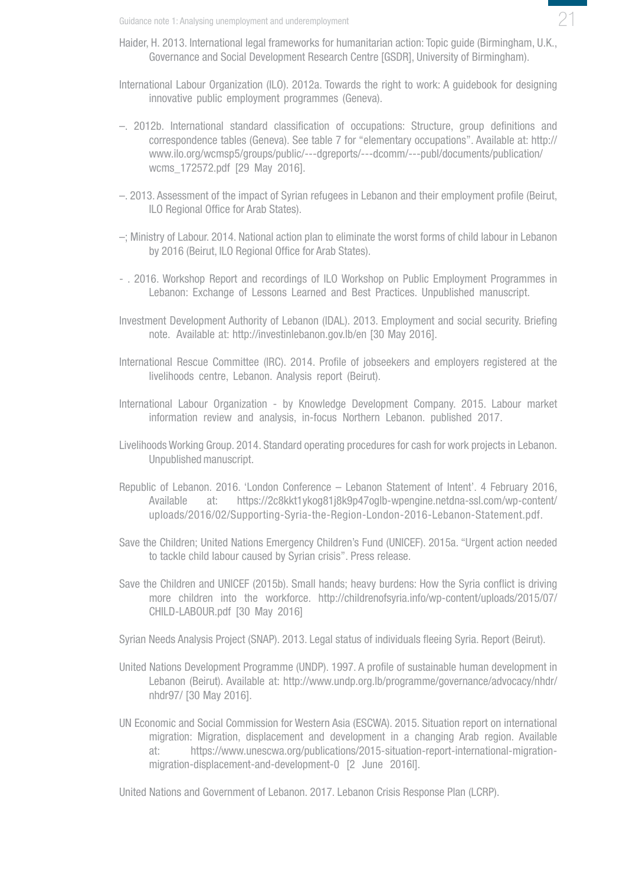Haider, H. 2013. International legal frameworks for humanitarian action: Topic guide (Birmingham, U.K., Governance and Social Development Research Centre [GSDR], University of Birmingham).

International Labour Organization (ILO). 2012a. Towards the right to work: A guidebook for designing innovative public employment programmes (Geneva).

–. 2012b. International standard classification of occupations: Structure, group definitions and correspondence tables (Geneva). See table 7 for "elementary occupations". Available at: http://www.ilo.org/wcmsp5/groups/public/---dgreports/---dcomm/---publ/documents/publication/wcms_172572.pdf [29 May 2016].

–. 2013. Assessment of the impact of Syrian refugees in Lebanon and their employment profile (Beirut, ILO Regional Office for Arab States).

–; Ministry of Labour. 2014. National action plan to eliminate the worst forms of child labour in Lebanon by 2016 (Beirut, ILO Regional Office for Arab States).

- . 2016. Workshop Report and recordings of ILO Workshop on Public Employment Programmes in Lebanon: Exchange of Lessons Learned and Best Practices. Unpublished manuscript.

Investment Development Authority of Lebanon (IDAL). 2013. Employment and social security. Briefing note. Available at: http://investinlebanon.gov.lb/en [30 May 2016].

International Rescue Committee (IRC). 2014. Profile of jobseekers and employers registered at the livelihoods centre, Lebanon. Analysis report (Beirut).

International Labour Organization - by Knowledge Development Company. 2015. Labour market information review and analysis, in-focus Northern Lebanon. published 2017.

Livelihoods Working Group. 2014. Standard operating procedures for cash for work projects in Lebanon. Unpublished manuscript.

Republic of Lebanon. 2016. 'London Conference – Lebanon Statement of Intent'. 4 February 2016, Available at: https://2c8kkt1ykog81j8k9p47oglb-wpengine.netdna-ssl.com/wp-content/uploads/2016/02/Supporting-Syria-the-Region-London-2016-Lebanon-Statement.pdf.

Save the Children; United Nations Emergency Children's Fund (UNICEF). 2015a. "Urgent action needed to tackle child labour caused by Syrian crisis". Press release.

Save the Children and UNICEF (2015b). Small hands; heavy burdens: How the Syria conflict is driving more children into the workforce. http://childrenofsyria.info/wp-content/uploads/2015/07/CHILD-LABOUR.pdf [30 May 2016]

Syrian Needs Analysis Project (SNAP). 2013. Legal status of individuals fleeing Syria. Report (Beirut).

United Nations Development Programme (UNDP). 1997. A profile of sustainable human development in Lebanon (Beirut). Available at: http://www.undp.org.lb/programme/governance/advocacy/nhdr/nhdr97/ [30 May 2016].

UN Economic and Social Commission for Western Asia (ESCWA). 2015. Situation report on international migration: Migration, displacement and development in a changing Arab region. Available at: https://www.unescwa.org/publications/2015-situation-report-international-migration-migration-displacement-and-development-0 [2 June 2016l].

United Nations and Government of Lebanon. 2017. Lebanon Crisis Response Plan (LCRP).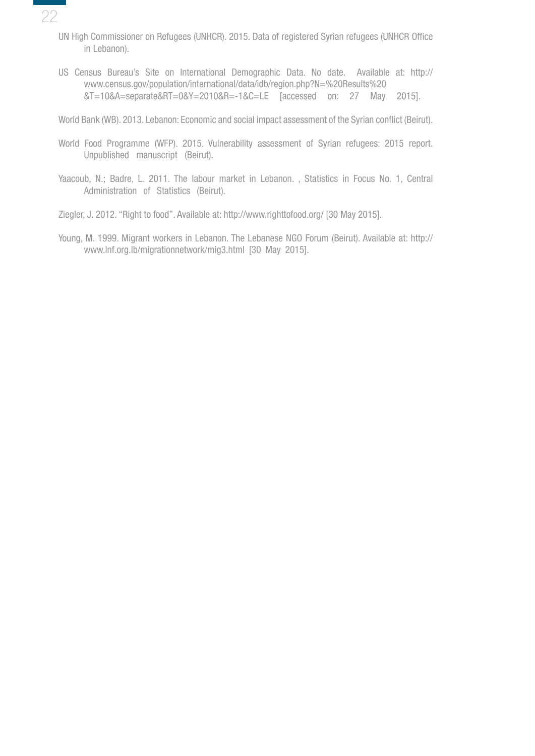UN High Commissioner on Refugees (UNHCR). 2015. Data of registered Syrian refugees (UNHCR Office in Lebanon).

US Census Bureau's Site on International Demographic Data. No date. Available at: http://www.census.gov/population/international/data/idb/region.php?N=%20Results%20&T=10&A=separate&RT=0&Y=2010&R=-1&C=LE [accessed on: 27 May 2015].

World Bank (WB). 2013. Lebanon: Economic and social impact assessment of the Syrian conflict (Beirut).

World Food Programme (WFP). 2015. Vulnerability assessment of Syrian refugees: 2015 report. Unpublished manuscript (Beirut).

Yaacoub, N.; Badre, L. 2011. The labour market in Lebanon. , Statistics in Focus No. 1, Central Administration of Statistics (Beirut).

Ziegler, J. 2012. "Right to food". Available at: http://www.righttofood.org/ [30 May 2015].

Young, M. 1999. Migrant workers in Lebanon. The Lebanese NGO Forum (Beirut). Available at: http://www.lnf.org.lb/migrationnetwork/mig3.html [30 May 2015].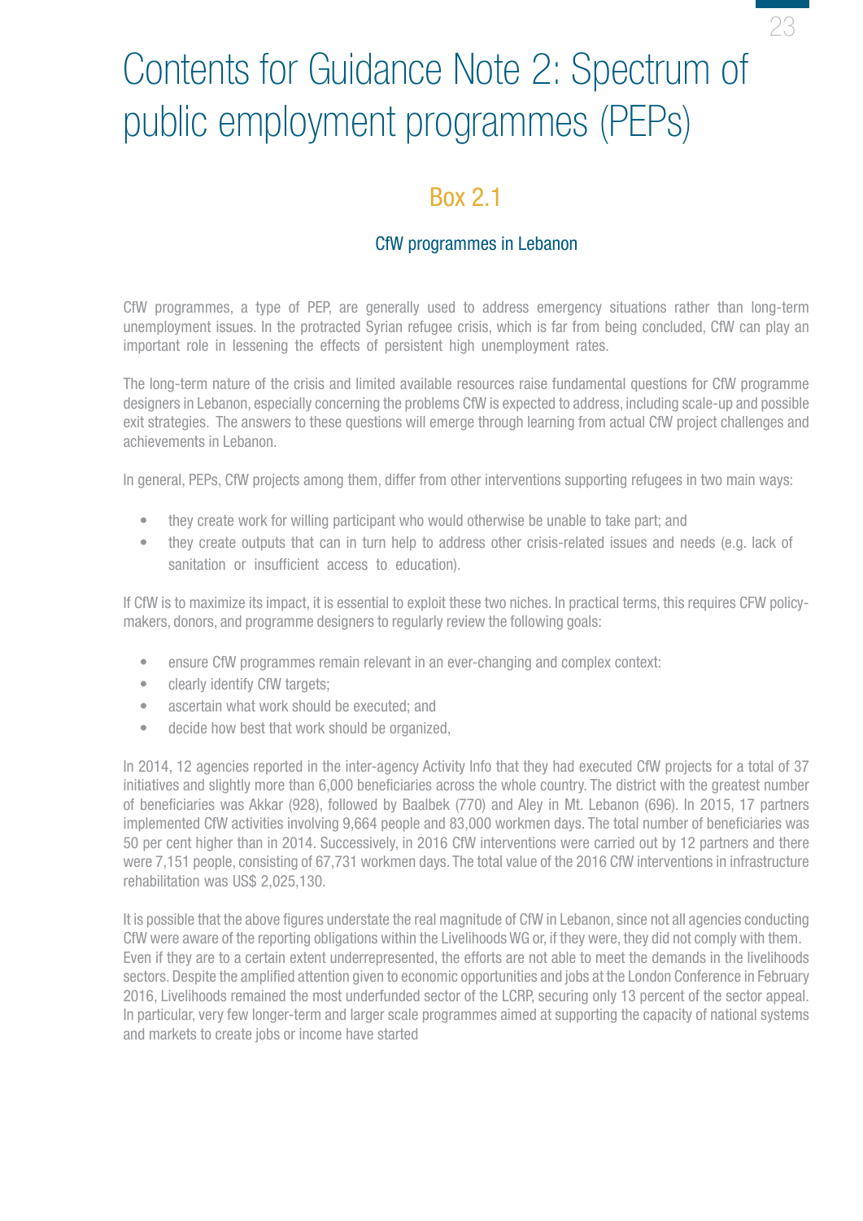# Contents for Guidance Note 2: Spectrum of public employment programmes (PEPs)

## Box 2.1

### CfW programmes in Lebanon

CfW programmes, a type of PEP, are generally used to address emergency situations rather than long-term unemployment issues. In the protracted Syrian refugee crisis, which is far from being concluded, CfW can play an important role in lessening the effects of persistent high unemployment rates.

The long-term nature of the crisis and limited available resources raise fundamental questions for CfW programme designers in Lebanon, especially concerning the problems CfW is expected to address, including scale-up and possible exit strategies. The answers to these questions will emerge through learning from actual CfW project challenges and achievements in Lebanon.

In general, PEPs, CfW projects among them, differ from other interventions supporting refugees in two main ways:

- they create work for willing participant who would otherwise be unable to take part; and
- they create outputs that can in turn help to address other crisis-related issues and needs (e.g. lack of sanitation or insufficient access to education).

If CfW is to maximize its impact, it is essential to exploit these two niches. In practical terms, this requires CFW policy-makers, donors, and programme designers to regularly review the following goals:

- ensure CfW programmes remain relevant in an ever-changing and complex context:
- clearly identify CfW targets;
- ascertain what work should be executed; and
- decide how best that work should be organized,

In 2014, 12 agencies reported in the inter-agency Activity Info that they had executed CfW projects for a total of 37 initiatives and slightly more than 6,000 beneficiaries across the whole country. The district with the greatest number of beneficiaries was Akkar (928), followed by Baalbek (770) and Aley in Mt. Lebanon (696). In 2015, 17 partners implemented CfW activities involving 9,664 people and 83,000 workmen days. The total number of beneficiaries was 50 per cent higher than in 2014. Successively, in 2016 CfW interventions were carried out by 12 partners and there were 7,151 people, consisting of 67,731 workmen days. The total value of the 2016 CfW interventions in infrastructure rehabilitation was US$ 2,025,130.

It is possible that the above figures understate the real magnitude of CfW in Lebanon, since not all agencies conducting CfW were aware of the reporting obligations within the Livelihoods WG or, if they were, they did not comply with them. Even if they are to a certain extent underrepresented, the efforts are not able to meet the demands in the livelihoods sectors. Despite the amplified attention given to economic opportunities and jobs at the London Conference in February 2016, Livelihoods remained the most underfunded sector of the LCRP, securing only 13 percent of the sector appeal. In particular, very few longer-term and larger scale programmes aimed at supporting the capacity of national systems and markets to create jobs or income have started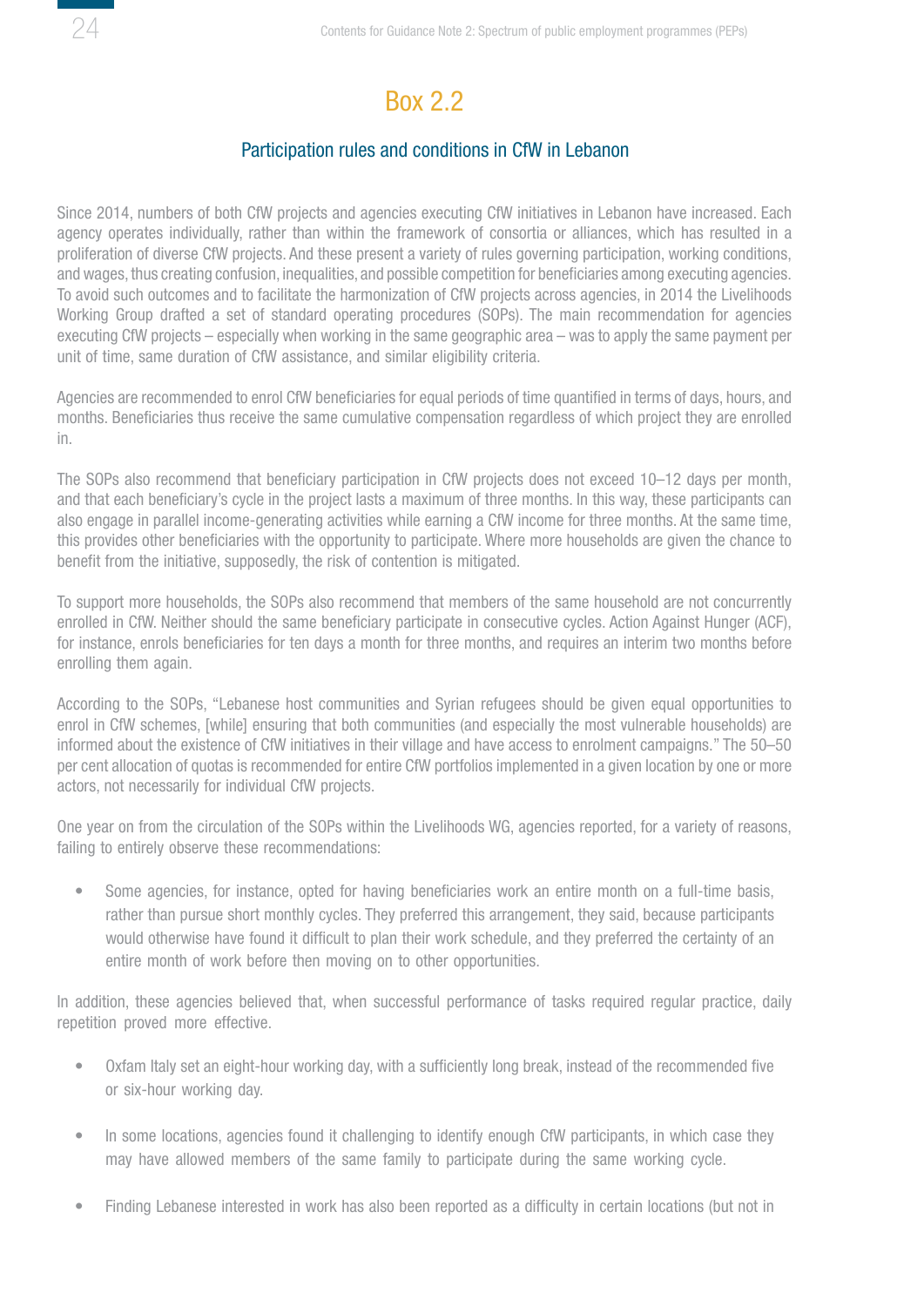## Box 2.2

### Participation rules and conditions in CfW in Lebanon

Since 2014, numbers of both CfW projects and agencies executing CfW initiatives in Lebanon have increased. Each agency operates individually, rather than within the framework of consortia or alliances, which has resulted in a proliferation of diverse CfW projects. And these present a variety of rules governing participation, working conditions, and wages, thus creating confusion, inequalities, and possible competition for beneficiaries among executing agencies. To avoid such outcomes and to facilitate the harmonization of CfW projects across agencies, in 2014 the Livelihoods Working Group drafted a set of standard operating procedures (SOPs). The main recommendation for agencies executing CfW projects – especially when working in the same geographic area – was to apply the same payment per unit of time, same duration of CfW assistance, and similar eligibility criteria.

Agencies are recommended to enrol CfW beneficiaries for equal periods of time quantified in terms of days, hours, and months. Beneficiaries thus receive the same cumulative compensation regardless of which project they are enrolled in.

The SOPs also recommend that beneficiary participation in CfW projects does not exceed 10–12 days per month, and that each beneficiary's cycle in the project lasts a maximum of three months. In this way, these participants can also engage in parallel income-generating activities while earning a CfW income for three months. At the same time, this provides other beneficiaries with the opportunity to participate. Where more households are given the chance to benefit from the initiative, supposedly, the risk of contention is mitigated.

To support more households, the SOPs also recommend that members of the same household are not concurrently enrolled in CfW. Neither should the same beneficiary participate in consecutive cycles. Action Against Hunger (ACF), for instance, enrols beneficiaries for ten days a month for three months, and requires an interim two months before enrolling them again.

According to the SOPs, "Lebanese host communities and Syrian refugees should be given equal opportunities to enrol in CfW schemes, [while] ensuring that both communities (and especially the most vulnerable households) are informed about the existence of CfW initiatives in their village and have access to enrolment campaigns." The 50–50 per cent allocation of quotas is recommended for entire CfW portfolios implemented in a given location by one or more actors, not necessarily for individual CfW projects.

One year on from the circulation of the SOPs within the Livelihoods WG, agencies reported, for a variety of reasons, failing to entirely observe these recommendations:

- Some agencies, for instance, opted for having beneficiaries work an entire month on a full-time basis, rather than pursue short monthly cycles. They preferred this arrangement, they said, because participants would otherwise have found it difficult to plan their work schedule, and they preferred the certainty of an entire month of work before then moving on to other opportunities.

In addition, these agencies believed that, when successful performance of tasks required regular practice, daily repetition proved more effective.

- Oxfam Italy set an eight-hour working day, with a sufficiently long break, instead of the recommended five or six-hour working day.

- In some locations, agencies found it challenging to identify enough CfW participants, in which case they may have allowed members of the same family to participate during the same working cycle.

- Finding Lebanese interested in work has also been reported as a difficulty in certain locations (but not in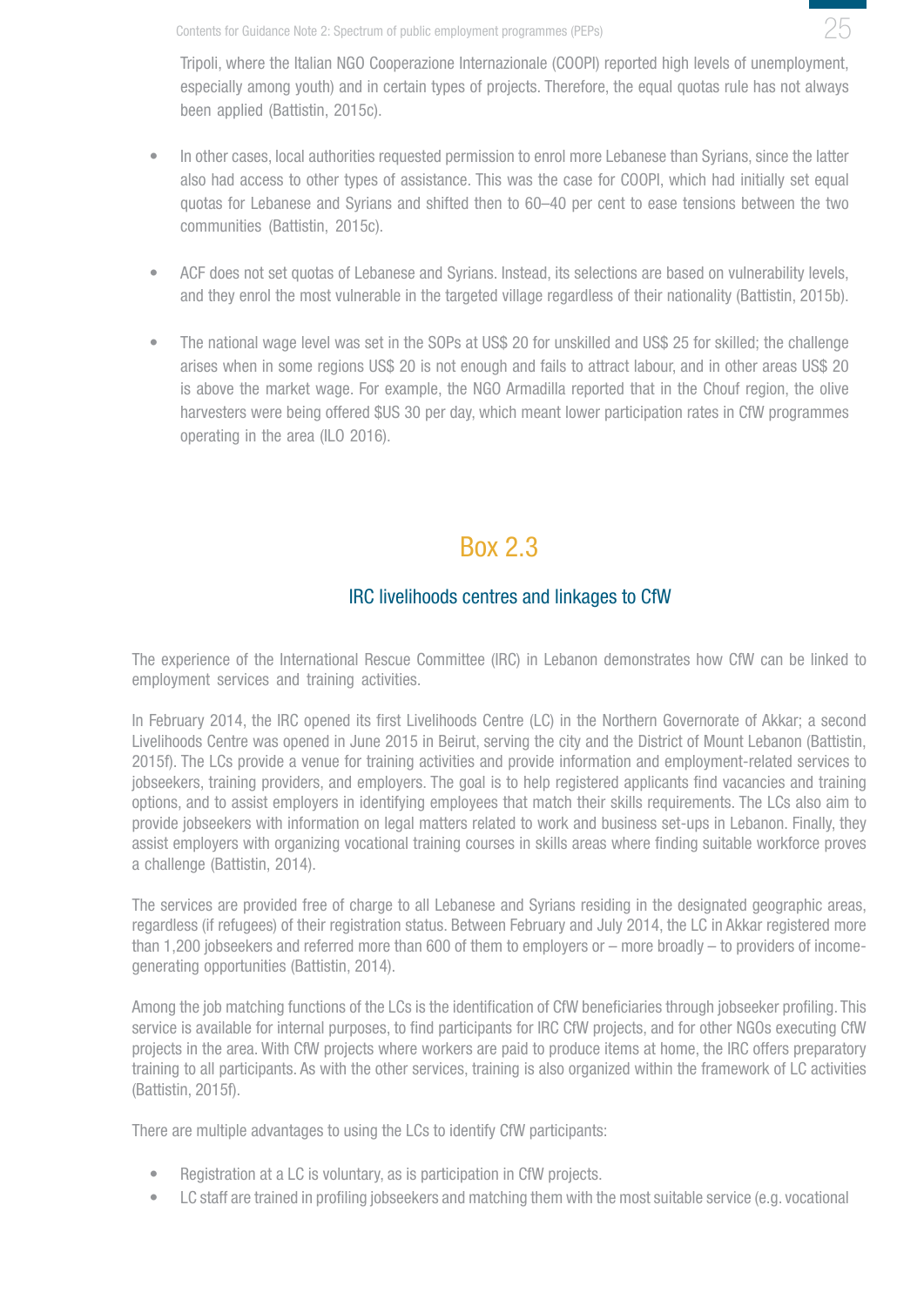Tripoli, where the Italian NGO Cooperazione Internazionale (COOPI) reported high levels of unemployment, especially among youth) and in certain types of projects. Therefore, the equal quotas rule has not always been applied (Battistin, 2015c).

- In other cases, local authorities requested permission to enrol more Lebanese than Syrians, since the latter also had access to other types of assistance. This was the case for COOPI, which had initially set equal quotas for Lebanese and Syrians and shifted then to 60–40 per cent to ease tensions between the two communities (Battistin, 2015c).

- ACF does not set quotas of Lebanese and Syrians. Instead, its selections are based on vulnerability levels, and they enrol the most vulnerable in the targeted village regardless of their nationality (Battistin, 2015b).

- The national wage level was set in the SOPs at US$ 20 for unskilled and US$ 25 for skilled; the challenge arises when in some regions US$ 20 is not enough and fails to attract labour, and in other areas US$ 20 is above the market wage. For example, the NGO Armadilla reported that in the Chouf region, the olive harvesters were being offered $US 30 per day, which meant lower participation rates in CfW programmes operating in the area (ILO 2016).

## Box 2.3

### IRC livelihoods centres and linkages to CfW

The experience of the International Rescue Committee (IRC) in Lebanon demonstrates how CfW can be linked to employment services and training activities.

In February 2014, the IRC opened its first Livelihoods Centre (LC) in the Northern Governorate of Akkar; a second Livelihoods Centre was opened in June 2015 in Beirut, serving the city and the District of Mount Lebanon (Battistin, 2015f). The LCs provide a venue for training activities and provide information and employment-related services to jobseekers, training providers, and employers. The goal is to help registered applicants find vacancies and training options, and to assist employers in identifying employees that match their skills requirements. The LCs also aim to provide jobseekers with information on legal matters related to work and business set-ups in Lebanon. Finally, they assist employers with organizing vocational training courses in skills areas where finding suitable workforce proves a challenge (Battistin, 2014).

The services are provided free of charge to all Lebanese and Syrians residing in the designated geographic areas, regardless (if refugees) of their registration status. Between February and July 2014, the LC in Akkar registered more than 1,200 jobseekers and referred more than 600 of them to employers or – more broadly – to providers of income-generating opportunities (Battistin, 2014).

Among the job matching functions of the LCs is the identification of CfW beneficiaries through jobseeker profiling. This service is available for internal purposes, to find participants for IRC CfW projects, and for other NGOs executing CfW projects in the area. With CfW projects where workers are paid to produce items at home, the IRC offers preparatory training to all participants. As with the other services, training is also organized within the framework of LC activities (Battistin, 2015f).

There are multiple advantages to using the LCs to identify CfW participants:

- Registration at a LC is voluntary, as is participation in CfW projects.
- LC staff are trained in profiling jobseekers and matching them with the most suitable service (e.g. vocational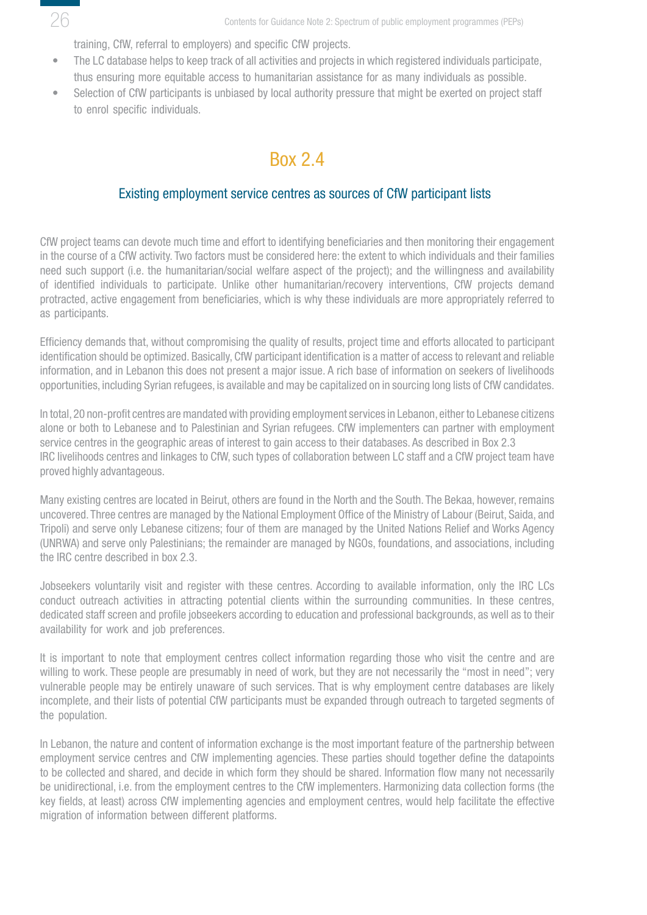training, CfW, referral to employers) and specific CfW projects.

- The LC database helps to keep track of all activities and projects in which registered individuals participate, thus ensuring more equitable access to humanitarian assistance for as many individuals as possible.
- Selection of CfW participants is unbiased by local authority pressure that might be exerted on project staff to enrol specific individuals.

## Box 2.4

### Existing employment service centres as sources of CfW participant lists

CfW project teams can devote much time and effort to identifying beneficiaries and then monitoring their engagement in the course of a CfW activity. Two factors must be considered here: the extent to which individuals and their families need such support (i.e. the humanitarian/social welfare aspect of the project); and the willingness and availability of identified individuals to participate. Unlike other humanitarian/recovery interventions, CfW projects demand protracted, active engagement from beneficiaries, which is why these individuals are more appropriately referred to as participants.

Efficiency demands that, without compromising the quality of results, project time and efforts allocated to participant identification should be optimized. Basically, CfW participant identification is a matter of access to relevant and reliable information, and in Lebanon this does not present a major issue. A rich base of information on seekers of livelihoods opportunities, including Syrian refugees, is available and may be capitalized on in sourcing long lists of CfW candidates.

In total, 20 non-profit centres are mandated with providing employment services in Lebanon, either to Lebanese citizens alone or both to Lebanese and to Palestinian and Syrian refugees. CfW implementers can partner with employment service centres in the geographic areas of interest to gain access to their databases. As described in Box 2.3 IRC livelihoods centres and linkages to CfW, such types of collaboration between LC staff and a CfW project team have proved highly advantageous.

Many existing centres are located in Beirut, others are found in the North and the South. The Bekaa, however, remains uncovered. Three centres are managed by the National Employment Office of the Ministry of Labour (Beirut, Saida, and Tripoli) and serve only Lebanese citizens; four of them are managed by the United Nations Relief and Works Agency (UNRWA) and serve only Palestinians; the remainder are managed by NGOs, foundations, and associations, including the IRC centre described in box 2.3.

Jobseekers voluntarily visit and register with these centres. According to available information, only the IRC LCs conduct outreach activities in attracting potential clients within the surrounding communities. In these centres, dedicated staff screen and profile jobseekers according to education and professional backgrounds, as well as to their availability for work and job preferences.

It is important to note that employment centres collect information regarding those who visit the centre and are willing to work. These people are presumably in need of work, but they are not necessarily the "most in need"; very vulnerable people may be entirely unaware of such services. That is why employment centre databases are likely incomplete, and their lists of potential CfW participants must be expanded through outreach to targeted segments of the population.

In Lebanon, the nature and content of information exchange is the most important feature of the partnership between employment service centres and CfW implementing agencies. These parties should together define the datapoints to be collected and shared, and decide in which form they should be shared. Information flow many not necessarily be unidirectional, i.e. from the employment centres to the CfW implementers. Harmonizing data collection forms (the key fields, at least) across CfW implementing agencies and employment centres, would help facilitate the effective migration of information between different platforms.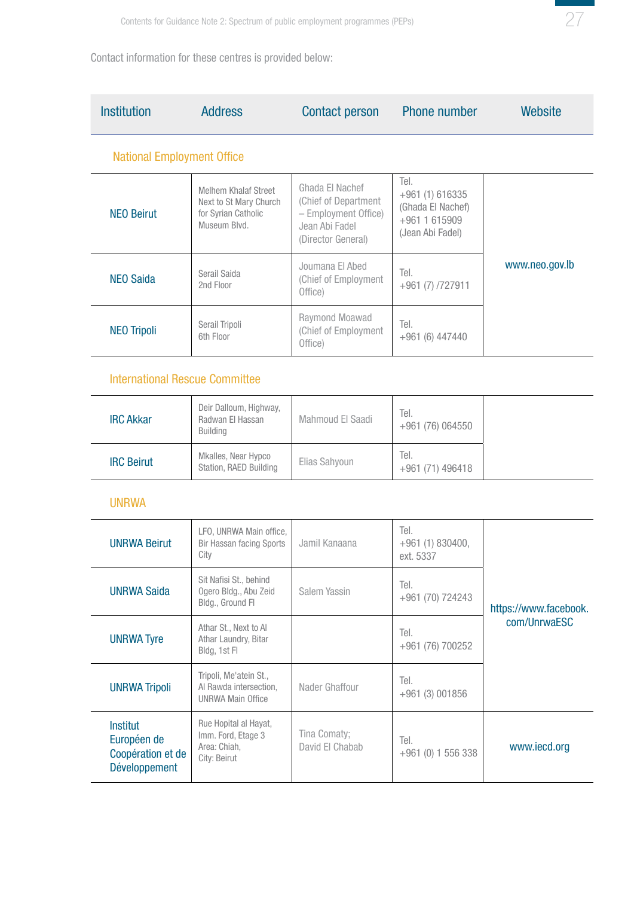Contact information for these centres is provided below:

| Institution | Address | Contact person | Phone number | Website |
|---|---|---|---|---|
| **National Employment Office** | | | | |
| NEO Beirut | Melhem Khalaf Street Next to St Mary Church for Syrian Catholic Museum Blvd. | Ghada El Nachef (Chief of Department – Employment Office) Jean Abi Fadel (Director General) | Tel. +961 (1) 616335 (Ghada El Nachef) +961 1 615909 (Jean Abi Fadel) | www.neo.gov.lb |
| NEO Saida | Serail Saida 2nd Floor | Joumana El Abed (Chief of Employment Office) | Tel. +961 (7) /727911 | |
| NEO Tripoli | Serail Tripoli 6th Floor | Raymond Moawad (Chief of Employment Office) | Tel. +961 (6) 447440 | |
| **International Rescue Committee** | | | | |
| IRC Akkar | Deir Dalloum, Highway, Radwan El Hassan Building | Mahmoud El Saadi | Tel. +961 (76) 064550 | |
| IRC Beirut | Mkalles, Near Hypco Station, RAED Building | Elias Sahyoun | Tel. +961 (71) 496418 | |
| **UNRWA** | | | | |
| UNRWA Beirut | LFO, UNRWA Main office, Bir Hassan facing Sports City | Jamil Kanaana | Tel. +961 (1) 830400, ext. 5337 | https://www.facebook.com/UnrwaESC |
| UNRWA Saida | Sit Nafisi St., behind Ogero Bldg., Abu Zeid Bldg., Ground Fl | Salem Yassin | Tel. +961 (70) 724243 | |
| UNRWA Tyre | Athar St., Next to Al Athar Laundry, Bitar Bldg, 1st Fl | | Tel. +961 (76) 700252 | |
| UNRWA Tripoli | Tripoli, Me'atein St., Al Rawda intersection, UNRWA Main Office | Nader Ghaffour | Tel. +961 (3) 001856 | |
| Institut Européen de Coopération et de Développement | Rue Hopital al Hayat, Imm. Ford, Etage 3 Area: Chiah, City: Beirut | Tina Comaty; David El Chabab | Tel. +961 (0) 1 556 338 | www.iecd.org |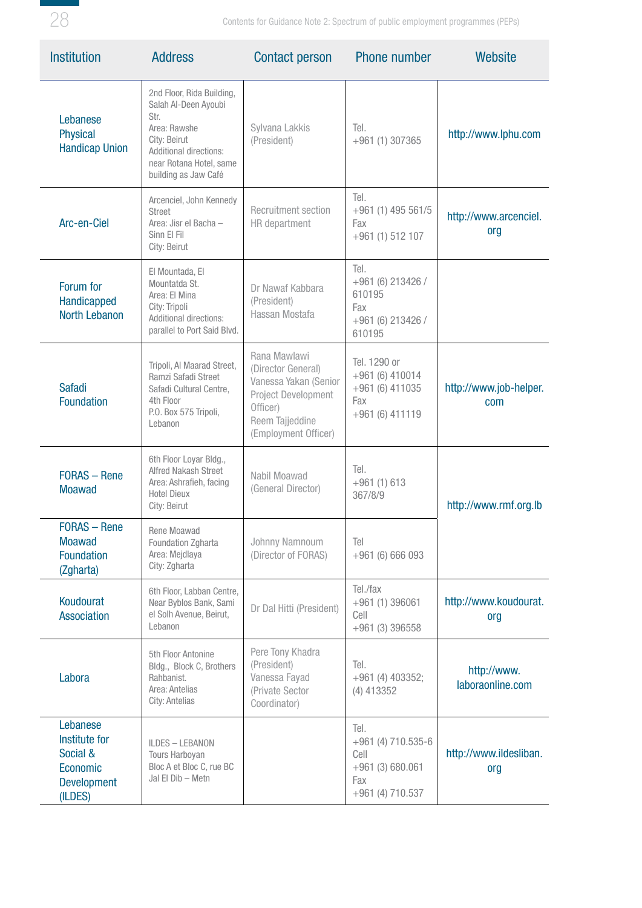| Institution | Address | Contact person | Phone number | Website |
|---|---|---|---|---|
| Lebanese Physical Handicap Union | 2nd Floor, Rida Building, Salah Al-Deen Ayoubi Str.<br>Area: Rawshe<br>City: Beirut<br>Additional directions: near Rotana Hotel, same building as Jaw Café | Sylvana Lakkis (President) | Tel.<br>+961 (1) 307365 | http://www.lphu.com |
| Arc-en-Ciel | Arcenciel, John Kennedy Street<br>Area: Jisr el Bacha – Sinn El Fil<br>City: Beirut | Recruitment section HR department | Tel.<br>+961 (1) 495 561/5<br>Fax<br>+961 (1) 512 107 | http://www.arcenciel.org |
| Forum for Handicapped North Lebanon | El Mountada, El Mountatda St.<br>Area: El Mina<br>City: Tripoli<br>Additional directions: parallel to Port Said Blvd. | Dr Nawaf Kabbara (President)<br>Hassan Mostafa | Tel.<br>+961 (6) 213426 / 610195<br>Fax<br>+961 (6) 213426 / 610195 | |
| Safadi Foundation | Tripoli, Al Maarad Street, Ramzi Safadi Street<br>Safadi Cultural Centre, 4th Floor<br>P.O. Box 575 Tripoli, Lebanon | Rana Mawlawi (Director General)<br>Vanessa Yakan (Senior Project Development Officer)<br>Reem Tajjeddine (Employment Officer) | Tel. 1290 or<br>+961 (6) 410014<br>+961 (6) 411035<br>Fax<br>+961 (6) 411119 | http://www.job-helper.com |
| FORAS – Rene Moawad | 6th Floor Loyar Bldg., Alfred Nakash Street<br>Area: Ashrafieh, facing Hotel Dieux<br>City: Beirut | Nabil Moawad (General Director) | Tel.<br>+961 (1) 613 367/8/9 | http://www.rmf.org.lb |
| FORAS – Rene Moawad Foundation (Zgharta) | Rene Moawad Foundation Zgharta<br>Area: Mejdlaya<br>City: Zgharta | Johnny Namnoum (Director of FORAS) | Tel<br>+961 (6) 666 093 | |
| Koudourat Association | 6th Floor, Labban Centre, Near Byblos Bank, Sami el Solh Avenue, Beirut, Lebanon | Dr Dal Hitti (President) | Tel./fax<br>+961 (1) 396061<br>Cell<br>+961 (3) 396558 | http://www.koudourat.org |
| Labora | 5th Floor Antonine Bldg., Block C, Brothers Rahbanist.<br>Area: Antelias<br>City: Antelias | Pere Tony Khadra (President)<br>Vanessa Fayad (Private Sector Coordinator) | Tel.<br>+961 (4) 403352; (4) 413352 | http://www.laboraonline.com |
| Lebanese Institute for Social & Economic Development (ILDES) | ILDES – LEBANON<br>Tours Harboyan<br>Bloc A et Bloc C, rue BC<br>Jal El Dib – Metn | | Tel.<br>+961 (4) 710.535-6<br>Cell<br>+961 (3) 680.061<br>Fax<br>+961 (4) 710.537 | http://www.ildesliban.org |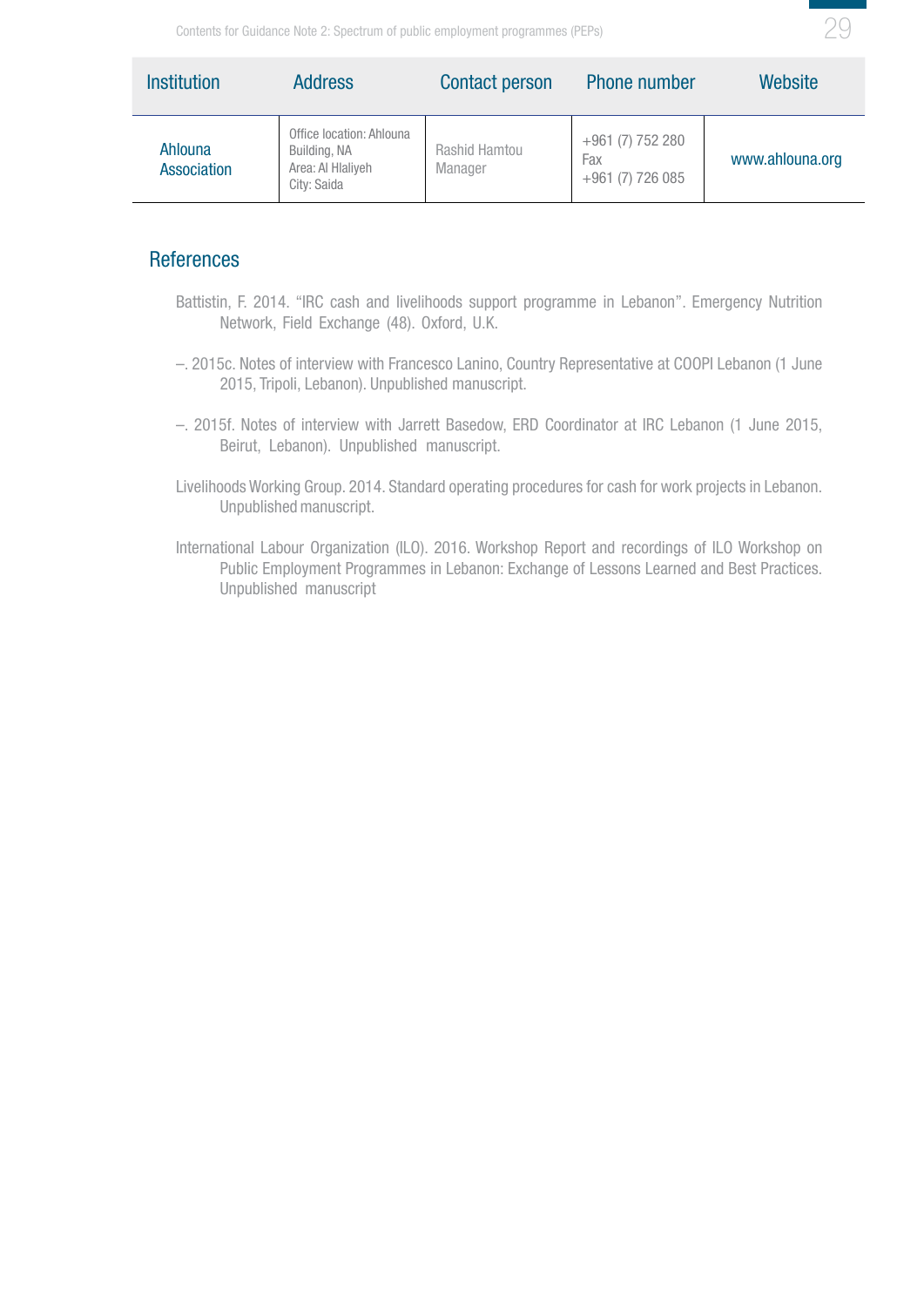| Institution | Address | Contact person | Phone number | Website |
|---|---|---|---|---|
| Ahlouna Association | Office location: Ahlouna Building, NA<br>Area: Al Hlaliyeh<br>City: Saida | Rashid Hamtou<br>Manager | +961 (7) 752 280<br>Fax<br>+961 (7) 726 085 | www.ahlouna.org |

## References

Battistin, F. 2014. "IRC cash and livelihoods support programme in Lebanon". Emergency Nutrition Network, Field Exchange (48). Oxford, U.K.

–. 2015c. Notes of interview with Francesco Lanino, Country Representative at COOPI Lebanon (1 June 2015, Tripoli, Lebanon). Unpublished manuscript.

–. 2015f. Notes of interview with Jarrett Basedow, ERD Coordinator at IRC Lebanon (1 June 2015, Beirut, Lebanon). Unpublished manuscript.

Livelihoods Working Group. 2014. Standard operating procedures for cash for work projects in Lebanon. Unpublished manuscript.

International Labour Organization (ILO). 2016. Workshop Report and recordings of ILO Workshop on Public Employment Programmes in Lebanon: Exchange of Lessons Learned and Best Practices. Unpublished manuscript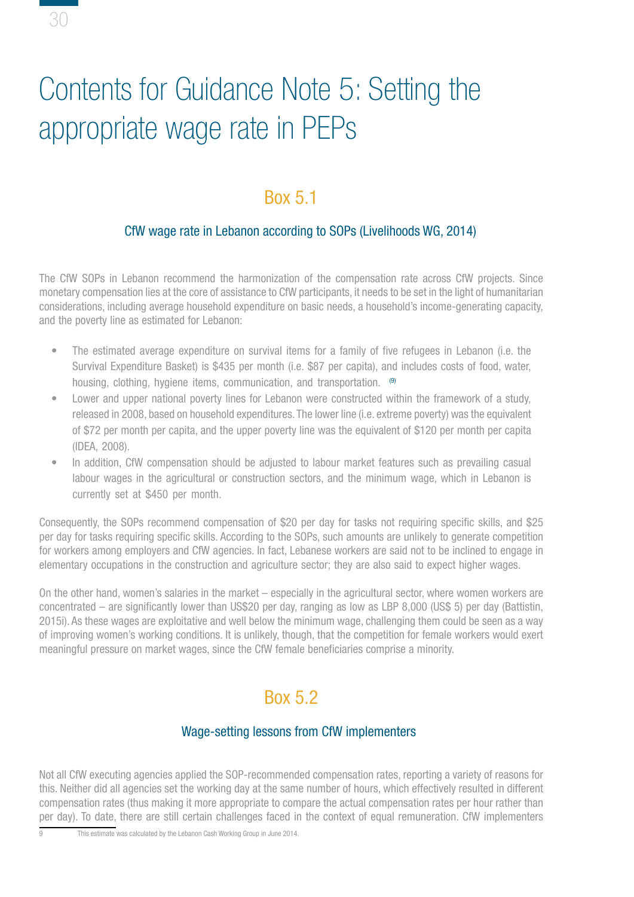# Contents for Guidance Note 5: Setting the appropriate wage rate in PEPs

## Box 5.1

### CfW wage rate in Lebanon according to SOPs (Livelihoods WG, 2014)

The CfW SOPs in Lebanon recommend the harmonization of the compensation rate across CfW projects. Since monetary compensation lies at the core of assistance to CfW participants, it needs to be set in the light of humanitarian considerations, including average household expenditure on basic needs, a household's income-generating capacity, and the poverty line as estimated for Lebanon:

- The estimated average expenditure on survival items for a family of five refugees in Lebanon (i.e. the Survival Expenditure Basket) is $435 per month (i.e. $87 per capita), and includes costs of food, water, housing, clothing, hygiene items, communication, and transportation. [9]
- Lower and upper national poverty lines for Lebanon were constructed within the framework of a study, released in 2008, based on household expenditures. The lower line (i.e. extreme poverty) was the equivalent of $72 per month per capita, and the upper poverty line was the equivalent of $120 per month per capita (IDEA, 2008).
- In addition, CfW compensation should be adjusted to labour market features such as prevailing casual labour wages in the agricultural or construction sectors, and the minimum wage, which in Lebanon is currently set at $450 per month.

Consequently, the SOPs recommend compensation of $20 per day for tasks not requiring specific skills, and $25 per day for tasks requiring specific skills. According to the SOPs, such amounts are unlikely to generate competition for workers among employers and CfW agencies. In fact, Lebanese workers are said not to be inclined to engage in elementary occupations in the construction and agriculture sector; they are also said to expect higher wages.

On the other hand, women's salaries in the market – especially in the agricultural sector, where women workers are concentrated – are significantly lower than US$20 per day, ranging as low as LBP 8,000 (US$ 5) per day (Battistin, 2015i). As these wages are exploitative and well below the minimum wage, challenging them could be seen as a way of improving women's working conditions. It is unlikely, though, that the competition for female workers would exert meaningful pressure on market wages, since the CfW female beneficiaries comprise a minority.

## Box 5.2

### Wage-setting lessons from CfW implementers

Not all CfW executing agencies applied the SOP-recommended compensation rates, reporting a variety of reasons for this. Neither did all agencies set the working day at the same number of hours, which effectively resulted in different compensation rates (thus making it more appropriate to compare the actual compensation rates per hour rather than per day). To date, there are still certain challenges faced in the context of equal remuneration. CfW implementers

9 This estimate was calculated by the Lebanon Cash Working Group in June 2014.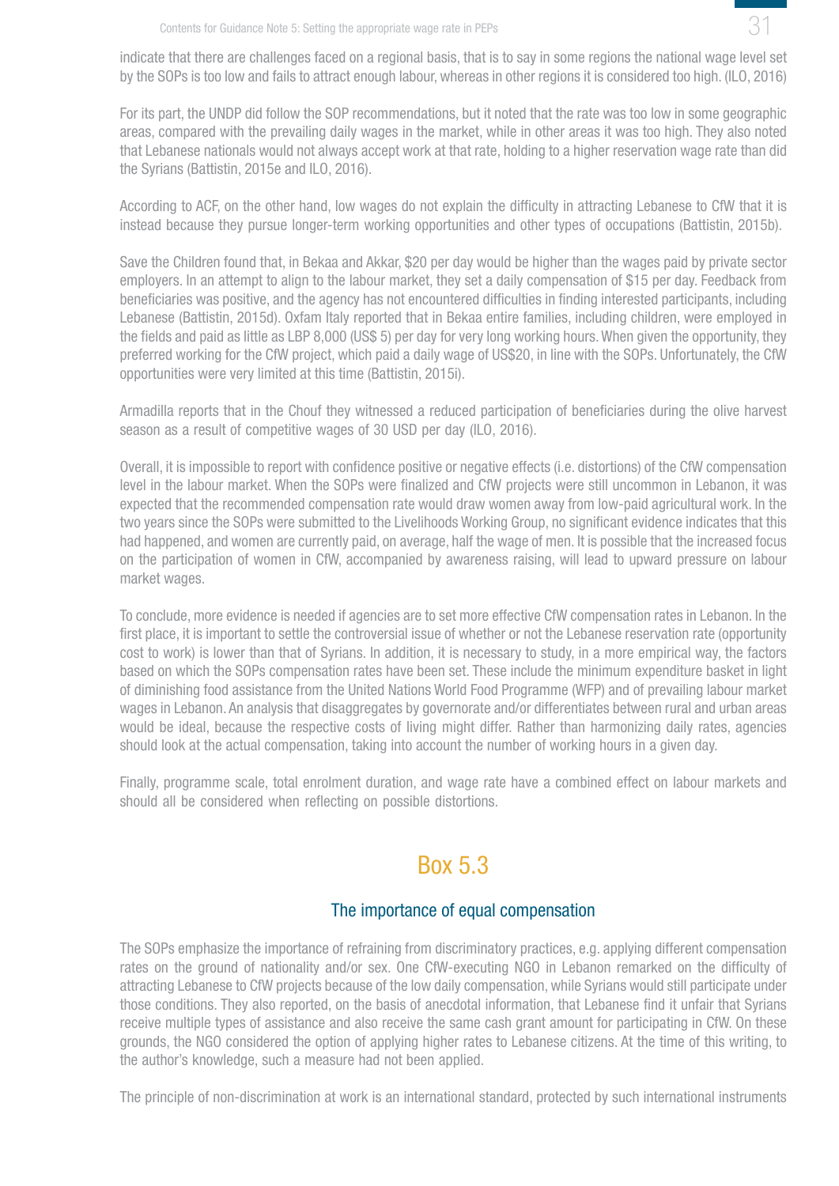indicate that there are challenges faced on a regional basis, that is to say in some regions the national wage level set by the SOPs is too low and fails to attract enough labour, whereas in other regions it is considered too high. (ILO, 2016)

For its part, the UNDP did follow the SOP recommendations, but it noted that the rate was too low in some geographic areas, compared with the prevailing daily wages in the market, while in other areas it was too high. They also noted that Lebanese nationals would not always accept work at that rate, holding to a higher reservation wage rate than did the Syrians (Battistin, 2015e and ILO, 2016).

According to ACF, on the other hand, low wages do not explain the difficulty in attracting Lebanese to CfW that it is instead because they pursue longer-term working opportunities and other types of occupations (Battistin, 2015b).

Save the Children found that, in Bekaa and Akkar, $20 per day would be higher than the wages paid by private sector employers. In an attempt to align to the labour market, they set a daily compensation of $15 per day. Feedback from beneficiaries was positive, and the agency has not encountered difficulties in finding interested participants, including Lebanese (Battistin, 2015d). Oxfam Italy reported that in Bekaa entire families, including children, were employed in the fields and paid as little as LBP 8,000 (US$ 5) per day for very long working hours. When given the opportunity, they preferred working for the CfW project, which paid a daily wage of US$20, in line with the SOPs. Unfortunately, the CfW opportunities were very limited at this time (Battistin, 2015i).

Armadilla reports that in the Chouf they witnessed a reduced participation of beneficiaries during the olive harvest season as a result of competitive wages of 30 USD per day (ILO, 2016).

Overall, it is impossible to report with confidence positive or negative effects (i.e. distortions) of the CfW compensation level in the labour market. When the SOPs were finalized and CfW projects were still uncommon in Lebanon, it was expected that the recommended compensation rate would draw women away from low-paid agricultural work. In the two years since the SOPs were submitted to the Livelihoods Working Group, no significant evidence indicates that this had happened, and women are currently paid, on average, half the wage of men. It is possible that the increased focus on the participation of women in CfW, accompanied by awareness raising, will lead to upward pressure on labour market wages.

To conclude, more evidence is needed if agencies are to set more effective CfW compensation rates in Lebanon. In the first place, it is important to settle the controversial issue of whether or not the Lebanese reservation rate (opportunity cost to work) is lower than that of Syrians. In addition, it is necessary to study, in a more empirical way, the factors based on which the SOPs compensation rates have been set. These include the minimum expenditure basket in light of diminishing food assistance from the United Nations World Food Programme (WFP) and of prevailing labour market wages in Lebanon. An analysis that disaggregates by governorate and/or differentiates between rural and urban areas would be ideal, because the respective costs of living might differ. Rather than harmonizing daily rates, agencies should look at the actual compensation, taking into account the number of working hours in a given day.

Finally, programme scale, total enrolment duration, and wage rate have a combined effect on labour markets and should all be considered when reflecting on possible distortions.

## Box 5.3

### The importance of equal compensation

The SOPs emphasize the importance of refraining from discriminatory practices, e.g. applying different compensation rates on the ground of nationality and/or sex. One CfW-executing NGO in Lebanon remarked on the difficulty of attracting Lebanese to CfW projects because of the low daily compensation, while Syrians would still participate under those conditions. They also reported, on the basis of anecdotal information, that Lebanese find it unfair that Syrians receive multiple types of assistance and also receive the same cash grant amount for participating in CfW. On these grounds, the NGO considered the option of applying higher rates to Lebanese citizens. At the time of this writing, to the author's knowledge, such a measure had not been applied.

The principle of non-discrimination at work is an international standard, protected by such international instruments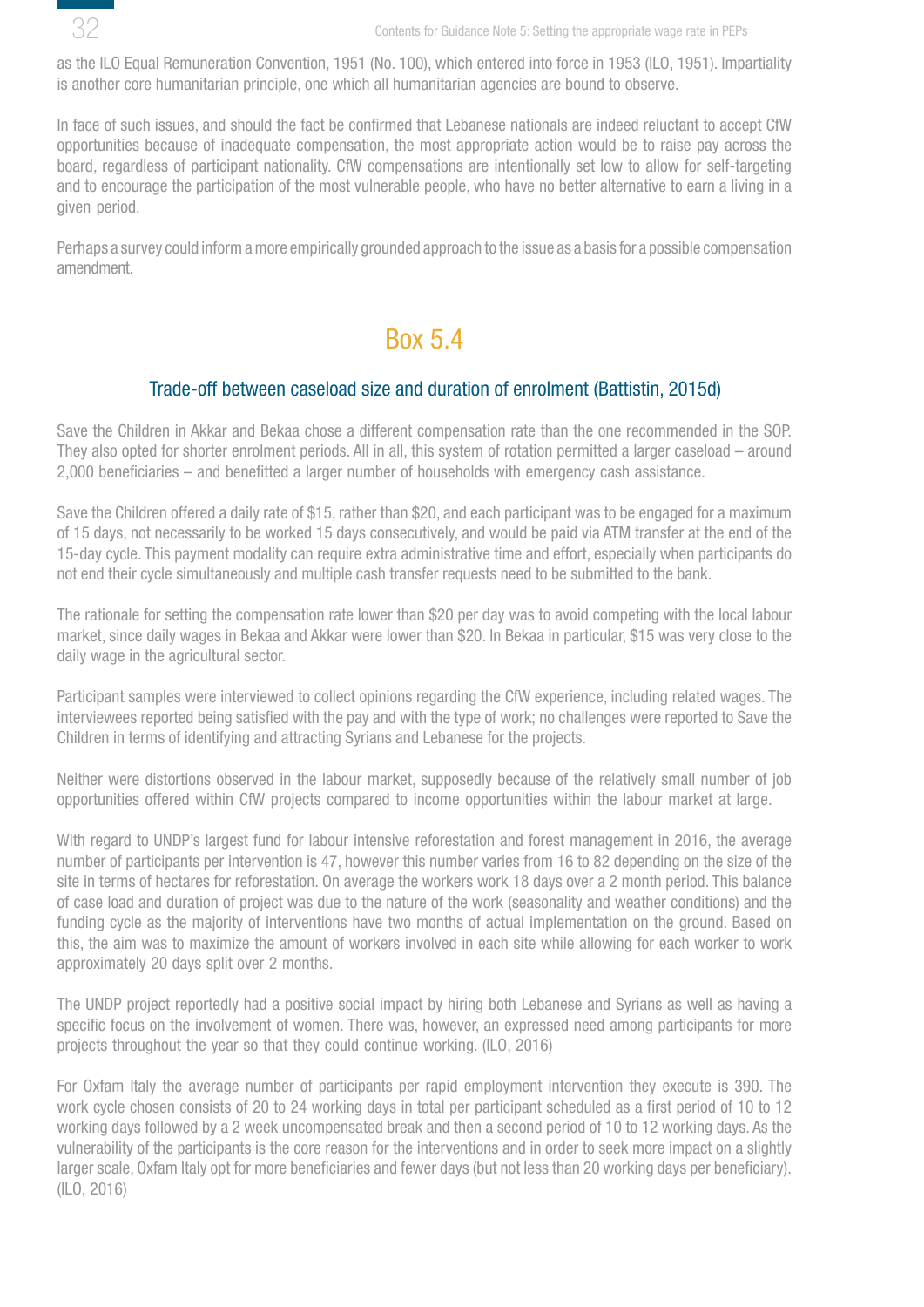as the ILO Equal Remuneration Convention, 1951 (No. 100), which entered into force in 1953 (ILO, 1951). Impartiality is another core humanitarian principle, one which all humanitarian agencies are bound to observe.

In face of such issues, and should the fact be confirmed that Lebanese nationals are indeed reluctant to accept CfW opportunities because of inadequate compensation, the most appropriate action would be to raise pay across the board, regardless of participant nationality. CfW compensations are intentionally set low to allow for self-targeting and to encourage the participation of the most vulnerable people, who have no better alternative to earn a living in a given period.

Perhaps a survey could inform a more empirically grounded approach to the issue as a basis for a possible compensation amendment.

## Box 5.4

### Trade-off between caseload size and duration of enrolment (Battistin, 2015d)

Save the Children in Akkar and Bekaa chose a different compensation rate than the one recommended in the SOP. They also opted for shorter enrolment periods. All in all, this system of rotation permitted a larger caseload – around 2,000 beneficiaries – and benefitted a larger number of households with emergency cash assistance.

Save the Children offered a daily rate of $15, rather than $20, and each participant was to be engaged for a maximum of 15 days, not necessarily to be worked 15 days consecutively, and would be paid via ATM transfer at the end of the 15-day cycle. This payment modality can require extra administrative time and effort, especially when participants do not end their cycle simultaneously and multiple cash transfer requests need to be submitted to the bank.

The rationale for setting the compensation rate lower than $20 per day was to avoid competing with the local labour market, since daily wages in Bekaa and Akkar were lower than $20. In Bekaa in particular, $15 was very close to the daily wage in the agricultural sector.

Participant samples were interviewed to collect opinions regarding the CfW experience, including related wages. The interviewees reported being satisfied with the pay and with the type of work; no challenges were reported to Save the Children in terms of identifying and attracting Syrians and Lebanese for the projects.

Neither were distortions observed in the labour market, supposedly because of the relatively small number of job opportunities offered within CfW projects compared to income opportunities within the labour market at large.

With regard to UNDP's largest fund for labour intensive reforestation and forest management in 2016, the average number of participants per intervention is 47, however this number varies from 16 to 82 depending on the size of the site in terms of hectares for reforestation. On average the workers work 18 days over a 2 month period. This balance of case load and duration of project was due to the nature of the work (seasonality and weather conditions) and the funding cycle as the majority of interventions have two months of actual implementation on the ground. Based on this, the aim was to maximize the amount of workers involved in each site while allowing for each worker to work approximately 20 days split over 2 months.

The UNDP project reportedly had a positive social impact by hiring both Lebanese and Syrians as well as having a specific focus on the involvement of women. There was, however, an expressed need among participants for more projects throughout the year so that they could continue working. (ILO, 2016)

For Oxfam Italy the average number of participants per rapid employment intervention they execute is 390. The work cycle chosen consists of 20 to 24 working days in total per participant scheduled as a first period of 10 to 12 working days followed by a 2 week uncompensated break and then a second period of 10 to 12 working days. As the vulnerability of the participants is the core reason for the interventions and in order to seek more impact on a slightly larger scale, Oxfam Italy opt for more beneficiaries and fewer days (but not less than 20 working days per beneficiary). (ILO, 2016)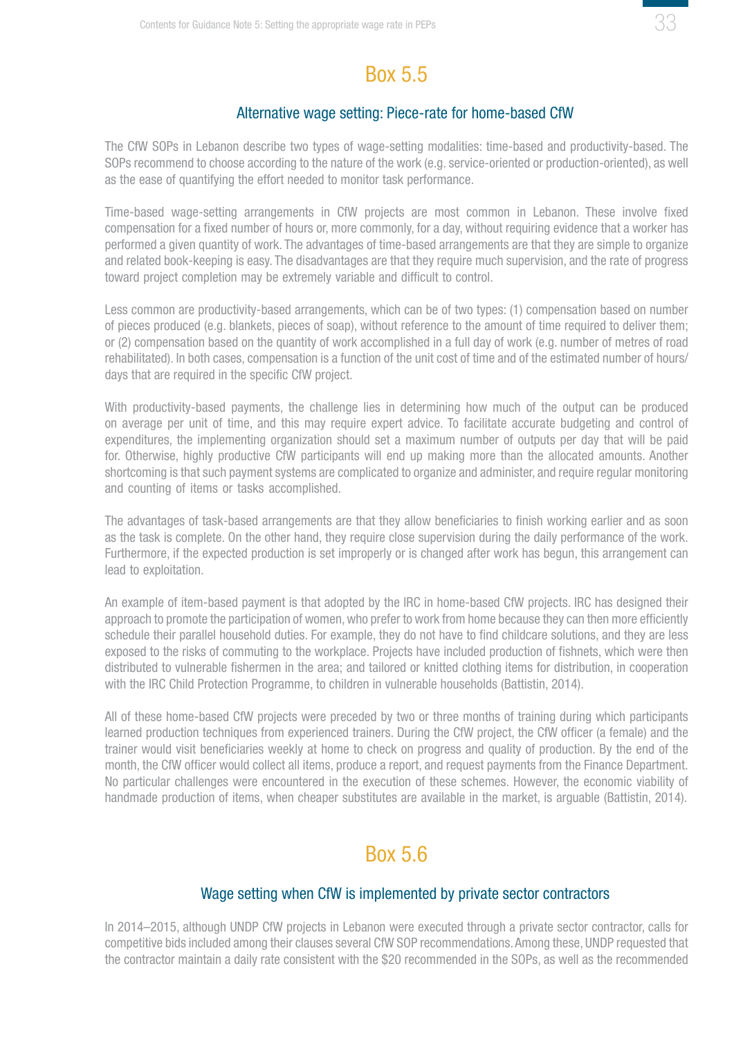## Box 5.5

### Alternative wage setting: Piece-rate for home-based CfW

The CfW SOPs in Lebanon describe two types of wage-setting modalities: time-based and productivity-based. The SOPs recommend to choose according to the nature of the work (e.g. service-oriented or production-oriented), as well as the ease of quantifying the effort needed to monitor task performance.

Time-based wage-setting arrangements in CfW projects are most common in Lebanon. These involve fixed compensation for a fixed number of hours or, more commonly, for a day, without requiring evidence that a worker has performed a given quantity of work. The advantages of time-based arrangements are that they are simple to organize and related book-keeping is easy. The disadvantages are that they require much supervision, and the rate of progress toward project completion may be extremely variable and difficult to control.

Less common are productivity-based arrangements, which can be of two types: (1) compensation based on number of pieces produced (e.g. blankets, pieces of soap), without reference to the amount of time required to deliver them; or (2) compensation based on the quantity of work accomplished in a full day of work (e.g. number of metres of road rehabilitated). In both cases, compensation is a function of the unit cost of time and of the estimated number of hours/days that are required in the specific CfW project.

With productivity-based payments, the challenge lies in determining how much of the output can be produced on average per unit of time, and this may require expert advice. To facilitate accurate budgeting and control of expenditures, the implementing organization should set a maximum number of outputs per day that will be paid for. Otherwise, highly productive CfW participants will end up making more than the allocated amounts. Another shortcoming is that such payment systems are complicated to organize and administer, and require regular monitoring and counting of items or tasks accomplished.

The advantages of task-based arrangements are that they allow beneficiaries to finish working earlier and as soon as the task is complete. On the other hand, they require close supervision during the daily performance of the work. Furthermore, if the expected production is set improperly or is changed after work has begun, this arrangement can lead to exploitation.

An example of item-based payment is that adopted by the IRC in home-based CfW projects. IRC has designed their approach to promote the participation of women, who prefer to work from home because they can then more efficiently schedule their parallel household duties. For example, they do not have to find childcare solutions, and they are less exposed to the risks of commuting to the workplace. Projects have included production of fishnets, which were then distributed to vulnerable fishermen in the area; and tailored or knitted clothing items for distribution, in cooperation with the IRC Child Protection Programme, to children in vulnerable households (Battistin, 2014).

All of these home-based CfW projects were preceded by two or three months of training during which participants learned production techniques from experienced trainers. During the CfW project, the CfW officer (a female) and the trainer would visit beneficiaries weekly at home to check on progress and quality of production. By the end of the month, the CfW officer would collect all items, produce a report, and request payments from the Finance Department. No particular challenges were encountered in the execution of these schemes. However, the economic viability of handmade production of items, when cheaper substitutes are available in the market, is arguable (Battistin, 2014).

## Box 5.6

### Wage setting when CfW is implemented by private sector contractors

In 2014–2015, although UNDP CfW projects in Lebanon were executed through a private sector contractor, calls for competitive bids included among their clauses several CfW SOP recommendations. Among these, UNDP requested that the contractor maintain a daily rate consistent with the $20 recommended in the SOPs, as well as the recommended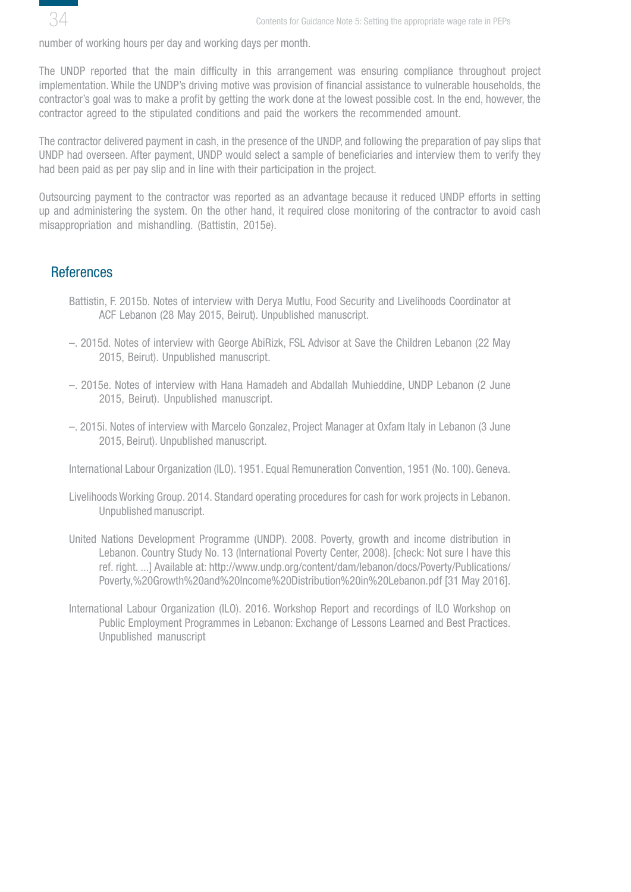number of working hours per day and working days per month.

The UNDP reported that the main difficulty in this arrangement was ensuring compliance throughout project implementation. While the UNDP's driving motive was provision of financial assistance to vulnerable households, the contractor's goal was to make a profit by getting the work done at the lowest possible cost. In the end, however, the contractor agreed to the stipulated conditions and paid the workers the recommended amount.

The contractor delivered payment in cash, in the presence of the UNDP, and following the preparation of pay slips that UNDP had overseen. After payment, UNDP would select a sample of beneficiaries and interview them to verify they had been paid as per pay slip and in line with their participation in the project.

Outsourcing payment to the contractor was reported as an advantage because it reduced UNDP efforts in setting up and administering the system. On the other hand, it required close monitoring of the contractor to avoid cash misappropriation and mishandling. (Battistin, 2015e).

## References

Battistin, F. 2015b. Notes of interview with Derya Mutlu, Food Security and Livelihoods Coordinator at ACF Lebanon (28 May 2015, Beirut). Unpublished manuscript.

–. 2015d. Notes of interview with George AbiRizk, FSL Advisor at Save the Children Lebanon (22 May 2015, Beirut). Unpublished manuscript.

–. 2015e. Notes of interview with Hana Hamadeh and Abdallah Muhieddine, UNDP Lebanon (2 June 2015, Beirut). Unpublished manuscript.

–. 2015i. Notes of interview with Marcelo Gonzalez, Project Manager at Oxfam Italy in Lebanon (3 June 2015, Beirut). Unpublished manuscript.

International Labour Organization (ILO). 1951. Equal Remuneration Convention, 1951 (No. 100). Geneva.

Livelihoods Working Group. 2014. Standard operating procedures for cash for work projects in Lebanon. Unpublished manuscript.

United Nations Development Programme (UNDP). 2008. Poverty, growth and income distribution in Lebanon. Country Study No. 13 (International Poverty Center, 2008). [check: Not sure I have this ref. right. ...] Available at: http://www.undp.org/content/dam/lebanon/docs/Poverty/Publications/Poverty,%20Growth%20and%20Income%20Distribution%20in%20Lebanon.pdf [31 May 2016].

International Labour Organization (ILO). 2016. Workshop Report and recordings of ILO Workshop on Public Employment Programmes in Lebanon: Exchange of Lessons Learned and Best Practices. Unpublished manuscript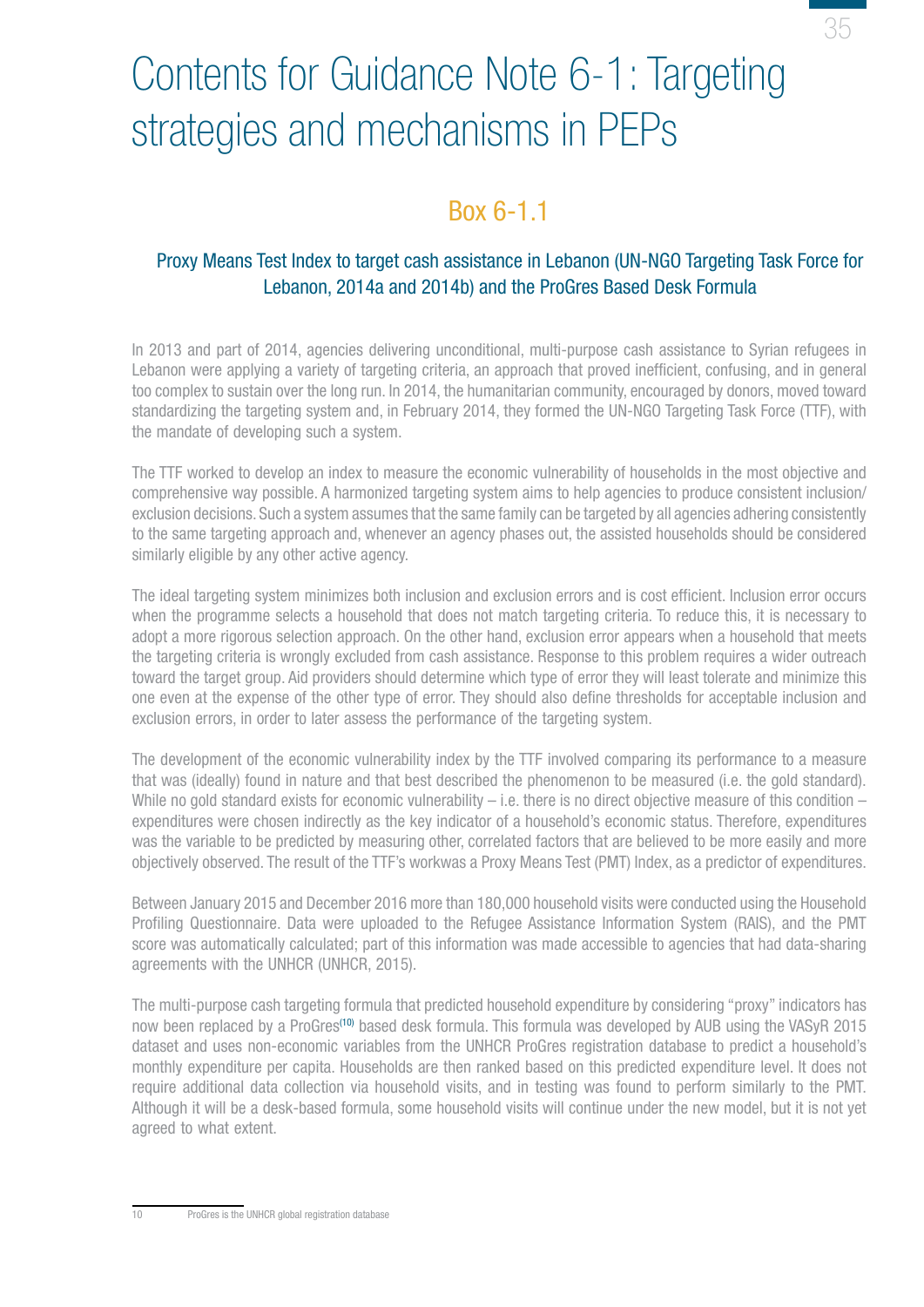# Contents for Guidance Note 6-1: Targeting strategies and mechanisms in PEPs

## Box 6-1.1

### Proxy Means Test Index to target cash assistance in Lebanon (UN-NGO Targeting Task Force for Lebanon, 2014a and 2014b) and the ProGres Based Desk Formula

In 2013 and part of 2014, agencies delivering unconditional, multi-purpose cash assistance to Syrian refugees in Lebanon were applying a variety of targeting criteria, an approach that proved inefficient, confusing, and in general too complex to sustain over the long run. In 2014, the humanitarian community, encouraged by donors, moved toward standardizing the targeting system and, in February 2014, they formed the UN-NGO Targeting Task Force (TTF), with the mandate of developing such a system.

The TTF worked to develop an index to measure the economic vulnerability of households in the most objective and comprehensive way possible. A harmonized targeting system aims to help agencies to produce consistent inclusion/exclusion decisions. Such a system assumes that the same family can be targeted by all agencies adhering consistently to the same targeting approach and, whenever an agency phases out, the assisted households should be considered similarly eligible by any other active agency.

The ideal targeting system minimizes both inclusion and exclusion errors and is cost efficient. Inclusion error occurs when the programme selects a household that does not match targeting criteria. To reduce this, it is necessary to adopt a more rigorous selection approach. On the other hand, exclusion error appears when a household that meets the targeting criteria is wrongly excluded from cash assistance. Response to this problem requires a wider outreach toward the target group. Aid providers should determine which type of error they will least tolerate and minimize this one even at the expense of the other type of error. They should also define thresholds for acceptable inclusion and exclusion errors, in order to later assess the performance of the targeting system.

The development of the economic vulnerability index by the TTF involved comparing its performance to a measure that was (ideally) found in nature and that best described the phenomenon to be measured (i.e. the gold standard). While no gold standard exists for economic vulnerability – i.e. there is no direct objective measure of this condition – expenditures were chosen indirectly as the key indicator of a household's economic status. Therefore, expenditures was the variable to be predicted by measuring other, correlated factors that are believed to be more easily and more objectively observed. The result of the TTF's workwas a Proxy Means Test (PMT) Index, as a predictor of expenditures.

Between January 2015 and December 2016 more than 180,000 household visits were conducted using the Household Profiling Questionnaire. Data were uploaded to the Refugee Assistance Information System (RAIS), and the PMT score was automatically calculated; part of this information was made accessible to agencies that had data-sharing agreements with the UNHCR (UNHCR, 2015).

The multi-purpose cash targeting formula that predicted household expenditure by considering "proxy" indicators has now been replaced by a ProGres[10] based desk formula. This formula was developed by AUB using the VASyR 2015 dataset and uses non-economic variables from the UNHCR ProGres registration database to predict a household's monthly expenditure per capita. Households are then ranked based on this predicted expenditure level. It does not require additional data collection via household visits, and in testing was found to perform similarly to the PMT. Although it will be a desk-based formula, some household visits will continue under the new model, but it is not yet agreed to what extent.

---

10 ProGres is the UNHCR global registration database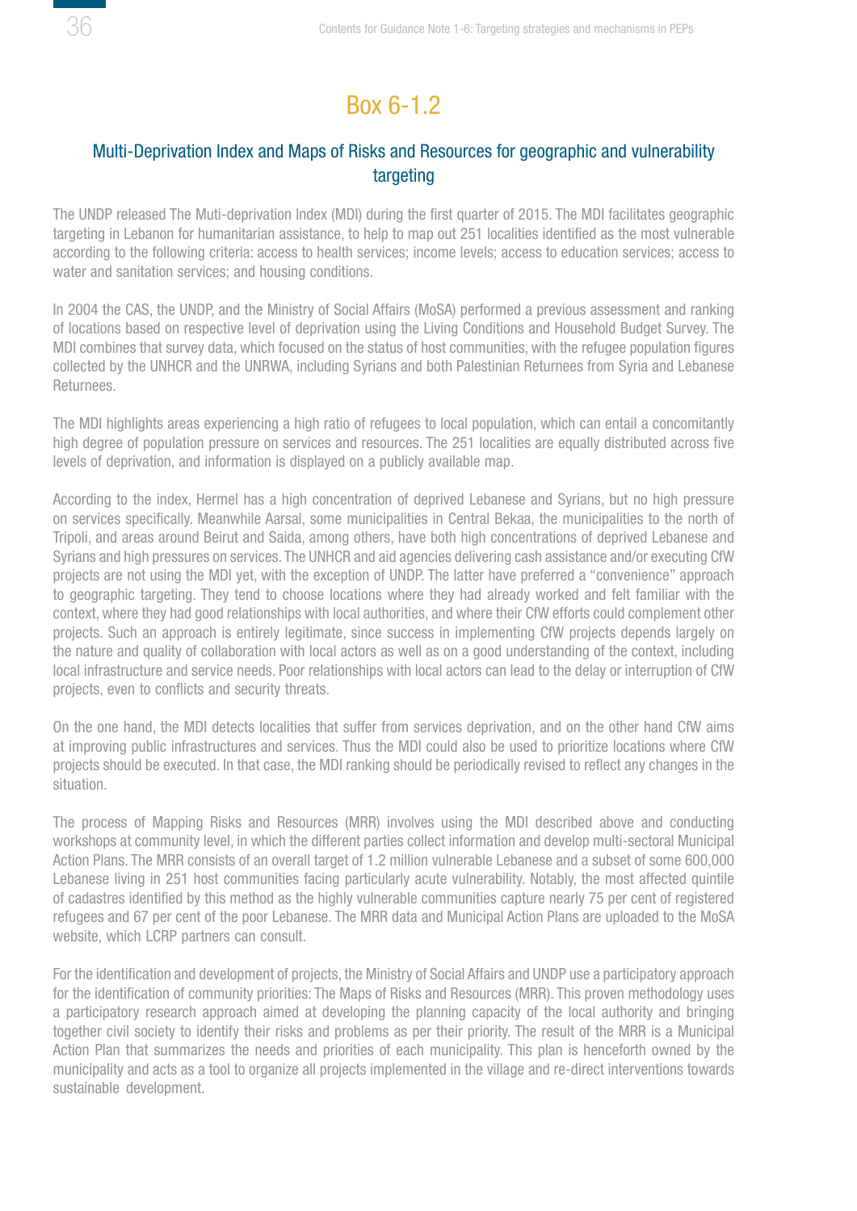## Box 6-1.2

### Multi-Deprivation Index and Maps of Risks and Resources for geographic and vulnerability targeting

The UNDP released The Muti-deprivation Index (MDI) during the first quarter of 2015. The MDI facilitates geographic targeting in Lebanon for humanitarian assistance, to help to map out 251 localities identified as the most vulnerable according to the following criteria: access to health services; income levels; access to education services; access to water and sanitation services; and housing conditions.

In 2004 the CAS, the UNDP, and the Ministry of Social Affairs (MoSA) performed a previous assessment and ranking of locations based on respective level of deprivation using the Living Conditions and Household Budget Survey. The MDI combines that survey data, which focused on the status of host communities, with the refugee population figures collected by the UNHCR and the UNRWA, including Syrians and both Palestinian Returnees from Syria and Lebanese Returnees.

The MDI highlights areas experiencing a high ratio of refugees to local population, which can entail a concomitantly high degree of population pressure on services and resources. The 251 localities are equally distributed across five levels of deprivation, and information is displayed on a publicly available map.

According to the index, Hermel has a high concentration of deprived Lebanese and Syrians, but no high pressure on services specifically. Meanwhile Aarsal, some municipalities in Central Bekaa, the municipalities to the north of Tripoli, and areas around Beirut and Saida, among others, have both high concentrations of deprived Lebanese and Syrians and high pressures on services. The UNHCR and aid agencies delivering cash assistance and/or executing CfW projects are not using the MDI yet, with the exception of UNDP. The latter have preferred a "convenience" approach to geographic targeting. They tend to choose locations where they had already worked and felt familiar with the context, where they had good relationships with local authorities, and where their CfW efforts could complement other projects. Such an approach is entirely legitimate, since success in implementing CfW projects depends largely on the nature and quality of collaboration with local actors as well as on a good understanding of the context, including local infrastructure and service needs. Poor relationships with local actors can lead to the delay or interruption of CfW projects, even to conflicts and security threats.

On the one hand, the MDI detects localities that suffer from services deprivation, and on the other hand CfW aims at improving public infrastructures and services. Thus the MDI could also be used to prioritize locations where CfW projects should be executed. In that case, the MDI ranking should be periodically revised to reflect any changes in the situation.

The process of Mapping Risks and Resources (MRR) involves using the MDI described above and conducting workshops at community level, in which the different parties collect information and develop multi-sectoral Municipal Action Plans. The MRR consists of an overall target of 1.2 million vulnerable Lebanese and a subset of some 600,000 Lebanese living in 251 host communities facing particularly acute vulnerability. Notably, the most affected quintile of cadastres identified by this method as the highly vulnerable communities capture nearly 75 per cent of registered refugees and 67 per cent of the poor Lebanese. The MRR data and Municipal Action Plans are uploaded to the MoSA website, which LCRP partners can consult.

For the identification and development of projects, the Ministry of Social Affairs and UNDP use a participatory approach for the identification of community priorities: The Maps of Risks and Resources (MRR). This proven methodology uses a participatory research approach aimed at developing the planning capacity of the local authority and bringing together civil society to identify their risks and problems as per their priority. The result of the MRR is a Municipal Action Plan that summarizes the needs and priorities of each municipality. This plan is henceforth owned by the municipality and acts as a tool to organize all projects implemented in the village and re-direct interventions towards sustainable development.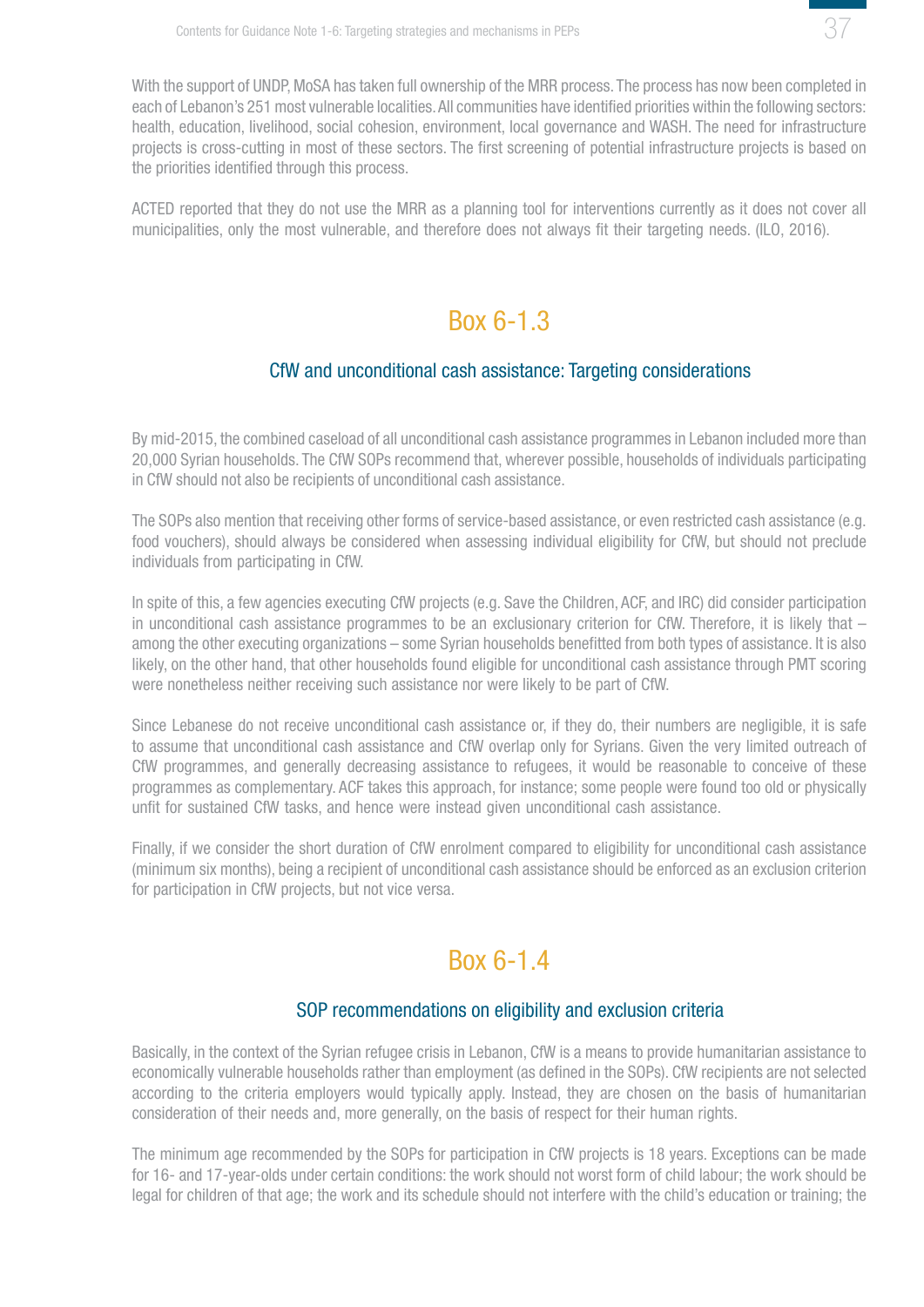With the support of UNDP, MoSA has taken full ownership of the MRR process. The process has now been completed in each of Lebanon's 251 most vulnerable localities. All communities have identified priorities within the following sectors: health, education, livelihood, social cohesion, environment, local governance and WASH. The need for infrastructure projects is cross-cutting in most of these sectors. The first screening of potential infrastructure projects is based on the priorities identified through this process.

ACTED reported that they do not use the MRR as a planning tool for interventions currently as it does not cover all municipalities, only the most vulnerable, and therefore does not always fit their targeting needs. (ILO, 2016).

## Box 6-1.3

### CfW and unconditional cash assistance: Targeting considerations

By mid-2015, the combined caseload of all unconditional cash assistance programmes in Lebanon included more than 20,000 Syrian households. The CfW SOPs recommend that, wherever possible, households of individuals participating in CfW should not also be recipients of unconditional cash assistance.

The SOPs also mention that receiving other forms of service-based assistance, or even restricted cash assistance (e.g. food vouchers), should always be considered when assessing individual eligibility for CfW, but should not preclude individuals from participating in CfW.

In spite of this, a few agencies executing CfW projects (e.g. Save the Children, ACF, and IRC) did consider participation in unconditional cash assistance programmes to be an exclusionary criterion for CfW. Therefore, it is likely that – among the other executing organizations – some Syrian households benefitted from both types of assistance. It is also likely, on the other hand, that other households found eligible for unconditional cash assistance through PMT scoring were nonetheless neither receiving such assistance nor were likely to be part of CfW.

Since Lebanese do not receive unconditional cash assistance or, if they do, their numbers are negligible, it is safe to assume that unconditional cash assistance and CfW overlap only for Syrians. Given the very limited outreach of CfW programmes, and generally decreasing assistance to refugees, it would be reasonable to conceive of these programmes as complementary. ACF takes this approach, for instance; some people were found too old or physically unfit for sustained CfW tasks, and hence were instead given unconditional cash assistance.

Finally, if we consider the short duration of CfW enrolment compared to eligibility for unconditional cash assistance (minimum six months), being a recipient of unconditional cash assistance should be enforced as an exclusion criterion for participation in CfW projects, but not vice versa.

## Box 6-1.4

### SOP recommendations on eligibility and exclusion criteria

Basically, in the context of the Syrian refugee crisis in Lebanon, CfW is a means to provide humanitarian assistance to economically vulnerable households rather than employment (as defined in the SOPs). CfW recipients are not selected according to the criteria employers would typically apply. Instead, they are chosen on the basis of humanitarian consideration of their needs and, more generally, on the basis of respect for their human rights.

The minimum age recommended by the SOPs for participation in CfW projects is 18 years. Exceptions can be made for 16- and 17-year-olds under certain conditions: the work should not worst form of child labour; the work should be legal for children of that age; the work and its schedule should not interfere with the child's education or training; the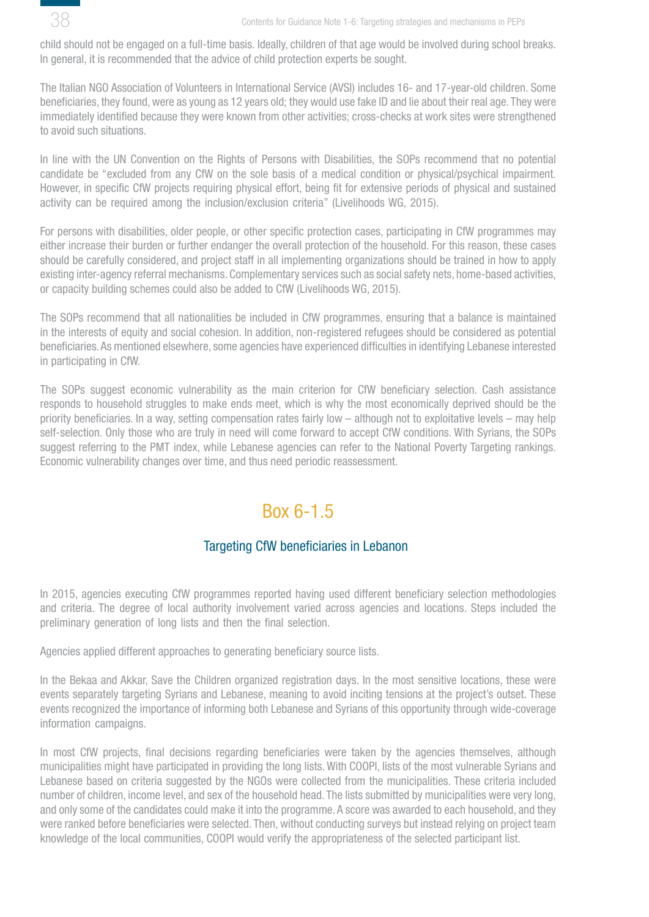child should not be engaged on a full-time basis. Ideally, children of that age would be involved during school breaks. In general, it is recommended that the advice of child protection experts be sought.

The Italian NGO Association of Volunteers in International Service (AVSI) includes 16- and 17-year-old children. Some beneficiaries, they found, were as young as 12 years old; they would use fake ID and lie about their real age. They were immediately identified because they were known from other activities; cross-checks at work sites were strengthened to avoid such situations.

In line with the UN Convention on the Rights of Persons with Disabilities, the SOPs recommend that no potential candidate be "excluded from any CfW on the sole basis of a medical condition or physical/psychical impairment. However, in specific CfW projects requiring physical effort, being fit for extensive periods of physical and sustained activity can be required among the inclusion/exclusion criteria" (Livelihoods WG, 2015).

For persons with disabilities, older people, or other specific protection cases, participating in CfW programmes may either increase their burden or further endanger the overall protection of the household. For this reason, these cases should be carefully considered, and project staff in all implementing organizations should be trained in how to apply existing inter-agency referral mechanisms. Complementary services such as social safety nets, home-based activities, or capacity building schemes could also be added to CfW (Livelihoods WG, 2015).

The SOPs recommend that all nationalities be included in CfW programmes, ensuring that a balance is maintained in the interests of equity and social cohesion. In addition, non-registered refugees should be considered as potential beneficiaries. As mentioned elsewhere, some agencies have experienced difficulties in identifying Lebanese interested in participating in CfW.

The SOPs suggest economic vulnerability as the main criterion for CfW beneficiary selection. Cash assistance responds to household struggles to make ends meet, which is why the most economically deprived should be the priority beneficiaries. In a way, setting compensation rates fairly low – although not to exploitative levels – may help self-selection. Only those who are truly in need will come forward to accept CfW conditions. With Syrians, the SOPs suggest referring to the PMT index, while Lebanese agencies can refer to the National Poverty Targeting rankings. Economic vulnerability changes over time, and thus need periodic reassessment.

## Box 6-1.5

### Targeting CfW beneficiaries in Lebanon

In 2015, agencies executing CfW programmes reported having used different beneficiary selection methodologies and criteria. The degree of local authority involvement varied across agencies and locations. Steps included the preliminary generation of long lists and then the final selection.

Agencies applied different approaches to generating beneficiary source lists.

In the Bekaa and Akkar, Save the Children organized registration days. In the most sensitive locations, these were events separately targeting Syrians and Lebanese, meaning to avoid inciting tensions at the project's outset. These events recognized the importance of informing both Lebanese and Syrians of this opportunity through wide-coverage information campaigns.

In most CfW projects, final decisions regarding beneficiaries were taken by the agencies themselves, although municipalities might have participated in providing the long lists. With COOPI, lists of the most vulnerable Syrians and Lebanese based on criteria suggested by the NGOs were collected from the municipalities. These criteria included number of children, income level, and sex of the household head. The lists submitted by municipalities were very long, and only some of the candidates could make it into the programme. A score was awarded to each household, and they were ranked before beneficiaries were selected. Then, without conducting surveys but instead relying on project team knowledge of the local communities, COOPI would verify the appropriateness of the selected participant list.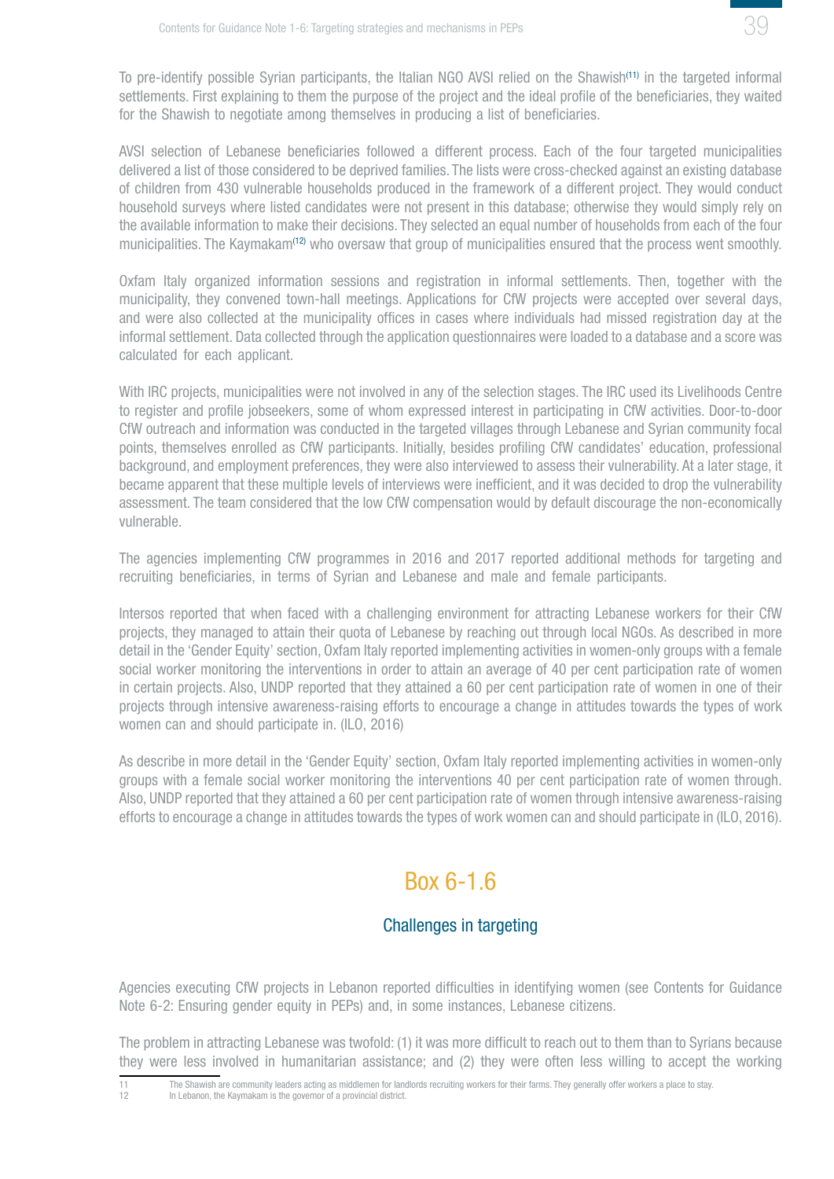To pre-identify possible Syrian participants, the Italian NGO AVSI relied on the Shawish[11] in the targeted informal settlements. First explaining to them the purpose of the project and the ideal profile of the beneficiaries, they waited for the Shawish to negotiate among themselves in producing a list of beneficiaries.

AVSI selection of Lebanese beneficiaries followed a different process. Each of the four targeted municipalities delivered a list of those considered to be deprived families. The lists were cross-checked against an existing database of children from 430 vulnerable households produced in the framework of a different project. They would conduct household surveys where listed candidates were not present in this database; otherwise they would simply rely on the available information to make their decisions. They selected an equal number of households from each of the four municipalities. The Kaymakam[12] who oversaw that group of municipalities ensured that the process went smoothly.

Oxfam Italy organized information sessions and registration in informal settlements. Then, together with the municipality, they convened town-hall meetings. Applications for CfW projects were accepted over several days, and were also collected at the municipality offices in cases where individuals had missed registration day at the informal settlement. Data collected through the application questionnaires were loaded to a database and a score was calculated for each applicant.

With IRC projects, municipalities were not involved in any of the selection stages. The IRC used its Livelihoods Centre to register and profile jobseekers, some of whom expressed interest in participating in CfW activities. Door-to-door CfW outreach and information was conducted in the targeted villages through Lebanese and Syrian community focal points, themselves enrolled as CfW participants. Initially, besides profiling CfW candidates' education, professional background, and employment preferences, they were also interviewed to assess their vulnerability. At a later stage, it became apparent that these multiple levels of interviews were inefficient, and it was decided to drop the vulnerability assessment. The team considered that the low CfW compensation would by default discourage the non-economically vulnerable.

The agencies implementing CfW programmes in 2016 and 2017 reported additional methods for targeting and recruiting beneficiaries, in terms of Syrian and Lebanese and male and female participants.

Intersos reported that when faced with a challenging environment for attracting Lebanese workers for their CfW projects, they managed to attain their quota of Lebanese by reaching out through local NGOs. As described in more detail in the 'Gender Equity' section, Oxfam Italy reported implementing activities in women-only groups with a female social worker monitoring the interventions in order to attain an average of 40 per cent participation rate of women in certain projects. Also, UNDP reported that they attained a 60 per cent participation rate of women in one of their projects through intensive awareness-raising efforts to encourage a change in attitudes towards the types of work women can and should participate in. (ILO, 2016)

As describe in more detail in the 'Gender Equity' section, Oxfam Italy reported implementing activities in women-only groups with a female social worker monitoring the interventions 40 per cent participation rate of women through. Also, UNDP reported that they attained a 60 per cent participation rate of women through intensive awareness-raising efforts to encourage a change in attitudes towards the types of work women can and should participate in (ILO, 2016).

## Box 6-1.6

### Challenges in targeting

Agencies executing CfW projects in Lebanon reported difficulties in identifying women (see Contents for Guidance Note 6-2: Ensuring gender equity in PEPs) and, in some instances, Lebanese citizens.

The problem in attracting Lebanese was twofold: (1) it was more difficult to reach out to them than to Syrians because they were less involved in humanitarian assistance; and (2) they were often less willing to accept the working

---

[11] The Shawish are community leaders acting as middlemen for landlords recruiting workers for their farms. They generally offer workers a place to stay.

[12] In Lebanon, the Kaymakam is the governor of a provincial district.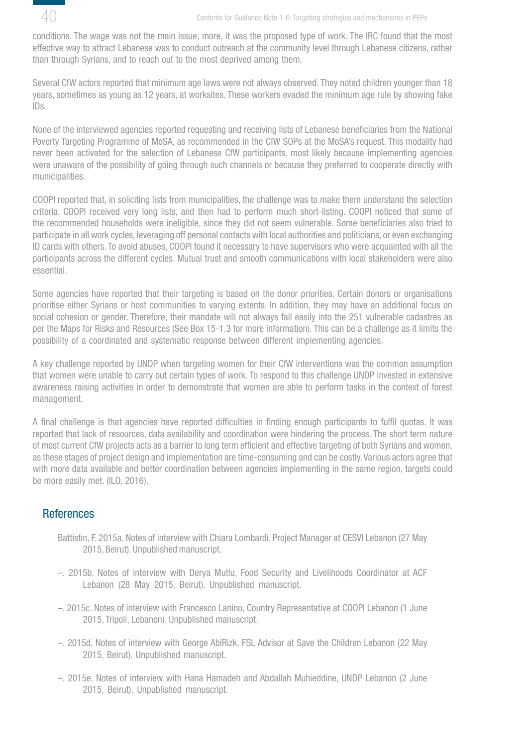conditions. The wage was not the main issue; more, it was the proposed type of work. The IRC found that the most effective way to attract Lebanese was to conduct outreach at the community level through Lebanese citizens, rather than through Syrians, and to reach out to the most deprived among them.

Several CfW actors reported that minimum age laws were not always observed. They noted children younger than 18 years, sometimes as young as 12 years, at worksites. These workers evaded the minimum age rule by showing fake IDs.

None of the interviewed agencies reported requesting and receiving lists of Lebanese beneficiaries from the National Poverty Targeting Programme of MoSA, as recommended in the CfW SOPs at the MoSA's request. This modality had never been activated for the selection of Lebanese CfW participants, most likely because implementing agencies were unaware of the possibility of going through such channels or because they preferred to cooperate directly with municipalities.

COOPI reported that, in soliciting lists from municipalities, the challenge was to make them understand the selection criteria. COOPI received very long lists, and then had to perform much short-listing. COOPI noticed that some of the recommended households were ineligible, since they did not seem vulnerable. Some beneficiaries also tried to participate in all work cycles, leveraging off personal contacts with local authorities and politicians, or even exchanging ID cards with others. To avoid abuses, COOPI found it necessary to have supervisors who were acquainted with all the participants across the different cycles. Mutual trust and smooth communications with local stakeholders were also essential.

Some agencies have reported that their targeting is based on the donor priorities. Certain donors or organisations prioritise either Syrians or host communities to varying extents. In addition, they may have an additional focus on social cohesion or gender. Therefore, their mandate will not always fall easily into the 251 vulnerable cadastres as per the Maps for Risks and Resources (See Box 15-1.3 for more information). This can be a challenge as it limits the possibility of a coordinated and systematic response between different implementing agencies,

A key challenge reported by UNDP when targeting women for their CfW interventions was the common assumption that women were unable to carry out certain types of work. To respond to this challenge UNDP invested in extensive awareness raising activities in order to demonstrate that women are able to perform tasks in the context of forest management.

A final challenge is that agencies have reported difficulties in finding enough participants to fulfil quotas. It was reported that lack of resources, data availability and coordination were hindering the process. The short term nature of most current CfW projects acts as a barrier to long term efficient and effective targeting of both Syrians and women, as these stages of project design and implementation are time-consuming and can be costly. Various actors agree that with more data available and better coordination between agencies implementing in the same region, targets could be more easily met. (ILO, 2016).

## References

Battistin, F. 2015a. Notes of interview with Chiara Lombardi, Project Manager at CESVI Lebanon (27 May 2015, Beirut). Unpublished manuscript.

–. 2015b. Notes of interview with Derya Mutlu, Food Security and Livelihoods Coordinator at ACF Lebanon (28 May 2015, Beirut). Unpublished manuscript.

–. 2015c. Notes of interview with Francesco Lanino, Country Representative at COOPI Lebanon (1 June 2015, Tripoli, Lebanon). Unpublished manuscript.

–. 2015d. Notes of interview with George AbiRizk, FSL Advisor at Save the Children Lebanon (22 May 2015, Beirut). Unpublished manuscript.

–. 2015e. Notes of interview with Hana Hamadeh and Abdallah Muhieddine, UNDP Lebanon (2 June 2015, Beirut). Unpublished manuscript.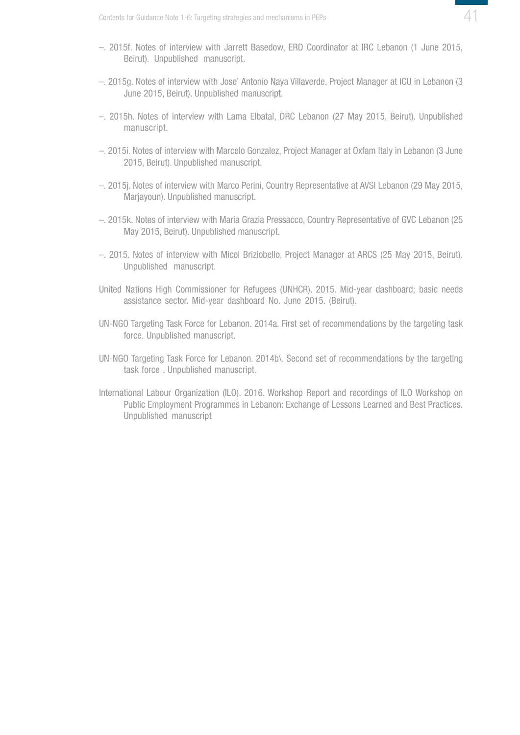–. 2015f. Notes of interview with Jarrett Basedow, ERD Coordinator at IRC Lebanon (1 June 2015, Beirut). Unpublished manuscript.

–. 2015g. Notes of interview with Jose' Antonio Naya Villaverde, Project Manager at ICU in Lebanon (3 June 2015, Beirut). Unpublished manuscript.

–. 2015h. Notes of interview with Lama Elbatal, DRC Lebanon (27 May 2015, Beirut). Unpublished manuscript.

–. 2015i. Notes of interview with Marcelo Gonzalez, Project Manager at Oxfam Italy in Lebanon (3 June 2015, Beirut). Unpublished manuscript.

–. 2015j. Notes of interview with Marco Perini, Country Representative at AVSI Lebanon (29 May 2015, Marjayoun). Unpublished manuscript.

–. 2015k. Notes of interview with Maria Grazia Pressacco, Country Representative of GVC Lebanon (25 May 2015, Beirut). Unpublished manuscript.

–. 2015. Notes of interview with Micol Briziobello, Project Manager at ARCS (25 May 2015, Beirut). Unpublished manuscript.

United Nations High Commissioner for Refugees (UNHCR). 2015. Mid-year dashboard; basic needs assistance sector. Mid-year dashboard No. June 2015. (Beirut).

UN-NGO Targeting Task Force for Lebanon. 2014a. First set of recommendations by the targeting task force. Unpublished manuscript.

UN-NGO Targeting Task Force for Lebanon. 2014b\. Second set of recommendations by the targeting task force . Unpublished manuscript.

International Labour Organization (ILO). 2016. Workshop Report and recordings of ILO Workshop on Public Employment Programmes in Lebanon: Exchange of Lessons Learned and Best Practices. Unpublished manuscript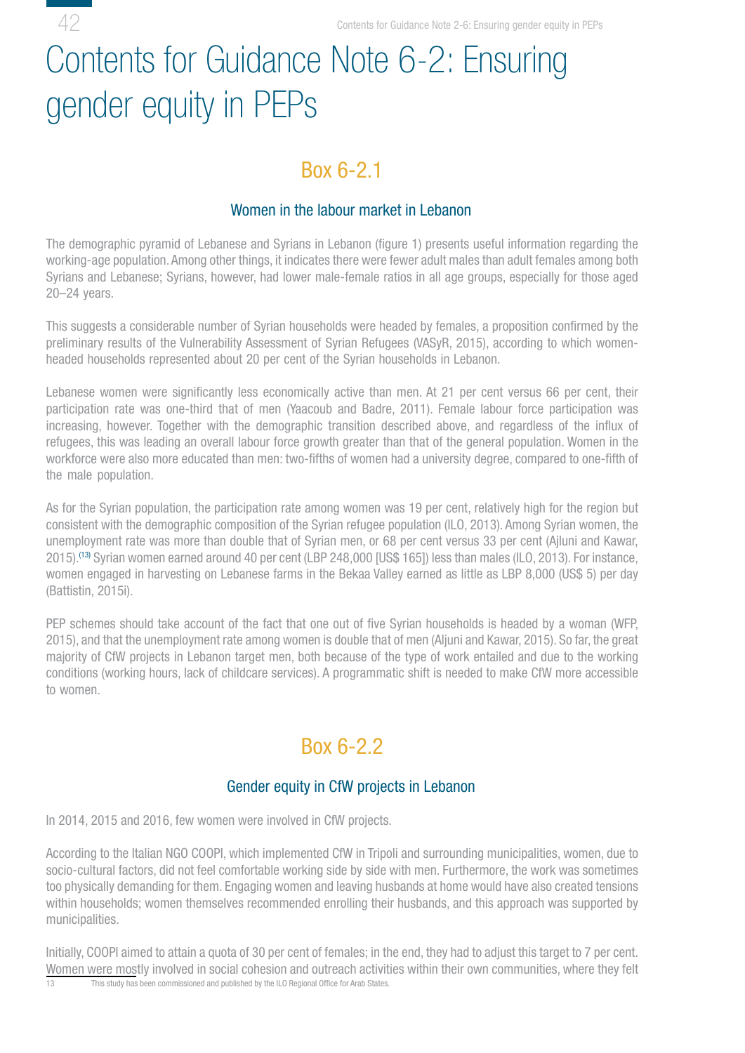# Contents for Guidance Note 6-2: Ensuring gender equity in PEPs

## Box 6-2.1

### Women in the labour market in Lebanon

The demographic pyramid of Lebanese and Syrians in Lebanon (figure 1) presents useful information regarding the working-age population. Among other things, it indicates there were fewer adult males than adult females among both Syrians and Lebanese; Syrians, however, had lower male-female ratios in all age groups, especially for those aged 20–24 years.

This suggests a considerable number of Syrian households were headed by females, a proposition confirmed by the preliminary results of the Vulnerability Assessment of Syrian Refugees (VASyR, 2015), according to which women-headed households represented about 20 per cent of the Syrian households in Lebanon.

Lebanese women were significantly less economically active than men. At 21 per cent versus 66 per cent, their participation rate was one-third that of men (Yaacoub and Badre, 2011). Female labour force participation was increasing, however. Together with the demographic transition described above, and regardless of the influx of refugees, this was leading an overall labour force growth greater than that of the general population. Women in the workforce were also more educated than men: two-fifths of women had a university degree, compared to one-fifth of the male population.

As for the Syrian population, the participation rate among women was 19 per cent, relatively high for the region but consistent with the demographic composition of the Syrian refugee population (ILO, 2013). Among Syrian women, the unemployment rate was more than double that of Syrian men, or 68 per cent versus 33 per cent (Ajluni and Kawar, 2015).[13] Syrian women earned around 40 per cent (LBP 248,000 [US$ 165]) less than males (ILO, 2013). For instance, women engaged in harvesting on Lebanese farms in the Bekaa Valley earned as little as LBP 8,000 (US$ 5) per day (Battistin, 2015i).

PEP schemes should take account of the fact that one out of five Syrian households is headed by a woman (WFP, 2015), and that the unemployment rate among women is double that of men (Aljuni and Kawar, 2015). So far, the great majority of CfW projects in Lebanon target men, both because of the type of work entailed and due to the working conditions (working hours, lack of childcare services). A programmatic shift is needed to make CfW more accessible to women.

## Box 6-2.2

### Gender equity in CfW projects in Lebanon

In 2014, 2015 and 2016, few women were involved in CfW projects.

According to the Italian NGO COOPI, which implemented CfW in Tripoli and surrounding municipalities, women, due to socio-cultural factors, did not feel comfortable working side by side with men. Furthermore, the work was sometimes too physically demanding for them. Engaging women and leaving husbands at home would have also created tensions within households; women themselves recommended enrolling their husbands, and this approach was supported by municipalities.

Initially, COOPI aimed to attain a quota of 30 per cent of females; in the end, they had to adjust this target to 7 per cent. Women were mostly involved in social cohesion and outreach activities within their own communities, where they felt

[13] This study has been commissioned and published by the ILO Regional Office for Arab States.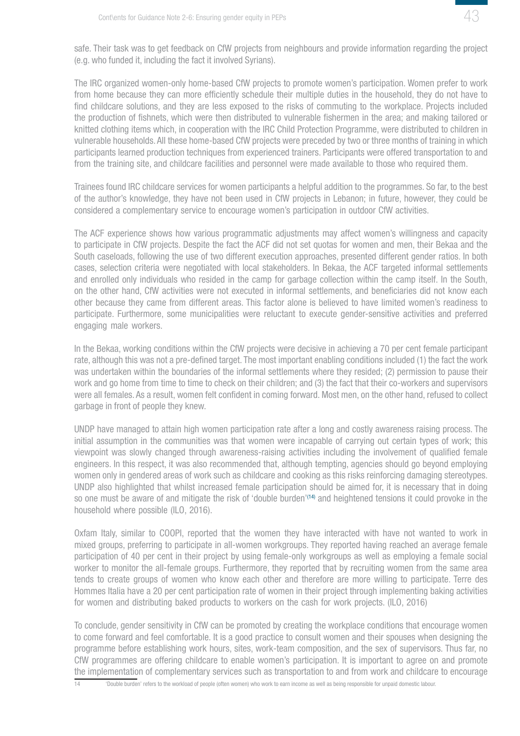safe. Their task was to get feedback on CfW projects from neighbours and provide information regarding the project (e.g. who funded it, including the fact it involved Syrians).

The IRC organized women-only home-based CfW projects to promote women's participation. Women prefer to work from home because they can more efficiently schedule their multiple duties in the household, they do not have to find childcare solutions, and they are less exposed to the risks of commuting to the workplace. Projects included the production of fishnets, which were then distributed to vulnerable fishermen in the area; and making tailored or knitted clothing items which, in cooperation with the IRC Child Protection Programme, were distributed to children in vulnerable households. All these home-based CfW projects were preceded by two or three months of training in which participants learned production techniques from experienced trainers. Participants were offered transportation to and from the training site, and childcare facilities and personnel were made available to those who required them.

Trainees found IRC childcare services for women participants a helpful addition to the programmes. So far, to the best of the author's knowledge, they have not been used in CfW projects in Lebanon; in future, however, they could be considered a complementary service to encourage women's participation in outdoor CfW activities.

The ACF experience shows how various programmatic adjustments may affect women's willingness and capacity to participate in CfW projects. Despite the fact the ACF did not set quotas for women and men, their Bekaa and the South caseloads, following the use of two different execution approaches, presented different gender ratios. In both cases, selection criteria were negotiated with local stakeholders. In Bekaa, the ACF targeted informal settlements and enrolled only individuals who resided in the camp for garbage collection within the camp itself. In the South, on the other hand, CfW activities were not executed in informal settlements, and beneficiaries did not know each other because they came from different areas. This factor alone is believed to have limited women's readiness to participate. Furthermore, some municipalities were reluctant to execute gender-sensitive activities and preferred engaging male workers.

In the Bekaa, working conditions within the CfW projects were decisive in achieving a 70 per cent female participant rate, although this was not a pre-defined target. The most important enabling conditions included (1) the fact the work was undertaken within the boundaries of the informal settlements where they resided; (2) permission to pause their work and go home from time to time to check on their children; and (3) the fact that their co-workers and supervisors were all females. As a result, women felt confident in coming forward. Most men, on the other hand, refused to collect garbage in front of people they knew.

UNDP have managed to attain high women participation rate after a long and costly awareness raising process. The initial assumption in the communities was that women were incapable of carrying out certain types of work; this viewpoint was slowly changed through awareness-raising activities including the involvement of qualified female engineers. In this respect, it was also recommended that, although tempting, agencies should go beyond employing women only in gendered areas of work such as childcare and cooking as this risks reinforcing damaging stereotypes. UNDP also highlighted that whilst increased female participation should be aimed for, it is necessary that in doing so one must be aware of and mitigate the risk of 'double burden'[14] and heightened tensions it could provoke in the household where possible (ILO, 2016).

Oxfam Italy, similar to COOPI, reported that the women they have interacted with have not wanted to work in mixed groups, preferring to participate in all-women workgroups. They reported having reached an average female participation of 40 per cent in their project by using female-only workgroups as well as employing a female social worker to monitor the all-female groups. Furthermore, they reported that by recruiting women from the same area tends to create groups of women who know each other and therefore are more willing to participate. Terre des Hommes Italia have a 20 per cent participation rate of women in their project through implementing baking activities for women and distributing baked products to workers on the cash for work projects. (ILO, 2016)

To conclude, gender sensitivity in CfW can be promoted by creating the workplace conditions that encourage women to come forward and feel comfortable. It is a good practice to consult women and their spouses when designing the programme before establishing work hours, sites, work-team composition, and the sex of supervisors. Thus far, no CfW programmes are offering childcare to enable women's participation. It is important to agree on and promote the implementation of complementary services such as transportation to and from work and childcare to encourage

---

14 'Double burden' refers to the workload of people (often women) who work to earn income as well as being responsible for unpaid domestic labour.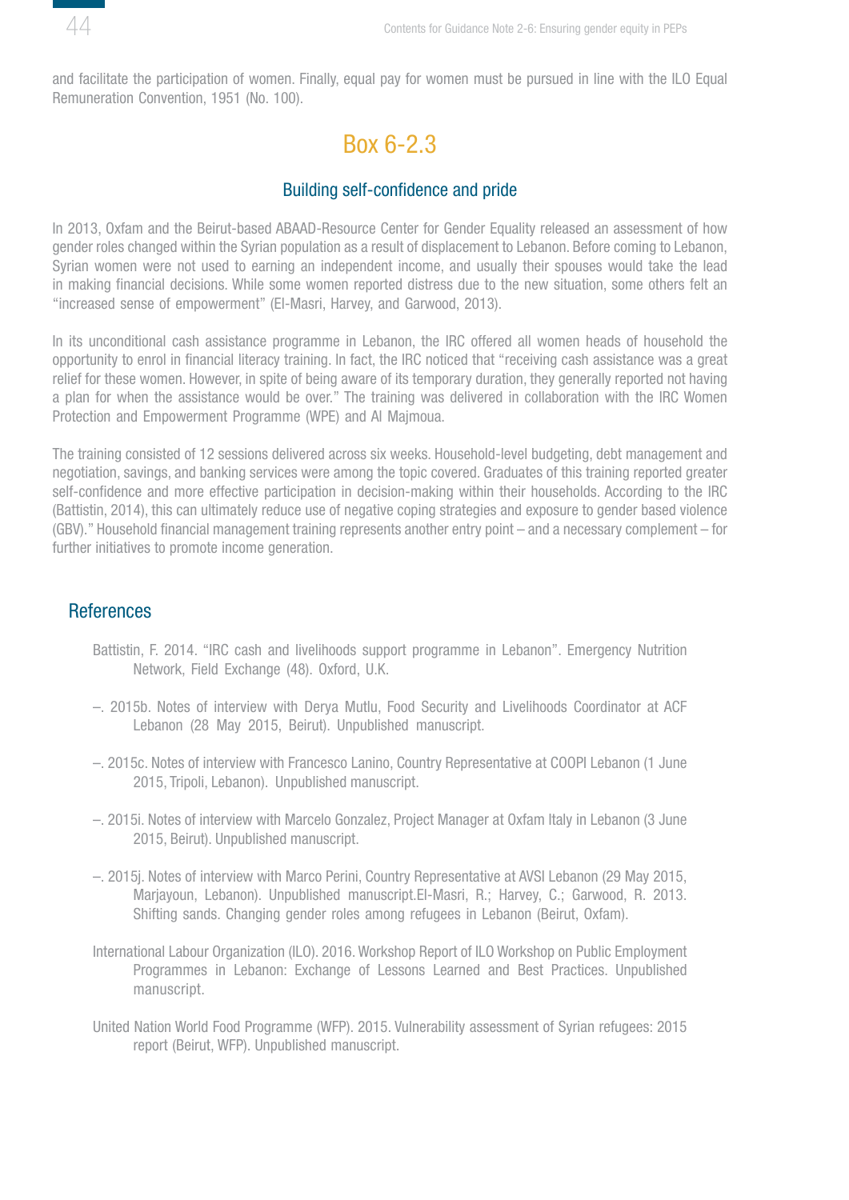and facilitate the participation of women. Finally, equal pay for women must be pursued in line with the ILO Equal Remuneration Convention, 1951 (No. 100).

## Box 6-2.3

### Building self-confidence and pride

In 2013, Oxfam and the Beirut-based ABAAD-Resource Center for Gender Equality released an assessment of how gender roles changed within the Syrian population as a result of displacement to Lebanon. Before coming to Lebanon, Syrian women were not used to earning an independent income, and usually their spouses would take the lead in making financial decisions. While some women reported distress due to the new situation, some others felt an "increased sense of empowerment" (El-Masri, Harvey, and Garwood, 2013).

In its unconditional cash assistance programme in Lebanon, the IRC offered all women heads of household the opportunity to enrol in financial literacy training. In fact, the IRC noticed that "receiving cash assistance was a great relief for these women. However, in spite of being aware of its temporary duration, they generally reported not having a plan for when the assistance would be over." The training was delivered in collaboration with the IRC Women Protection and Empowerment Programme (WPE) and Al Majmoua.

The training consisted of 12 sessions delivered across six weeks. Household-level budgeting, debt management and negotiation, savings, and banking services were among the topic covered. Graduates of this training reported greater self-confidence and more effective participation in decision-making within their households. According to the IRC (Battistin, 2014), this can ultimately reduce use of negative coping strategies and exposure to gender based violence (GBV)." Household financial management training represents another entry point – and a necessary complement – for further initiatives to promote income generation.

## References

Battistin, F. 2014. "IRC cash and livelihoods support programme in Lebanon". Emergency Nutrition Network, Field Exchange (48). Oxford, U.K.

–. 2015b. Notes of interview with Derya Mutlu, Food Security and Livelihoods Coordinator at ACF Lebanon (28 May 2015, Beirut). Unpublished manuscript.

–. 2015c. Notes of interview with Francesco Lanino, Country Representative at COOPI Lebanon (1 June 2015, Tripoli, Lebanon). Unpublished manuscript.

–. 2015i. Notes of interview with Marcelo Gonzalez, Project Manager at Oxfam Italy in Lebanon (3 June 2015, Beirut). Unpublished manuscript.

–. 2015j. Notes of interview with Marco Perini, Country Representative at AVSI Lebanon (29 May 2015, Marjayoun, Lebanon). Unpublished manuscript.El-Masri, R.; Harvey, C.; Garwood, R. 2013. Shifting sands. Changing gender roles among refugees in Lebanon (Beirut, Oxfam).

International Labour Organization (ILO). 2016. Workshop Report of ILO Workshop on Public Employment Programmes in Lebanon: Exchange of Lessons Learned and Best Practices. Unpublished manuscript.

United Nation World Food Programme (WFP). 2015. Vulnerability assessment of Syrian refugees: 2015 report (Beirut, WFP). Unpublished manuscript.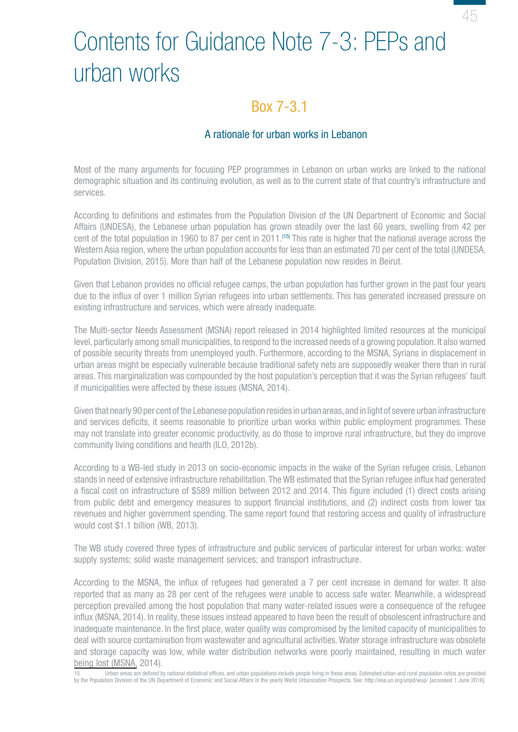# Contents for Guidance Note 7-3: PEPs and urban works

## Box 7-3.1

### A rationale for urban works in Lebanon

Most of the many arguments for focusing PEP programmes in Lebanon on urban works are linked to the national demographic situation and its continuing evolution, as well as to the current state of that country's infrastructure and services.

According to definitions and estimates from the Population Division of the UN Department of Economic and Social Affairs (UNDESA), the Lebanese urban population has grown steadily over the last 60 years, swelling from 42 per cent of the total population in 1960 to 87 per cent in 2011.[15] This rate is higher that the national average across the Western Asia region, where the urban population accounts for less than an estimated 70 per cent of the total (UNDESA, Population Division, 2015). More than half of the Lebanese population now resides in Beirut.

Given that Lebanon provides no official refugee camps, the urban population has further grown in the past four years due to the influx of over 1 million Syrian refugees into urban settlements. This has generated increased pressure on existing infrastructure and services, which were already inadequate.

The Multi-sector Needs Assessment (MSNA) report released in 2014 highlighted limited resources at the municipal level, particularly among small municipalities, to respond to the increased needs of a growing population. It also warned of possible security threats from unemployed youth. Furthermore, according to the MSNA, Syrians in displacement in urban areas might be especially vulnerable because traditional safety nets are supposedly weaker there than in rural areas. This marginalization was compounded by the host population's perception that it was the Syrian refugees' fault if municipalities were affected by these issues (MSNA, 2014).

Given that nearly 90 per cent of the Lebanese population resides in urban areas, and in light of severe urban infrastructure and services deficits, it seems reasonable to prioritize urban works within public employment programmes. These may not translate into greater economic productivity, as do those to improve rural infrastructure, but they do improve community living conditions and health (ILO, 2012b).

According to a WB-led study in 2013 on socio-economic impacts in the wake of the Syrian refugee crisis, Lebanon stands in need of extensive infrastructure rehabilitation. The WB estimated that the Syrian refugee influx had generated a fiscal cost on infrastructure of $589 million between 2012 and 2014. This figure included (1) direct costs arising from public debt and emergency measures to support financial institutions, and (2) indirect costs from lower tax revenues and higher government spending. The same report found that restoring access and quality of infrastructure would cost $1.1 billion (WB, 2013).

The WB study covered three types of infrastructure and public services of particular interest for urban works: water supply systems; solid waste management services; and transport infrastructure.

According to the MSNA, the influx of refugees had generated a 7 per cent increase in demand for water. It also reported that as many as 28 per cent of the refugees were unable to access safe water. Meanwhile, a widespread perception prevailed among the host population that many water-related issues were a consequence of the refugee influx (MSNA, 2014). In reality, these issues instead appeared to have been the result of obsolescent infrastructure and inadequate maintenance. In the first place, water quality was compromised by the limited capacity of municipalities to deal with source contamination from wastewater and agricultural activities. Water storage infrastructure was obsolete and storage capacity was low, while water distribution networks were poorly maintained, resulting in much water being lost (MSNA, 2014).

---

15 Urban areas are defined by national statistical offices, and urban populations include people living in those areas. Estimated urban and rural population ratios are provided by the Population Division of the UN Department of Economic and Social Affairs in the yearly World Urbanization Prospects. See: http://esa.un.org/unpd/wup/ [accessed 1 June 2016].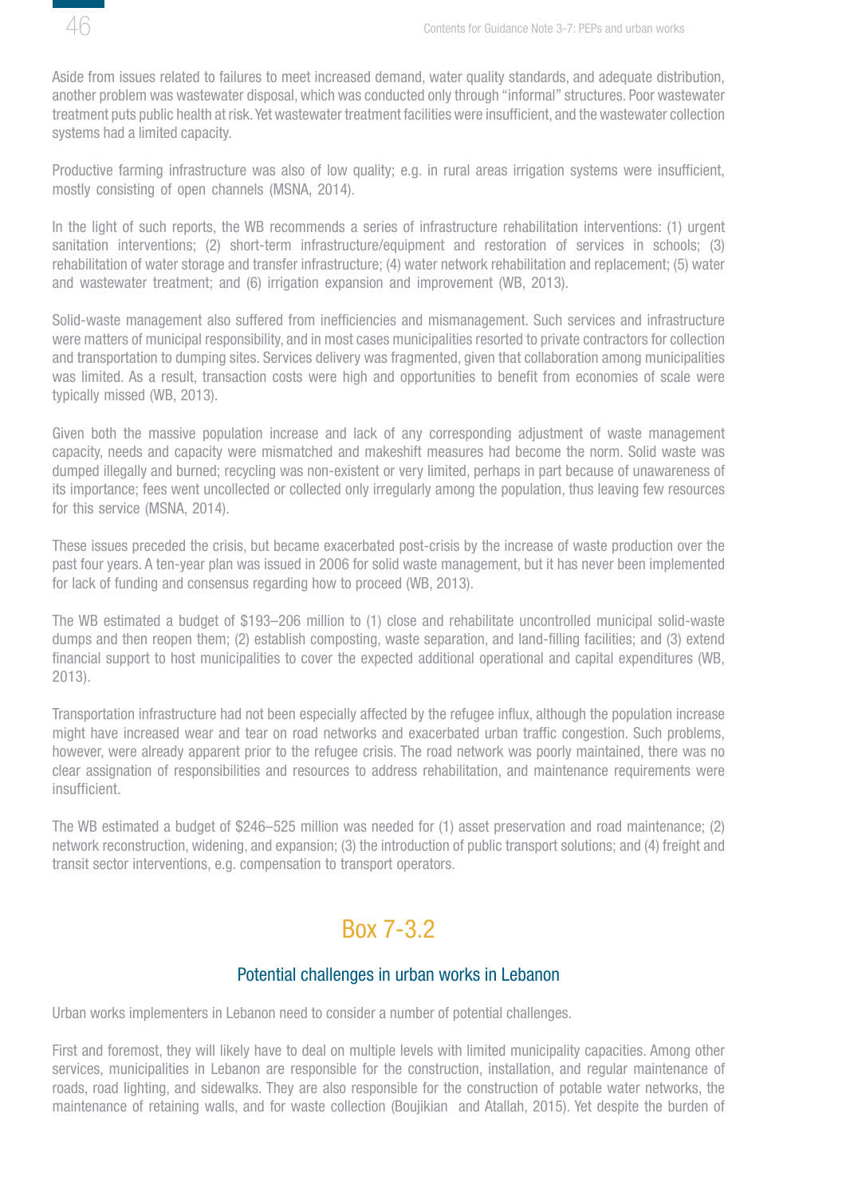Aside from issues related to failures to meet increased demand, water quality standards, and adequate distribution, another problem was wastewater disposal, which was conducted only through "informal" structures. Poor wastewater treatment puts public health at risk. Yet wastewater treatment facilities were insufficient, and the wastewater collection systems had a limited capacity.

Productive farming infrastructure was also of low quality; e.g. in rural areas irrigation systems were insufficient, mostly consisting of open channels (MSNA, 2014).

In the light of such reports, the WB recommends a series of infrastructure rehabilitation interventions: (1) urgent sanitation interventions; (2) short-term infrastructure/equipment and restoration of services in schools; (3) rehabilitation of water storage and transfer infrastructure; (4) water network rehabilitation and replacement; (5) water and wastewater treatment; and (6) irrigation expansion and improvement (WB, 2013).

Solid-waste management also suffered from inefficiencies and mismanagement. Such services and infrastructure were matters of municipal responsibility, and in most cases municipalities resorted to private contractors for collection and transportation to dumping sites. Services delivery was fragmented, given that collaboration among municipalities was limited. As a result, transaction costs were high and opportunities to benefit from economies of scale were typically missed (WB, 2013).

Given both the massive population increase and lack of any corresponding adjustment of waste management capacity, needs and capacity were mismatched and makeshift measures had become the norm. Solid waste was dumped illegally and burned; recycling was non-existent or very limited, perhaps in part because of unawareness of its importance; fees went uncollected or collected only irregularly among the population, thus leaving few resources for this service (MSNA, 2014).

These issues preceded the crisis, but became exacerbated post-crisis by the increase of waste production over the past four years. A ten-year plan was issued in 2006 for solid waste management, but it has never been implemented for lack of funding and consensus regarding how to proceed (WB, 2013).

The WB estimated a budget of $193–206 million to (1) close and rehabilitate uncontrolled municipal solid-waste dumps and then reopen them; (2) establish composting, waste separation, and land-filling facilities; and (3) extend financial support to host municipalities to cover the expected additional operational and capital expenditures (WB, 2013).

Transportation infrastructure had not been especially affected by the refugee influx, although the population increase might have increased wear and tear on road networks and exacerbated urban traffic congestion. Such problems, however, were already apparent prior to the refugee crisis. The road network was poorly maintained, there was no clear assignation of responsibilities and resources to address rehabilitation, and maintenance requirements were insufficient.

The WB estimated a budget of $246–525 million was needed for (1) asset preservation and road maintenance; (2) network reconstruction, widening, and expansion; (3) the introduction of public transport solutions; and (4) freight and transit sector interventions, e.g. compensation to transport operators.

## Box 7-3.2

### Potential challenges in urban works in Lebanon

Urban works implementers in Lebanon need to consider a number of potential challenges.

First and foremost, they will likely have to deal on multiple levels with limited municipality capacities. Among other services, municipalities in Lebanon are responsible for the construction, installation, and regular maintenance of roads, road lighting, and sidewalks. They are also responsible for the construction of potable water networks, the maintenance of retaining walls, and for waste collection (Boujikian and Atallah, 2015). Yet despite the burden of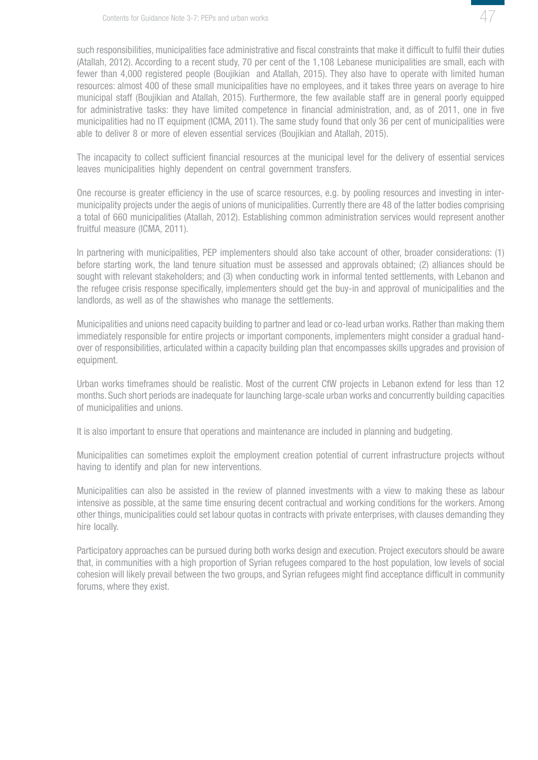such responsibilities, municipalities face administrative and fiscal constraints that make it difficult to fulfil their duties (Atallah, 2012). According to a recent study, 70 per cent of the 1,108 Lebanese municipalities are small, each with fewer than 4,000 registered people (Boujikian and Atallah, 2015). They also have to operate with limited human resources: almost 400 of these small municipalities have no employees, and it takes three years on average to hire municipal staff (Boujikian and Atallah, 2015). Furthermore, the few available staff are in general poorly equipped for administrative tasks: they have limited competence in financial administration, and, as of 2011, one in five municipalities had no IT equipment (ICMA, 2011). The same study found that only 36 per cent of municipalities were able to deliver 8 or more of eleven essential services (Boujikian and Atallah, 2015).

The incapacity to collect sufficient financial resources at the municipal level for the delivery of essential services leaves municipalities highly dependent on central government transfers.

One recourse is greater efficiency in the use of scarce resources, e.g. by pooling resources and investing in inter-municipality projects under the aegis of unions of municipalities. Currently there are 48 of the latter bodies comprising a total of 660 municipalities (Atallah, 2012). Establishing common administration services would represent another fruitful measure (ICMA, 2011).

In partnering with municipalities, PEP implementers should also take account of other, broader considerations: (1) before starting work, the land tenure situation must be assessed and approvals obtained; (2) alliances should be sought with relevant stakeholders; and (3) when conducting work in informal tented settlements, with Lebanon and the refugee crisis response specifically, implementers should get the buy-in and approval of municipalities and the landlords, as well as of the shawishes who manage the settlements.

Municipalities and unions need capacity building to partner and lead or co-lead urban works. Rather than making them immediately responsible for entire projects or important components, implementers might consider a gradual hand-over of responsibilities, articulated within a capacity building plan that encompasses skills upgrades and provision of equipment.

Urban works timeframes should be realistic. Most of the current CfW projects in Lebanon extend for less than 12 months. Such short periods are inadequate for launching large-scale urban works and concurrently building capacities of municipalities and unions.

It is also important to ensure that operations and maintenance are included in planning and budgeting.

Municipalities can sometimes exploit the employment creation potential of current infrastructure projects without having to identify and plan for new interventions.

Municipalities can also be assisted in the review of planned investments with a view to making these as labour intensive as possible, at the same time ensuring decent contractual and working conditions for the workers. Among other things, municipalities could set labour quotas in contracts with private enterprises, with clauses demanding they hire locally.

Participatory approaches can be pursued during both works design and execution. Project executors should be aware that, in communities with a high proportion of Syrian refugees compared to the host population, low levels of social cohesion will likely prevail between the two groups, and Syrian refugees might find acceptance difficult in community forums, where they exist.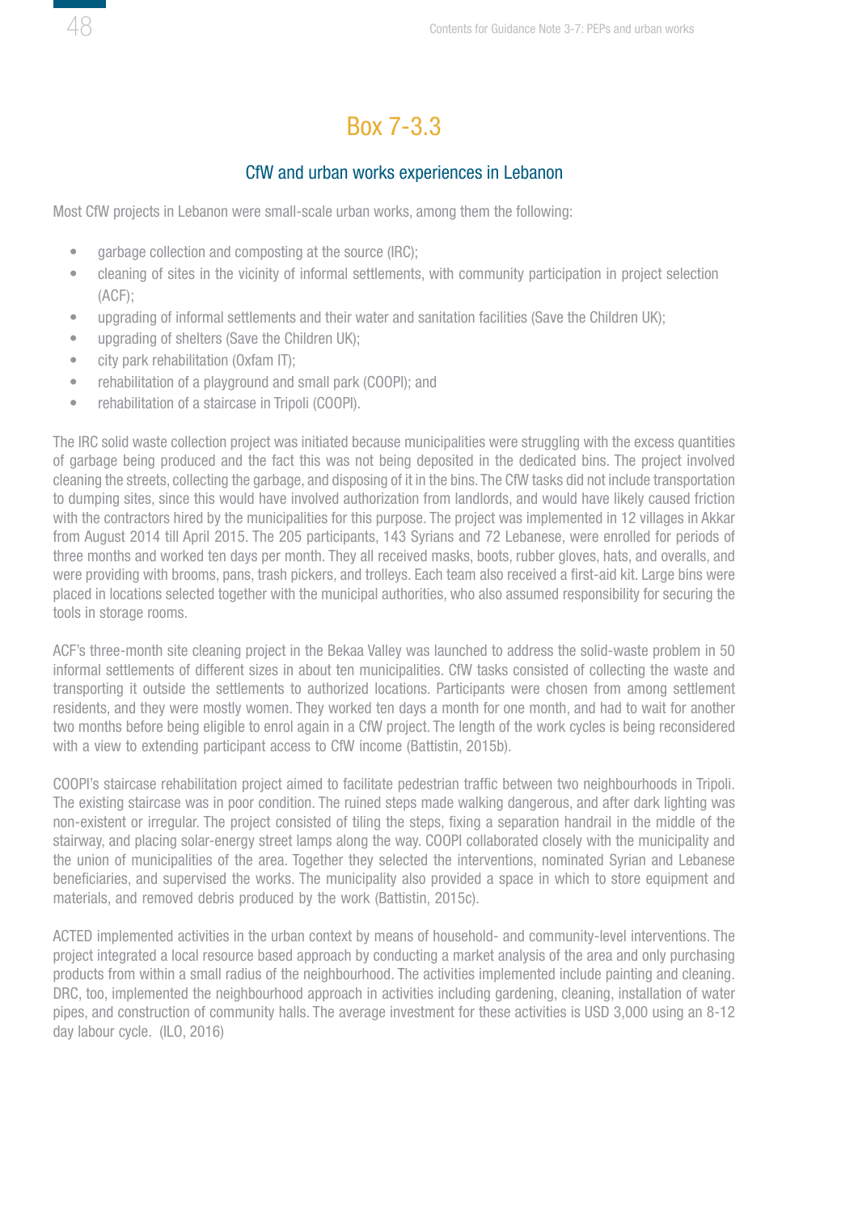## Box 7-3.3

### CfW and urban works experiences in Lebanon

Most CfW projects in Lebanon were small-scale urban works, among them the following:

- garbage collection and composting at the source (IRC);
- cleaning of sites in the vicinity of informal settlements, with community participation in project selection (ACF);
- upgrading of informal settlements and their water and sanitation facilities (Save the Children UK);
- upgrading of shelters (Save the Children UK);
- city park rehabilitation (Oxfam IT);
- rehabilitation of a playground and small park (COOPI); and
- rehabilitation of a staircase in Tripoli (COOPI).

The IRC solid waste collection project was initiated because municipalities were struggling with the excess quantities of garbage being produced and the fact this was not being deposited in the dedicated bins. The project involved cleaning the streets, collecting the garbage, and disposing of it in the bins. The CfW tasks did not include transportation to dumping sites, since this would have involved authorization from landlords, and would have likely caused friction with the contractors hired by the municipalities for this purpose. The project was implemented in 12 villages in Akkar from August 2014 till April 2015. The 205 participants, 143 Syrians and 72 Lebanese, were enrolled for periods of three months and worked ten days per month. They all received masks, boots, rubber gloves, hats, and overalls, and were providing with brooms, pans, trash pickers, and trolleys. Each team also received a first-aid kit. Large bins were placed in locations selected together with the municipal authorities, who also assumed responsibility for securing the tools in storage rooms.

ACF's three-month site cleaning project in the Bekaa Valley was launched to address the solid-waste problem in 50 informal settlements of different sizes in about ten municipalities. CfW tasks consisted of collecting the waste and transporting it outside the settlements to authorized locations. Participants were chosen from among settlement residents, and they were mostly women. They worked ten days a month for one month, and had to wait for another two months before being eligible to enrol again in a CfW project. The length of the work cycles is being reconsidered with a view to extending participant access to CfW income (Battistin, 2015b).

COOPI's staircase rehabilitation project aimed to facilitate pedestrian traffic between two neighbourhoods in Tripoli. The existing staircase was in poor condition. The ruined steps made walking dangerous, and after dark lighting was non-existent or irregular. The project consisted of tiling the steps, fixing a separation handrail in the middle of the stairway, and placing solar-energy street lamps along the way. COOPI collaborated closely with the municipality and the union of municipalities of the area. Together they selected the interventions, nominated Syrian and Lebanese beneficiaries, and supervised the works. The municipality also provided a space in which to store equipment and materials, and removed debris produced by the work (Battistin, 2015c).

ACTED implemented activities in the urban context by means of household- and community-level interventions. The project integrated a local resource based approach by conducting a market analysis of the area and only purchasing products from within a small radius of the neighbourhood. The activities implemented include painting and cleaning. DRC, too, implemented the neighbourhood approach in activities including gardening, cleaning, installation of water pipes, and construction of community halls. The average investment for these activities is USD 3,000 using an 8-12 day labour cycle. (ILO, 2016)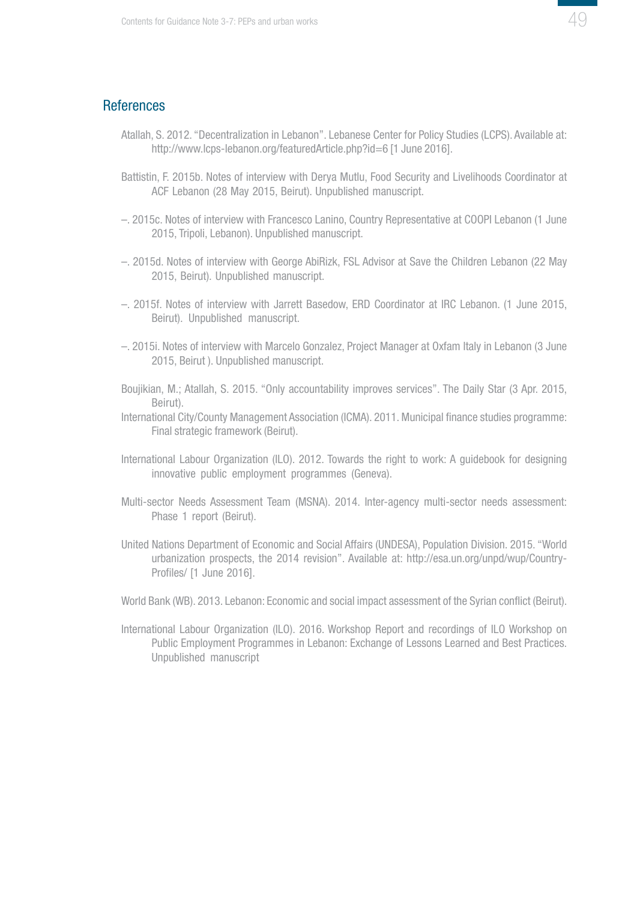## References

Atallah, S. 2012. "Decentralization in Lebanon". Lebanese Center for Policy Studies (LCPS). Available at: http://www.lcps-lebanon.org/featuredArticle.php?id=6 [1 June 2016].

Battistin, F. 2015b. Notes of interview with Derya Mutlu, Food Security and Livelihoods Coordinator at ACF Lebanon (28 May 2015, Beirut). Unpublished manuscript.

–. 2015c. Notes of interview with Francesco Lanino, Country Representative at COOPI Lebanon (1 June 2015, Tripoli, Lebanon). Unpublished manuscript.

–. 2015d. Notes of interview with George AbiRizk, FSL Advisor at Save the Children Lebanon (22 May 2015, Beirut). Unpublished manuscript.

–. 2015f. Notes of interview with Jarrett Basedow, ERD Coordinator at IRC Lebanon. (1 June 2015, Beirut). Unpublished manuscript.

–. 2015i. Notes of interview with Marcelo Gonzalez, Project Manager at Oxfam Italy in Lebanon (3 June 2015, Beirut ). Unpublished manuscript.

Boujikian, M.; Atallah, S. 2015. "Only accountability improves services". The Daily Star (3 Apr. 2015, Beirut).

International City/County Management Association (ICMA). 2011. Municipal finance studies programme: Final strategic framework (Beirut).

International Labour Organization (ILO). 2012. Towards the right to work: A guidebook for designing innovative public employment programmes (Geneva).

Multi-sector Needs Assessment Team (MSNA). 2014. Inter-agency multi-sector needs assessment: Phase 1 report (Beirut).

United Nations Department of Economic and Social Affairs (UNDESA), Population Division. 2015. "World urbanization prospects, the 2014 revision". Available at: http://esa.un.org/unpd/wup/Country-Profiles/ [1 June 2016].

World Bank (WB). 2013. Lebanon: Economic and social impact assessment of the Syrian conflict (Beirut).

International Labour Organization (ILO). 2016. Workshop Report and recordings of ILO Workshop on Public Employment Programmes in Lebanon: Exchange of Lessons Learned and Best Practices. Unpublished manuscript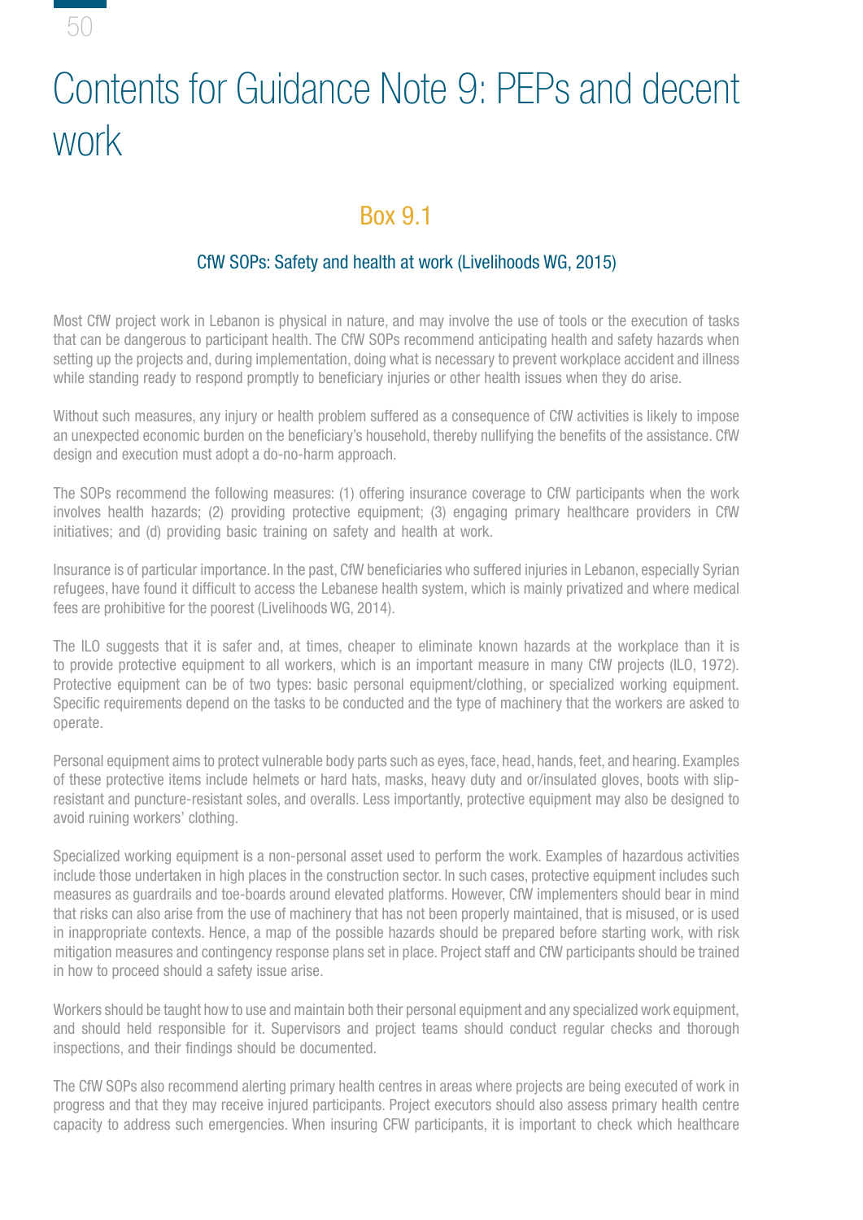# Contents for Guidance Note 9: PEPs and decent work

## Box 9.1

### CfW SOPs: Safety and health at work (Livelihoods WG, 2015)

Most CfW project work in Lebanon is physical in nature, and may involve the use of tools or the execution of tasks that can be dangerous to participant health. The CfW SOPs recommend anticipating health and safety hazards when setting up the projects and, during implementation, doing what is necessary to prevent workplace accident and illness while standing ready to respond promptly to beneficiary injuries or other health issues when they do arise.

Without such measures, any injury or health problem suffered as a consequence of CfW activities is likely to impose an unexpected economic burden on the beneficiary's household, thereby nullifying the benefits of the assistance. CfW design and execution must adopt a do-no-harm approach.

The SOPs recommend the following measures: (1) offering insurance coverage to CfW participants when the work involves health hazards; (2) providing protective equipment; (3) engaging primary healthcare providers in CfW initiatives; and (4) providing basic training on safety and health at work.

Insurance is of particular importance. In the past, CfW beneficiaries who suffered injuries in Lebanon, especially Syrian refugees, have found it difficult to access the Lebanese health system, which is mainly privatized and where medical fees are prohibitive for the poorest (Livelihoods WG, 2014).

The ILO suggests that it is safer and, at times, cheaper to eliminate known hazards at the workplace than it is to provide protective equipment to all workers, which is an important measure in many CfW projects (ILO, 1972). Protective equipment can be of two types: basic personal equipment/clothing, or specialized working equipment. Specific requirements depend on the tasks to be conducted and the type of machinery that the workers are asked to operate.

Personal equipment aims to protect vulnerable body parts such as eyes, face, head, hands, feet, and hearing. Examples of these protective items include helmets or hard hats, masks, heavy duty and or/insulated gloves, boots with slip-resistant and puncture-resistant soles, and overalls. Less importantly, protective equipment may also be designed to avoid ruining workers' clothing.

Specialized working equipment is a non-personal asset used to perform the work. Examples of hazardous activities include those undertaken in high places in the construction sector. In such cases, protective equipment includes such measures as guardrails and toe-boards around elevated platforms. However, CfW implementers should bear in mind that risks can also arise from the use of machinery that has not been properly maintained, that is misused, or is used in inappropriate contexts. Hence, a map of the possible hazards should be prepared before starting work, with risk mitigation measures and contingency response plans set in place. Project staff and CfW participants should be trained in how to proceed should a safety issue arise.

Workers should be taught how to use and maintain both their personal equipment and any specialized work equipment, and should held responsible for it. Supervisors and project teams should conduct regular checks and thorough inspections, and their findings should be documented.

The CfW SOPs also recommend alerting primary health centres in areas where projects are being executed of work in progress and that they may receive injured participants. Project executors should also assess primary health centre capacity to address such emergencies. When insuring CFW participants, it is important to check which healthcare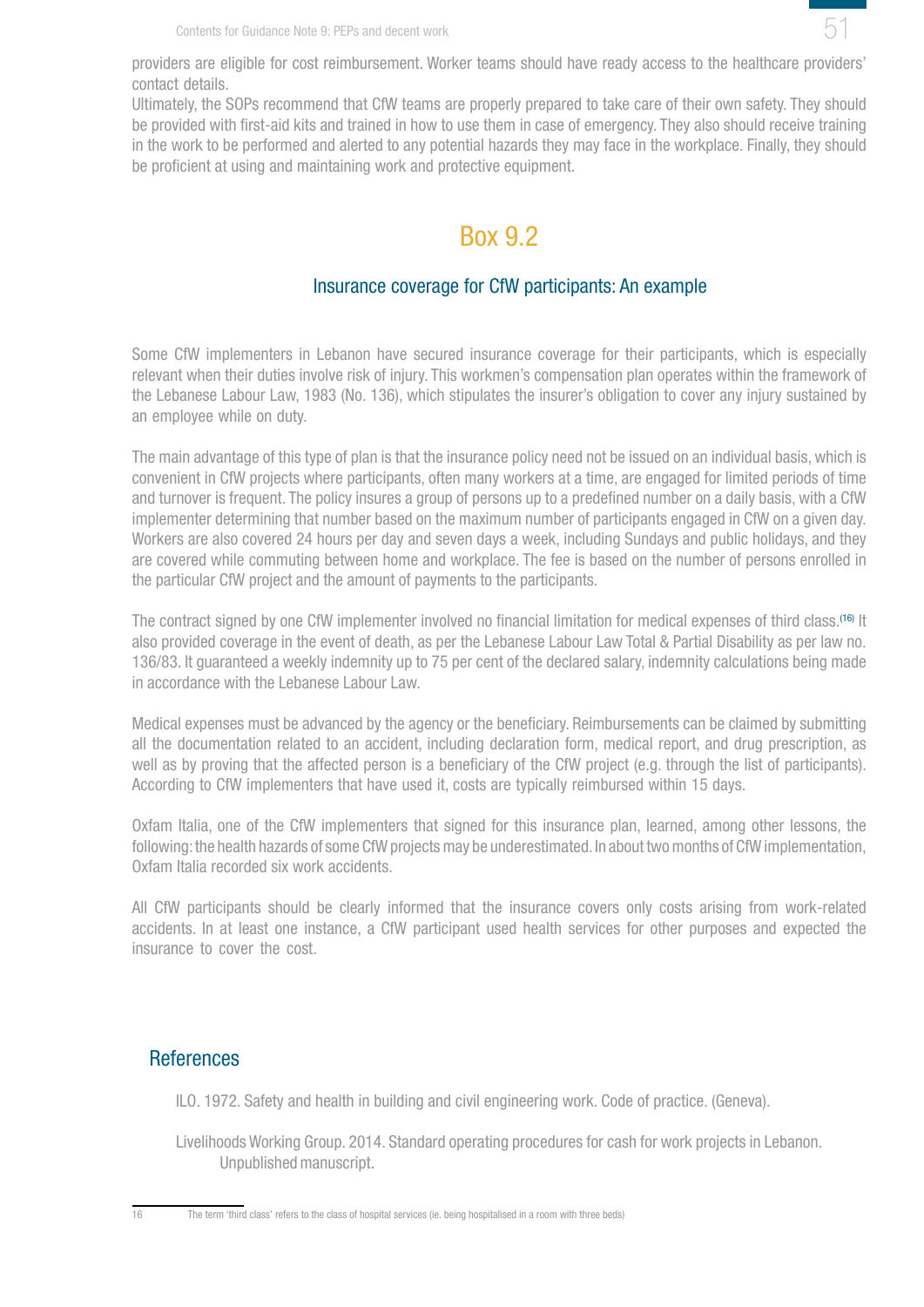providers are eligible for cost reimbursement. Worker teams should have ready access to the healthcare providers' contact details.

Ultimately, the SOPs recommend that CfW teams are properly prepared to take care of their own safety. They should be provided with first-aid kits and trained in how to use them in case of emergency. They also should receive training in the work to be performed and alerted to any potential hazards they may face in the workplace. Finally, they should be proficient at using and maintaining work and protective equipment.

## Box 9.2

### Insurance coverage for CfW participants: An example

Some CfW implementers in Lebanon have secured insurance coverage for their participants, which is especially relevant when their duties involve risk of injury. This workmen's compensation plan operates within the framework of the Lebanese Labour Law, 1983 (No. 136), which stipulates the insurer's obligation to cover any injury sustained by an employee while on duty.

The main advantage of this type of plan is that the insurance policy need not be issued on an individual basis, which is convenient in CfW projects where participants, often many workers at a time, are engaged for limited periods of time and turnover is frequent. The policy insures a group of persons up to a predefined number on a daily basis, with a CfW implementer determining that number based on the maximum number of participants engaged in CfW on a given day. Workers are also covered 24 hours per day and seven days a week, including Sundays and public holidays, and they are covered while commuting between home and workplace. The fee is based on the number of persons enrolled in the particular CfW project and the amount of payments to the participants.

The contract signed by one CfW implementer involved no financial limitation for medical expenses of third class.[16] It also provided coverage in the event of death, as per the Lebanese Labour Law Total & Partial Disability as per law no. 136/83. It guaranteed a weekly indemnity up to 75 per cent of the declared salary, indemnity calculations being made in accordance with the Lebanese Labour Law.

Medical expenses must be advanced by the agency or the beneficiary. Reimbursements can be claimed by submitting all the documentation related to an accident, including declaration form, medical report, and drug prescription, as well as by proving that the affected person is a beneficiary of the CfW project (e.g. through the list of participants). According to CfW implementers that have used it, costs are typically reimbursed within 15 days.

Oxfam Italia, one of the CfW implementers that signed for this insurance plan, learned, among other lessons, the following: the health hazards of some CfW projects may be underestimated. In about two months of CfW implementation, Oxfam Italia recorded six work accidents.

All CfW participants should be clearly informed that the insurance covers only costs arising from work-related accidents. In at least one instance, a CfW participant used health services for other purposes and expected the insurance to cover the cost.

## References

ILO. 1972. Safety and health in building and civil engineering work. Code of practice. (Geneva).

Livelihoods Working Group. 2014. Standard operating procedures for cash for work projects in Lebanon. Unpublished manuscript.

---

16 The term 'third class' refers to the class of hospital services (ie. being hospitalised in a room with three beds)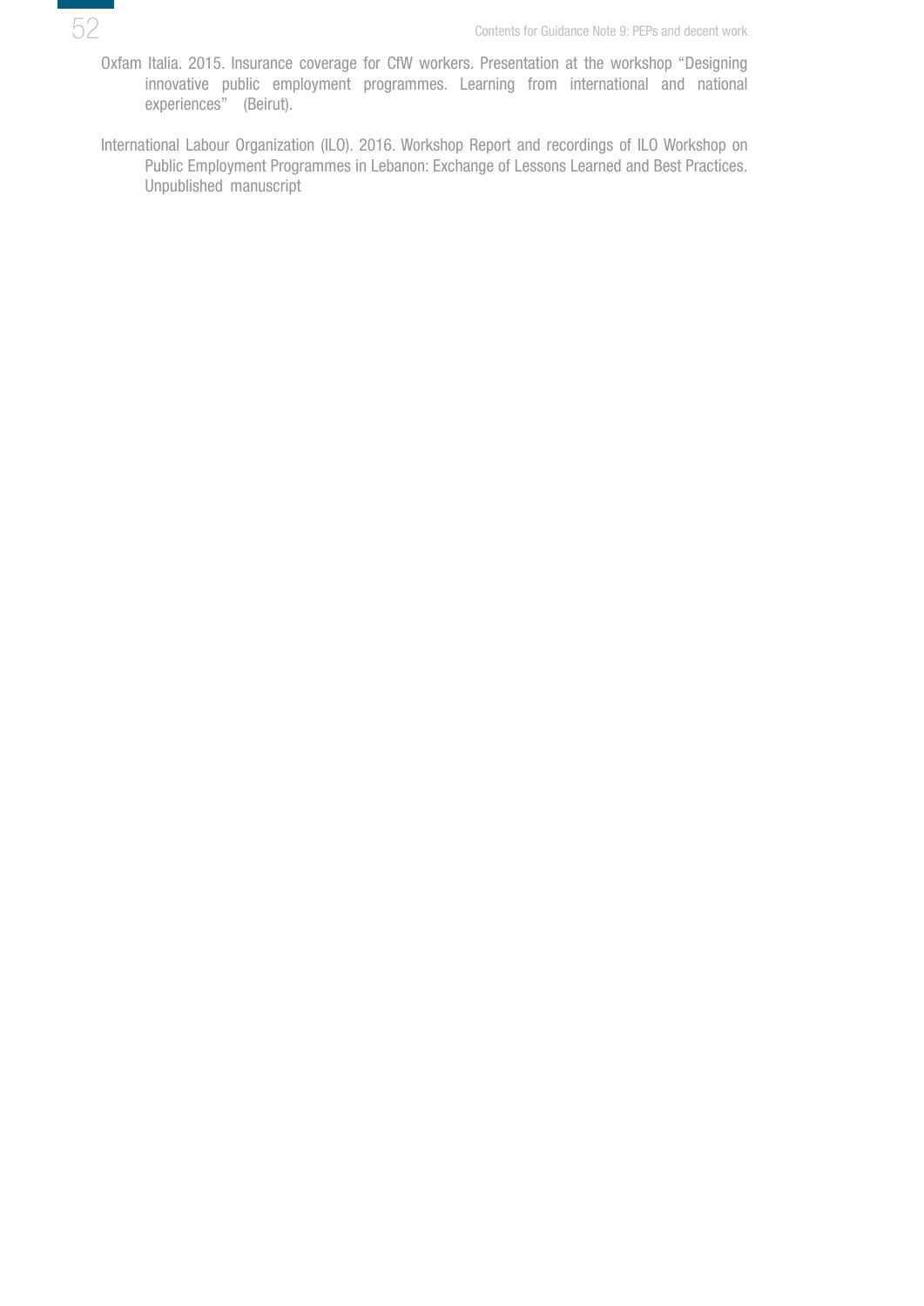Oxfam Italia. 2015. Insurance coverage for CfW workers. Presentation at the workshop "Designing innovative public employment programmes. Learning from international and national experiences" (Beirut).

International Labour Organization (ILO). 2016. Workshop Report and recordings of ILO Workshop on Public Employment Programmes in Lebanon: Exchange of Lessons Learned and Best Practices. Unpublished manuscript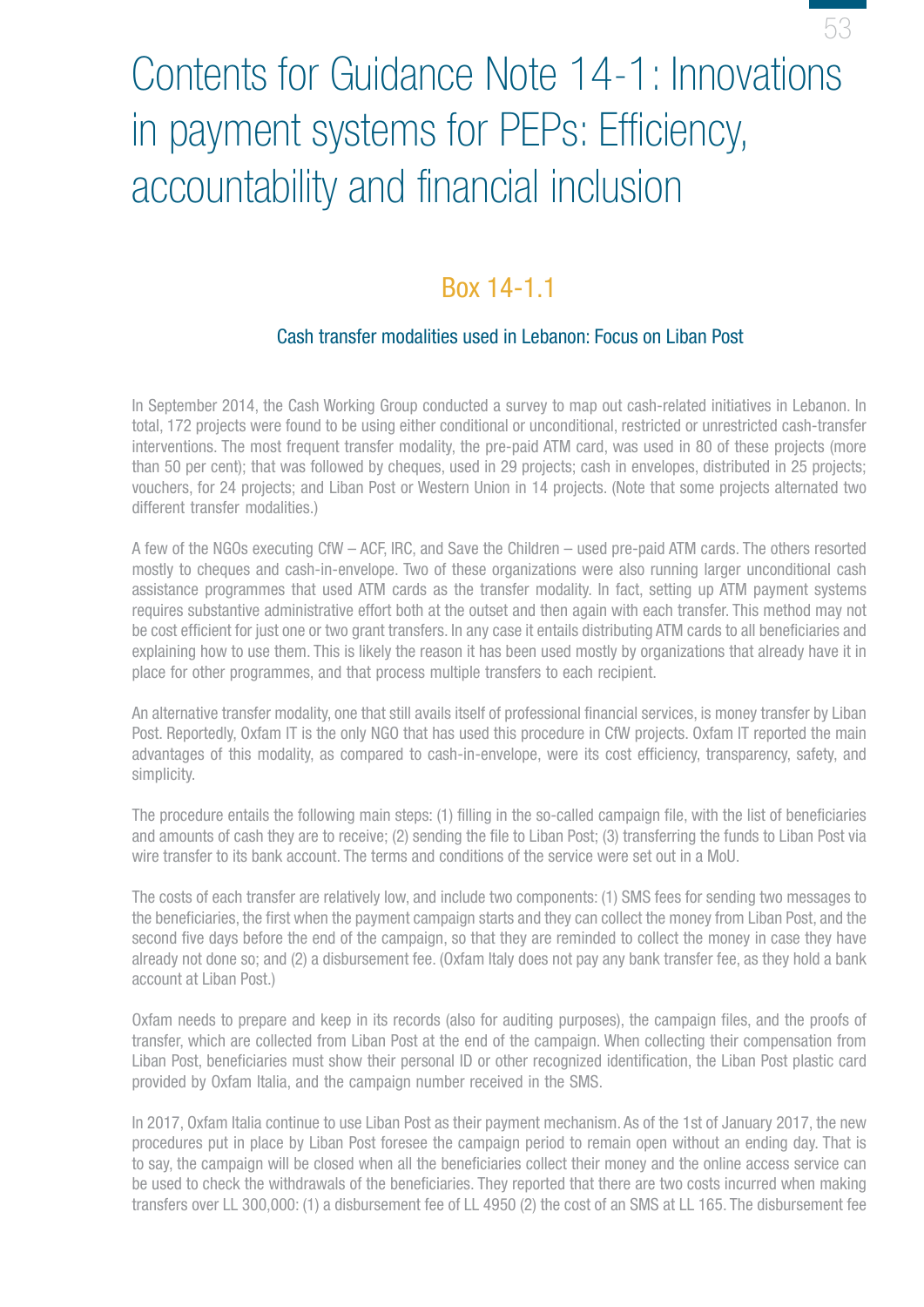# Contents for Guidance Note 14-1: Innovations in payment systems for PEPs: Efficiency, accountability and financial inclusion

## Box 14-1.1

### Cash transfer modalities used in Lebanon: Focus on Liban Post

In September 2014, the Cash Working Group conducted a survey to map out cash-related initiatives in Lebanon. In total, 172 projects were found to be using either conditional or unconditional, restricted or unrestricted cash-transfer interventions. The most frequent transfer modality, the pre-paid ATM card, was used in 80 of these projects (more than 50 per cent); that was followed by cheques, used in 29 projects; cash in envelopes, distributed in 25 projects; vouchers, for 24 projects; and Liban Post or Western Union in 14 projects. (Note that some projects alternated two different transfer modalities.)

A few of the NGOs executing CfW – ACF, IRC, and Save the Children – used pre-paid ATM cards. The others resorted mostly to cheques and cash-in-envelope. Two of these organizations were also running larger unconditional cash assistance programmes that used ATM cards as the transfer modality. In fact, setting up ATM payment systems requires substantive administrative effort both at the outset and then again with each transfer. This method may not be cost efficient for just one or two grant transfers. In any case it entails distributing ATM cards to all beneficiaries and explaining how to use them. This is likely the reason it has been used mostly by organizations that already have it in place for other programmes, and that process multiple transfers to each recipient.

An alternative transfer modality, one that still avails itself of professional financial services, is money transfer by Liban Post. Reportedly, Oxfam IT is the only NGO that has used this procedure in CfW projects. Oxfam IT reported the main advantages of this modality, as compared to cash-in-envelope, were its cost efficiency, transparency, safety, and simplicity.

The procedure entails the following main steps: (1) filling in the so-called campaign file, with the list of beneficiaries and amounts of cash they are to receive; (2) sending the file to Liban Post; (3) transferring the funds to Liban Post via wire transfer to its bank account. The terms and conditions of the service were set out in a MoU.

The costs of each transfer are relatively low, and include two components: (1) SMS fees for sending two messages to the beneficiaries, the first when the payment campaign starts and they can collect the money from Liban Post, and the second five days before the end of the campaign, so that they are reminded to collect the money in case they have already not done so; and (2) a disbursement fee. (Oxfam Italy does not pay any bank transfer fee, as they hold a bank account at Liban Post.)

Oxfam needs to prepare and keep in its records (also for auditing purposes), the campaign files, and the proofs of transfer, which are collected from Liban Post at the end of the campaign. When collecting their compensation from Liban Post, beneficiaries must show their personal ID or other recognized identification, the Liban Post plastic card provided by Oxfam Italia, and the campaign number received in the SMS.

In 2017, Oxfam Italia continue to use Liban Post as their payment mechanism. As of the 1st of January 2017, the new procedures put in place by Liban Post foresee the campaign period to remain open without an ending day. That is to say, the campaign will be closed when all the beneficiaries collect their money and the online access service can be used to check the withdrawals of the beneficiaries. They reported that there are two costs incurred when making transfers over LL 300,000: (1) a disbursement fee of LL 4950 (2) the cost of an SMS at LL 165. The disbursement fee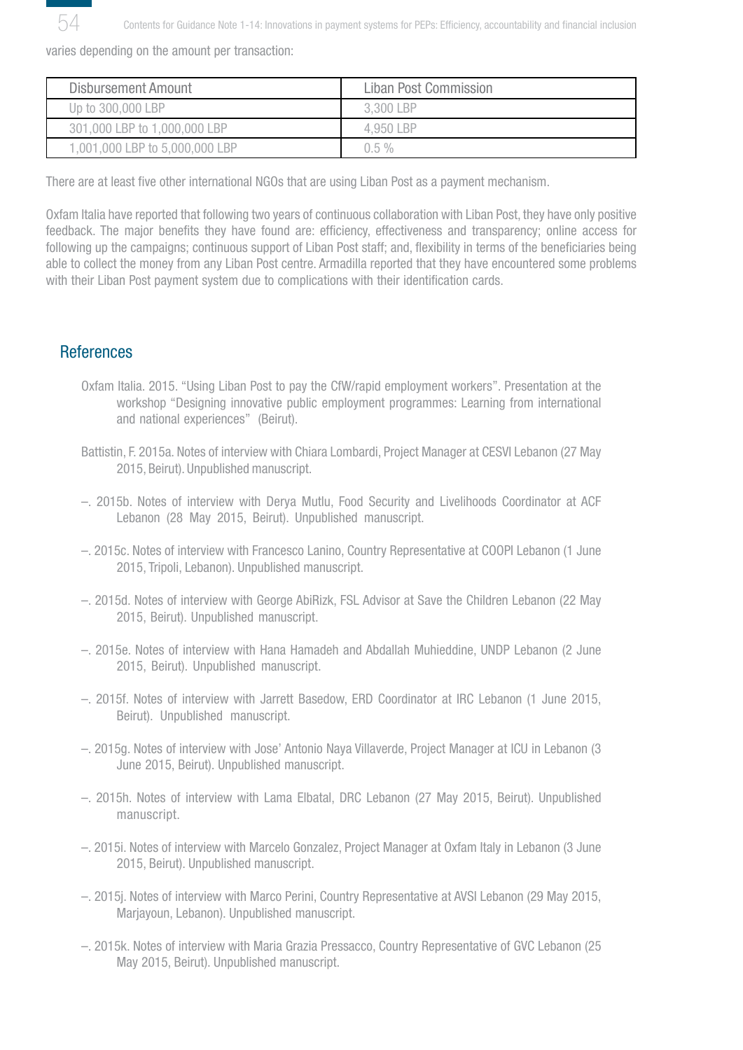varies depending on the amount per transaction:

| Disbursement Amount | Liban Post Commission |
|---|---|
| Up to 300,000 LBP | 3,300 LBP |
| 301,000 LBP to 1,000,000 LBP | 4,950 LBP |
| 1,001,000 LBP to 5,000,000 LBP | 0.5 % |

There are at least five other international NGOs that are using Liban Post as a payment mechanism.

Oxfam Italia have reported that following two years of continuous collaboration with Liban Post, they have only positive feedback. The major benefits they have found are: efficiency, effectiveness and transparency; online access for following up the campaigns; continuous support of Liban Post staff; and, flexibility in terms of the beneficiaries being able to collect the money from any Liban Post centre. Armadilla reported that they have encountered some problems with their Liban Post payment system due to complications with their identification cards.

## References

Oxfam Italia. 2015. "Using Liban Post to pay the CfW/rapid employment workers". Presentation at the workshop "Designing innovative public employment programmes: Learning from international and national experiences" (Beirut).

Battistin, F. 2015a. Notes of interview with Chiara Lombardi, Project Manager at CESVI Lebanon (27 May 2015, Beirut). Unpublished manuscript.

–. 2015b. Notes of interview with Derya Mutlu, Food Security and Livelihoods Coordinator at ACF Lebanon (28 May 2015, Beirut). Unpublished manuscript.

–. 2015c. Notes of interview with Francesco Lanino, Country Representative at COOPI Lebanon (1 June 2015, Tripoli, Lebanon). Unpublished manuscript.

–. 2015d. Notes of interview with George AbiRizk, FSL Advisor at Save the Children Lebanon (22 May 2015, Beirut). Unpublished manuscript.

–. 2015e. Notes of interview with Hana Hamadeh and Abdallah Muhieddine, UNDP Lebanon (2 June 2015, Beirut). Unpublished manuscript.

–. 2015f. Notes of interview with Jarrett Basedow, ERD Coordinator at IRC Lebanon (1 June 2015, Beirut). Unpublished manuscript.

–. 2015g. Notes of interview with Jose' Antonio Naya Villaverde, Project Manager at ICU in Lebanon (3 June 2015, Beirut). Unpublished manuscript.

–. 2015h. Notes of interview with Lama Elbatal, DRC Lebanon (27 May 2015, Beirut). Unpublished manuscript.

–. 2015i. Notes of interview with Marcelo Gonzalez, Project Manager at Oxfam Italy in Lebanon (3 June 2015, Beirut). Unpublished manuscript.

–. 2015j. Notes of interview with Marco Perini, Country Representative at AVSI Lebanon (29 May 2015, Marjayoun, Lebanon). Unpublished manuscript.

–. 2015k. Notes of interview with Maria Grazia Pressacco, Country Representative of GVC Lebanon (25 May 2015, Beirut). Unpublished manuscript.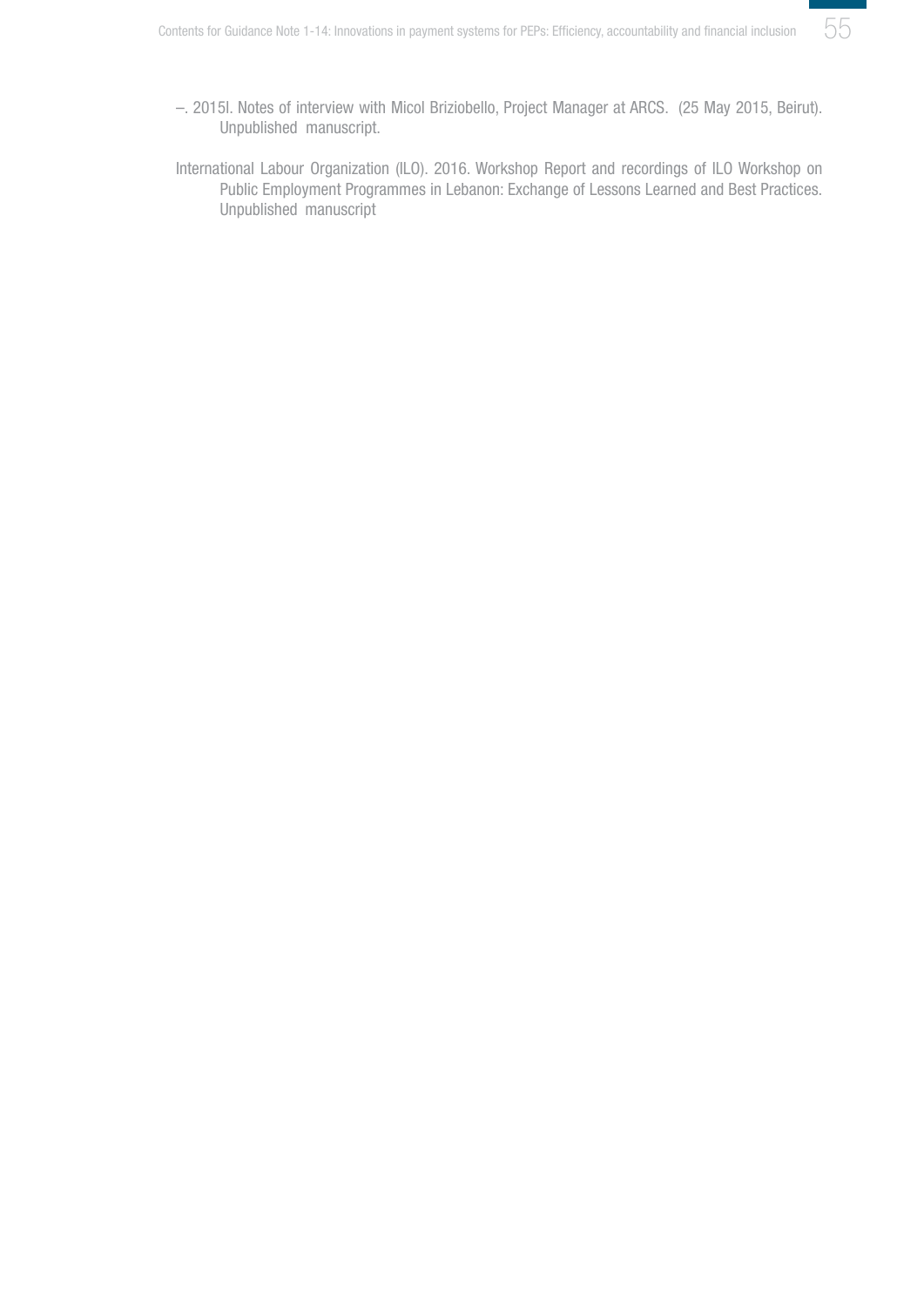–. 2015l. Notes of interview with Micol Briziobello, Project Manager at ARCS. (25 May 2015, Beirut). Unpublished manuscript.

International Labour Organization (ILO). 2016. Workshop Report and recordings of ILO Workshop on Public Employment Programmes in Lebanon: Exchange of Lessons Learned and Best Practices. Unpublished manuscript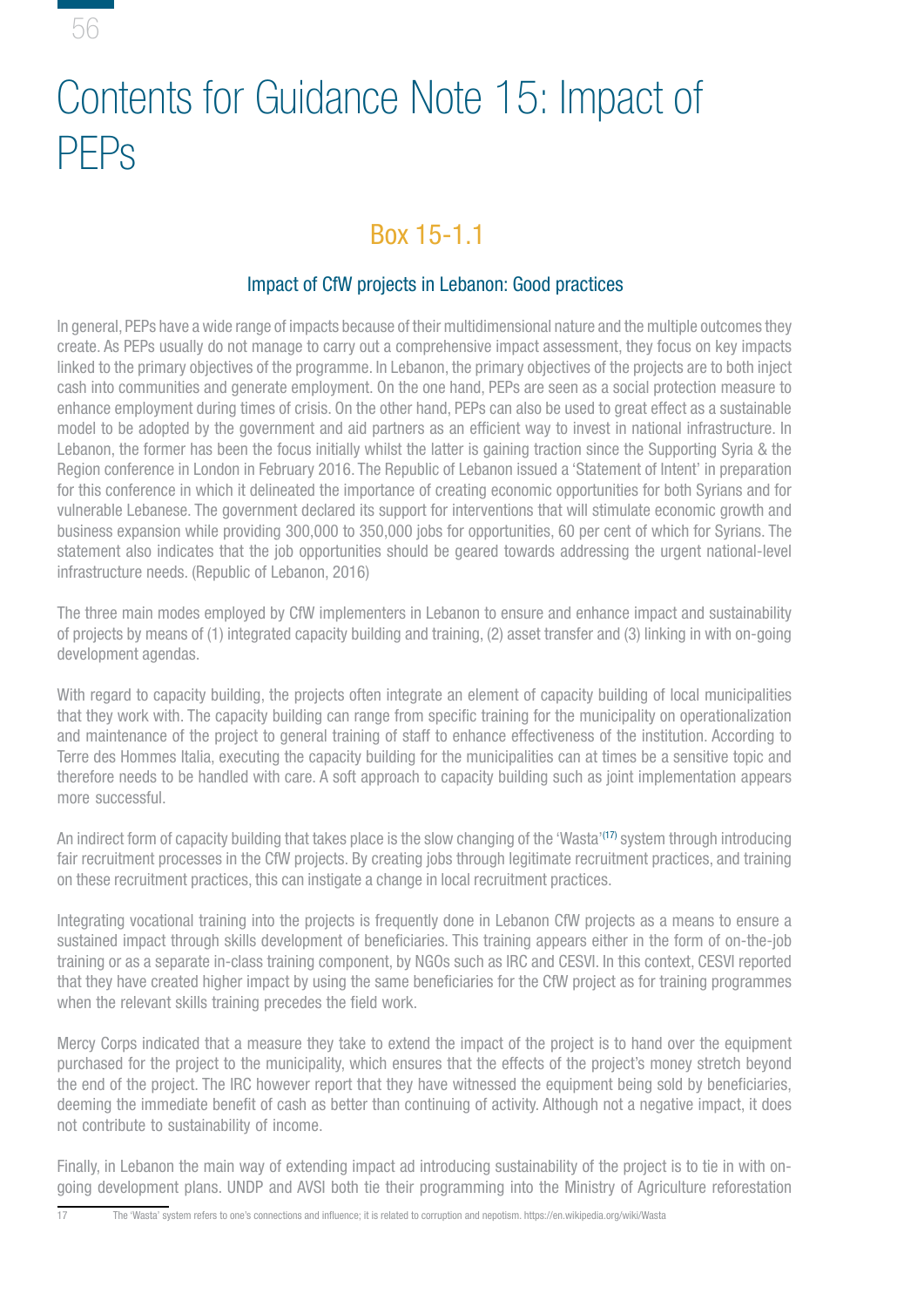# Contents for Guidance Note 15: Impact of PEPs

## Box 15-1.1

### Impact of CfW projects in Lebanon: Good practices

In general, PEPs have a wide range of impacts because of their multidimensional nature and the multiple outcomes they create. As PEPs usually do not manage to carry out a comprehensive impact assessment, they focus on key impacts linked to the primary objectives of the programme. In Lebanon, the primary objectives of the projects are to both inject cash into communities and generate employment. On the one hand, PEPs are seen as a social protection measure to enhance employment during times of crisis. On the other hand, PEPs can also be used to great effect as a sustainable model to be adopted by the government and aid partners as an efficient way to invest in national infrastructure. In Lebanon, the former has been the focus initially whilst the latter is gaining traction since the Supporting Syria & the Region conference in London in February 2016. The Republic of Lebanon issued a 'Statement of Intent' in preparation for this conference in which it delineated the importance of creating economic opportunities for both Syrians and for vulnerable Lebanese. The government declared its support for interventions that will stimulate economic growth and business expansion while providing 300,000 to 350,000 jobs for opportunities, 60 per cent of which for Syrians. The statement also indicates that the job opportunities should be geared towards addressing the urgent national-level infrastructure needs. (Republic of Lebanon, 2016)

The three main modes employed by CfW implementers in Lebanon to ensure and enhance impact and sustainability of projects by means of (1) integrated capacity building and training, (2) asset transfer and (3) linking in with on-going development agendas.

With regard to capacity building, the projects often integrate an element of capacity building of local municipalities that they work with. The capacity building can range from specific training for the municipality on operationalization and maintenance of the project to general training of staff to enhance effectiveness of the institution. According to Terre des Hommes Italia, executing the capacity building for the municipalities can at times be a sensitive topic and therefore needs to be handled with care. A soft approach to capacity building such as joint implementation appears more successful.

An indirect form of capacity building that takes place is the slow changing of the 'Wasta'[17] system through introducing fair recruitment processes in the CfW projects. By creating jobs through legitimate recruitment practices, and training on these recruitment practices, this can instigate a change in local recruitment practices.

Integrating vocational training into the projects is frequently done in Lebanon CfW projects as a means to ensure a sustained impact through skills development of beneficiaries. This training appears either in the form of on-the-job training or as a separate in-class training component, by NGOs such as IRC and CESVI. In this context, CESVI reported that they have created higher impact by using the same beneficiaries for the CfW project as for training programmes when the relevant skills training precedes the field work.

Mercy Corps indicated that a measure they take to extend the impact of the project is to hand over the equipment purchased for the project to the municipality, which ensures that the effects of the project's money stretch beyond the end of the project. The IRC however report that they have witnessed the equipment being sold by beneficiaries, deeming the immediate benefit of cash as better than continuing of activity. Although not a negative impact, it does not contribute to sustainability of income.

Finally, in Lebanon the main way of extending impact ad introducing sustainability of the project is to tie in with on-going development plans. UNDP and AVSI both tie their programming into the Ministry of Agriculture reforestation

---

17 The 'Wasta' system refers to one's connections and influence; it is related to corruption and nepotism. https://en.wikipedia.org/wiki/Wasta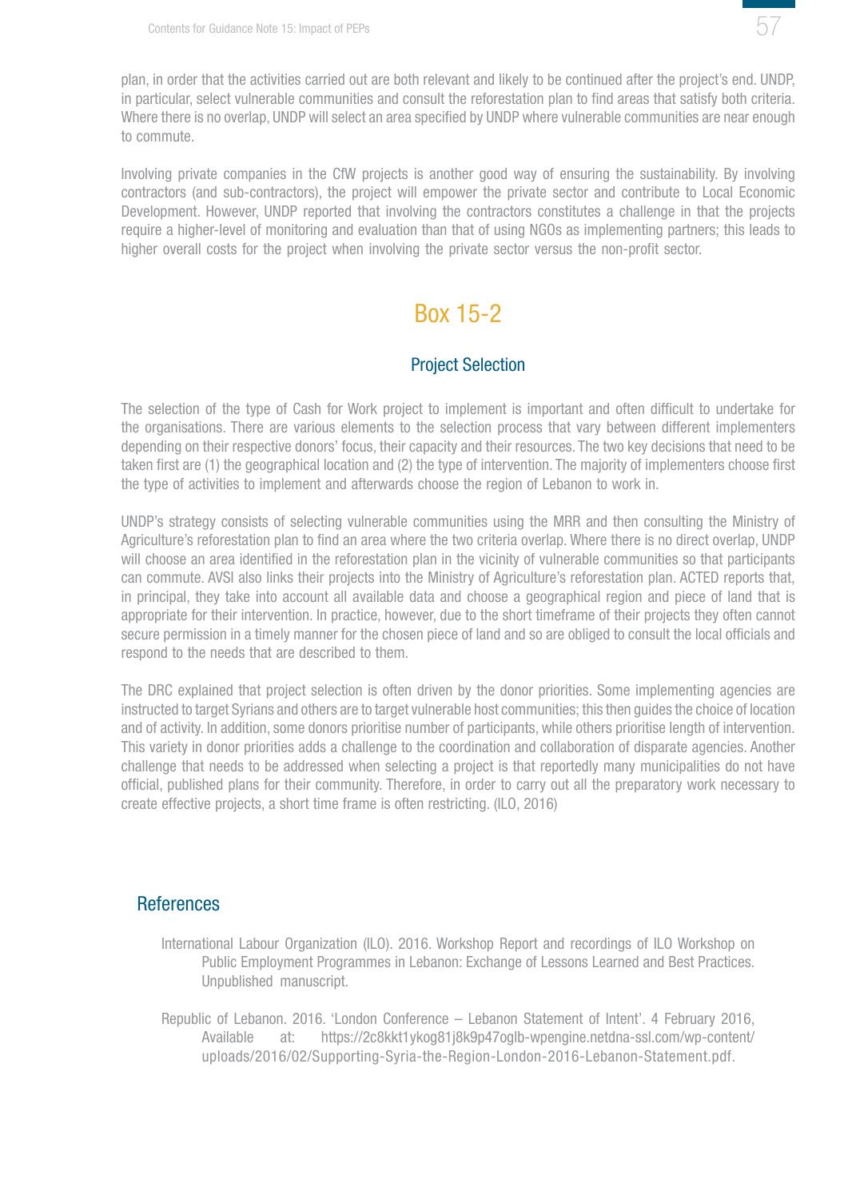plan, in order that the activities carried out are both relevant and likely to be continued after the project's end. UNDP, in particular, select vulnerable communities and consult the reforestation plan to find areas that satisfy both criteria. Where there is no overlap, UNDP will select an area specified by UNDP where vulnerable communities are near enough to commute.

Involving private companies in the CfW projects is another good way of ensuring the sustainability. By involving contractors (and sub-contractors), the project will empower the private sector and contribute to Local Economic Development. However, UNDP reported that involving the contractors constitutes a challenge in that the projects require a higher-level of monitoring and evaluation than that of using NGOs as implementing partners; this leads to higher overall costs for the project when involving the private sector versus the non-profit sector.

## Box 15-2

### Project Selection

The selection of the type of Cash for Work project to implement is important and often difficult to undertake for the organisations. There are various elements to the selection process that vary between different implementers depending on their respective donors' focus, their capacity and their resources. The two key decisions that need to be taken first are (1) the geographical location and (2) the type of intervention. The majority of implementers choose first the type of activities to implement and afterwards choose the region of Lebanon to work in.

UNDP's strategy consists of selecting vulnerable communities using the MRR and then consulting the Ministry of Agriculture's reforestation plan to find an area where the two criteria overlap. Where there is no direct overlap, UNDP will choose an area identified in the reforestation plan in the vicinity of vulnerable communities so that participants can commute. AVSI also links their projects into the Ministry of Agriculture's reforestation plan. ACTED reports that, in principal, they take into account all available data and choose a geographical region and piece of land that is appropriate for their intervention. In practice, however, due to the short timeframe of their projects they often cannot secure permission in a timely manner for the chosen piece of land and so are obliged to consult the local officials and respond to the needs that are described to them.

The DRC explained that project selection is often driven by the donor priorities. Some implementing agencies are instructed to target Syrians and others are to target vulnerable host communities; this then guides the choice of location and of activity. In addition, some donors prioritise number of participants, while others prioritise length of intervention. This variety in donor priorities adds a challenge to the coordination and collaboration of disparate agencies. Another challenge that needs to be addressed when selecting a project is that reportedly many municipalities do not have official, published plans for their community. Therefore, in order to carry out all the preparatory work necessary to create effective projects, a short time frame is often restricting. (ILO, 2016)

## References

International Labour Organization (ILO). 2016. Workshop Report and recordings of ILO Workshop on Public Employment Programmes in Lebanon: Exchange of Lessons Learned and Best Practices. Unpublished manuscript.

Republic of Lebanon. 2016. 'London Conference – Lebanon Statement of Intent'. 4 February 2016, Available at: https://2c8kkt1ykog81j8k9p47oglb-wpengine.netdna-ssl.com/wp-content/uploads/2016/02/Supporting-Syria-the-Region-London-2016-Lebanon-Statement.pdf.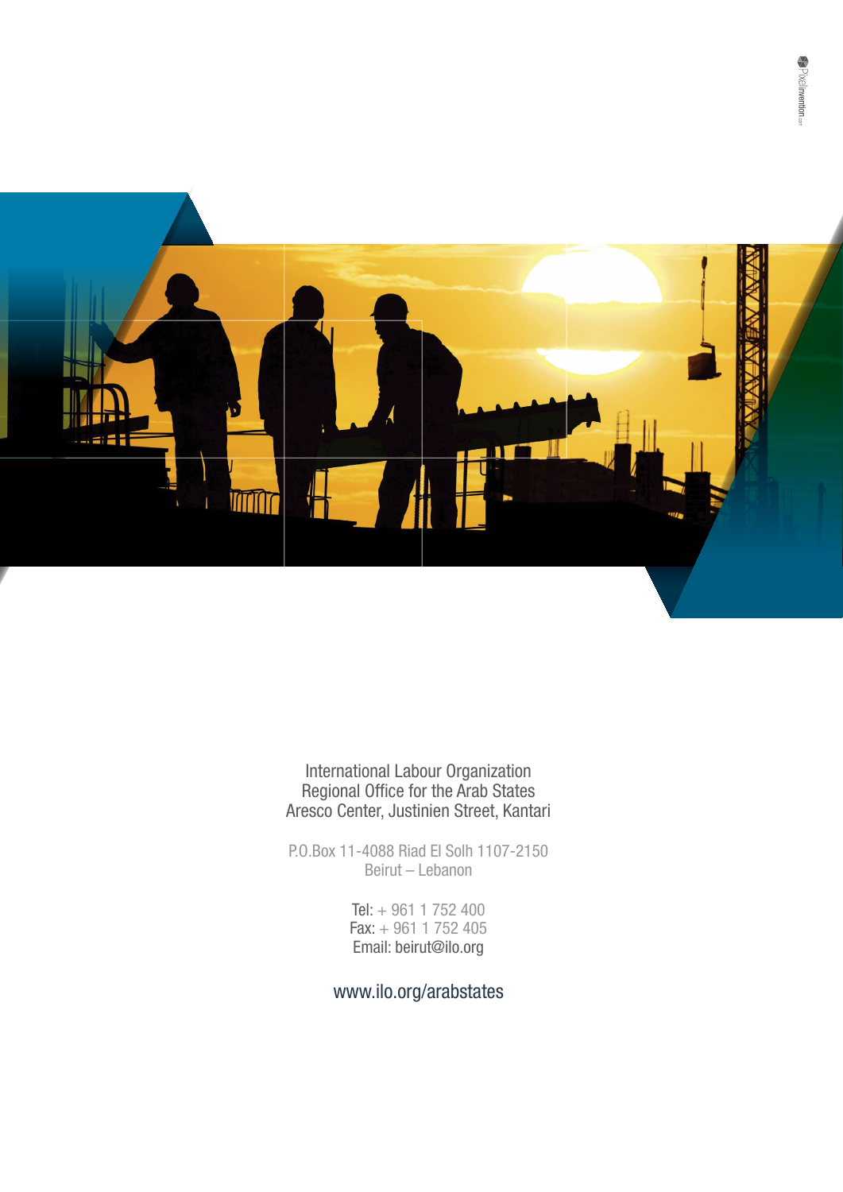International Labour Organization
Regional Office for the Arab States
Aresco Center, Justinien Street, Kantari

P.O.Box 11-4088 Riad El Solh 1107-2150
Beirut – Lebanon

Tel: + 961 1 752 400
Fax: + 961 1 752 405
Email: beirut@ilo.org

www.ilo.org/arabstates